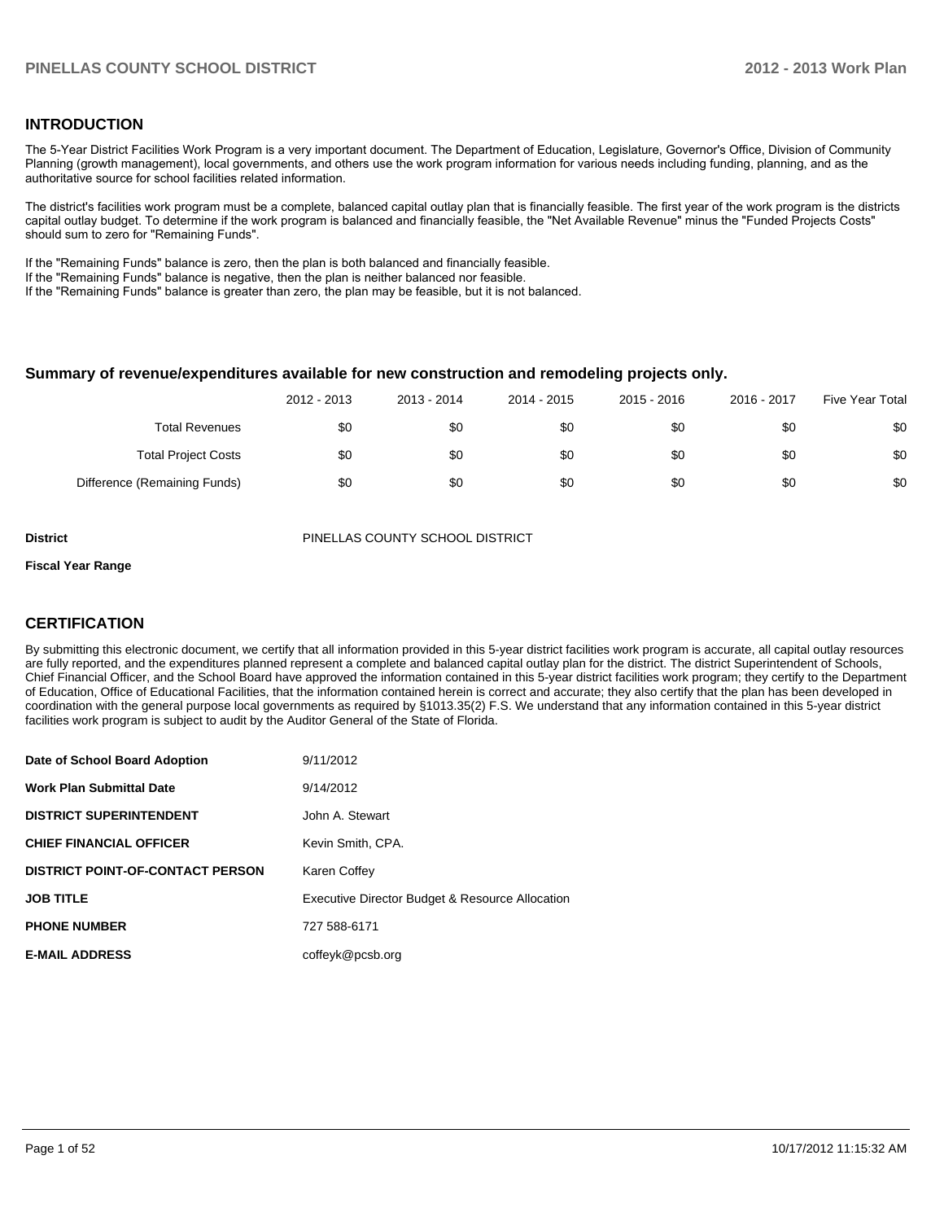## INTRODUCTION

The 5-Year District Facilities Work Program is a very important document. The Department of Education, Legislature, Governor's Office, Division of Community Planning (growth management), local governments, and others use the work program information for various needs including funding, planning, and as the authoritative source for school facilities related information.

The district's facilities work program must be a complete, balanced capital outlay plan that is financially feasible. The first year of the work program is the districts capital outlay budget. To determine if the work program is balanced and financially feasible, the "Net Available Revenue" minus the "Funded Projects Costs" should sum to zero for "Remaining Funds".

If the "Remaining Funds" balance is zero, then the plan is both balanced and financially feasible.
If the "Remaining Funds" balance is negative, then the plan is neither balanced nor feasible.
If the "Remaining Funds" balance is greater than zero, the plan may be feasible, but it is not balanced.

### Summary of revenue/expenditures available for new construction and remodeling projects only.

| | 2012 - 2013 | 2013 - 2014 | 2014 - 2015 | 2015 - 2016 | 2016 - 2017 | Five Year Total |
|---|---|---|---|---|---|---|
| Total Revenues | $0 | $0 | $0 | $0 | $0 | $0 |
| Total Project Costs | $0 | $0 | $0 | $0 | $0 | $0 |
| Difference (Remaining Funds) | $0 | $0 | $0 | $0 | $0 | $0 |

| | |
|---|---|
| **District** | PINELLAS COUNTY SCHOOL DISTRICT |
| **Fiscal Year Range** | |

## CERTIFICATION

By submitting this electronic document, we certify that all information provided in this 5-year district facilities work program is accurate, all capital outlay resources are fully reported, and the expenditures planned represent a complete and balanced capital outlay plan for the district. The district Superintendent of Schools, Chief Financial Officer, and the School Board have approved the information contained in this 5-year district facilities work program; they certify to the Department of Education, Office of Educational Facilities, that the information contained herein is correct and accurate; they also certify that the plan has been developed in coordination with the general purpose local governments as required by §1013.35(2) F.S. We understand that any information contained in this 5-year district facilities work program is subject to audit by the Auditor General of the State of Florida.

| | |
|---|---|
| **Date of School Board Adoption** | 9/11/2012 |
| **Work Plan Submittal Date** | 9/14/2012 |
| **DISTRICT SUPERINTENDENT** | John A. Stewart |
| **CHIEF FINANCIAL OFFICER** | Kevin Smith, CPA. |
| **DISTRICT POINT-OF-CONTACT PERSON** | Karen Coffey |
| **JOB TITLE** | Executive Director Budget & Resource Allocation |
| **PHONE NUMBER** | 727 588-6171 |
| **E-MAIL ADDRESS** | coffeyk@pcsb.org |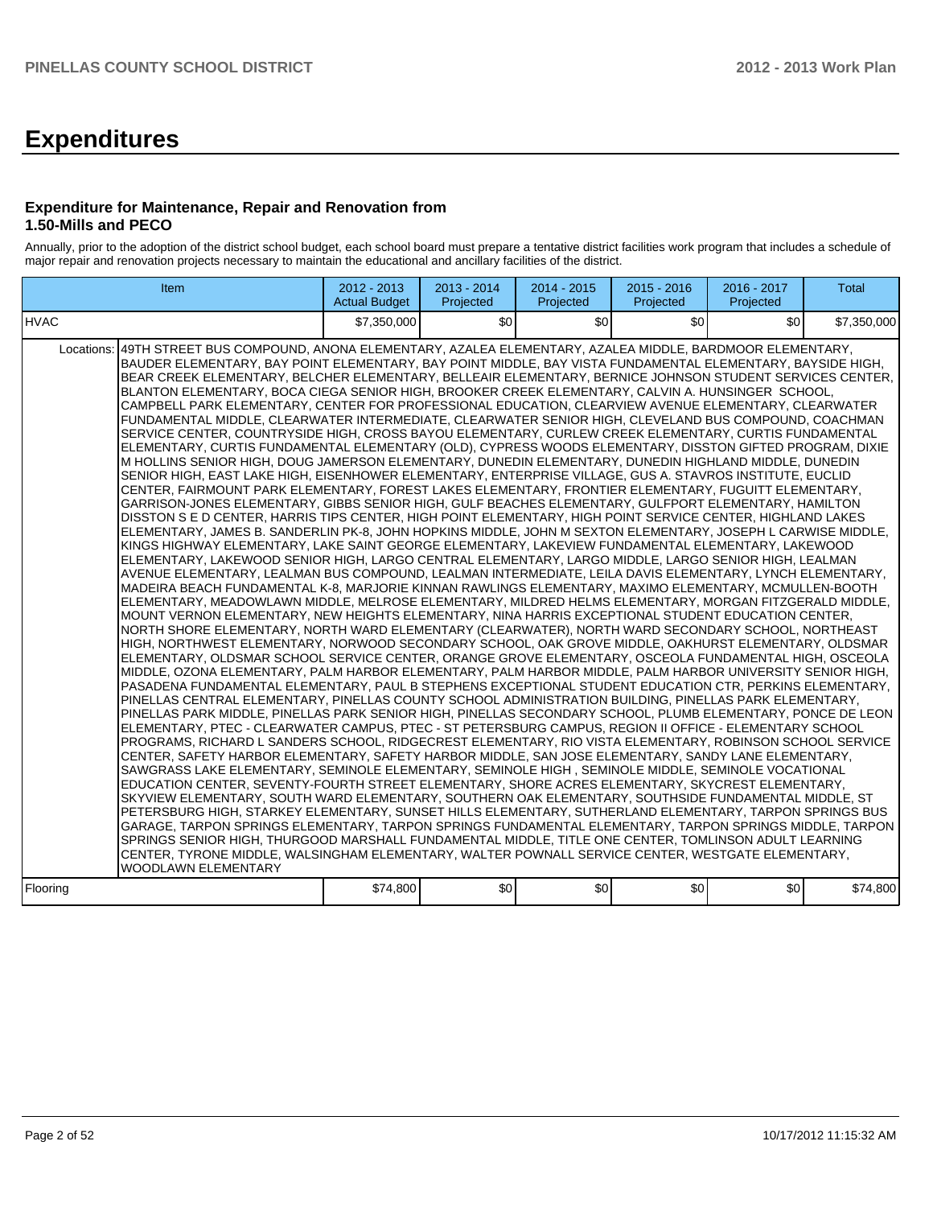# Expenditures

### Expenditure for Maintenance, Repair and Renovation from 1.50-Mills and PECO

Annually, prior to the adoption of the district school budget, each school board must prepare a tentative district facilities work program that includes a schedule of major repair and renovation projects necessary to maintain the educational and ancillary facilities of the district.

| Item | | 2012 - 2013 Actual Budget | 2013 - 2014 Projected | 2014 - 2015 Projected | 2015 - 2016 Projected | 2016 - 2017 Projected | Total |
|---|---|---|---|---|---|---|---|
| HVAC | | $7,350,000 | $0 | $0 | $0 | $0 | $7,350,000 |
| Locations: | 49TH STREET BUS COMPOUND, ANONA ELEMENTARY, AZALEA ELEMENTARY, AZALEA MIDDLE, BARDMOOR ELEMENTARY, BAUDER ELEMENTARY, BAY POINT ELEMENTARY, BAY POINT MIDDLE, BAY VISTA FUNDAMENTAL ELEMENTARY, BAYSIDE HIGH, BEAR CREEK ELEMENTARY, BELCHER ELEMENTARY, BELLEAIR ELEMENTARY, BERNICE JOHNSON STUDENT SERVICES CENTER, BLANTON ELEMENTARY, BOCA CIEGA SENIOR HIGH, BROOKER CREEK ELEMENTARY, CALVIN A. HUNSINGER SCHOOL, CAMPBELL PARK ELEMENTARY, CENTER FOR PROFESSIONAL EDUCATION, CLEARVIEW AVENUE ELEMENTARY, CLEARWATER FUNDAMENTAL MIDDLE, CLEARWATER INTERMEDIATE, CLEARWATER SENIOR HIGH, CLEVELAND BUS COMPOUND, COACHMAN SERVICE CENTER, COUNTRYSIDE HIGH, CROSS BAYOU ELEMENTARY, CURLEW CREEK ELEMENTARY, CURTIS FUNDAMENTAL ELEMENTARY, CURTIS FUNDAMENTAL ELEMENTARY (OLD), CYPRESS WOODS ELEMENTARY, DISSTON GIFTED PROGRAM, DIXIE M HOLLINS SENIOR HIGH, DOUG JAMERSON ELEMENTARY, DUNEDIN ELEMENTARY, DUNEDIN HIGHLAND MIDDLE, DUNEDIN SENIOR HIGH, EAST LAKE HIGH, EISENHOWER ELEMENTARY, ENTERPRISE VILLAGE, GUS A. STAVROS INSTITUTE, EUCLID CENTER, FAIRMOUNT PARK ELEMENTARY, FOREST LAKES ELEMENTARY, FRONTIER ELEMENTARY, FUGUITT ELEMENTARY, GARRISON-JONES ELEMENTARY, GIBBS SENIOR HIGH, GULF BEACHES ELEMENTARY, GULFPORT ELEMENTARY, HAMILTON DISSTON S E D CENTER, HARRIS TIPS CENTER, HIGH POINT ELEMENTARY, HIGH POINT SERVICE CENTER, HIGHLAND LAKES ELEMENTARY, JAMES B. SANDERLIN PK-8, JOHN HOPKINS MIDDLE, JOHN M SEXTON ELEMENTARY, JOSEPH L CARWISE MIDDLE, KINGS HIGHWAY ELEMENTARY, LAKE SAINT GEORGE ELEMENTARY, LAKEVIEW FUNDAMENTAL ELEMENTARY, LAKEWOOD ELEMENTARY, LAKEWOOD SENIOR HIGH, LARGO CENTRAL ELEMENTARY, LARGO MIDDLE, LARGO SENIOR HIGH, LEALMAN AVENUE ELEMENTARY, LEALMAN BUS COMPOUND, LEALMAN INTERMEDIATE, LEILA DAVIS ELEMENTARY, LYNCH ELEMENTARY, MADEIRA BEACH FUNDAMENTAL K-8, MARJORIE KINNAN RAWLINGS ELEMENTARY, MAXIMO ELEMENTARY, MCMULLEN-BOOTH ELEMENTARY, MEADOWLAWN MIDDLE, MELROSE ELEMENTARY, MILDRED HELMS ELEMENTARY, MORGAN FITZGERALD MIDDLE, MOUNT VERNON ELEMENTARY, NEW HEIGHTS ELEMENTARY, NINA HARRIS EXCEPTIONAL STUDENT EDUCATION CENTER, NORTH SHORE ELEMENTARY, NORTH WARD ELEMENTARY (CLEARWATER), NORTH WARD SECONDARY SCHOOL, NORTHEAST HIGH, NORTHWEST ELEMENTARY, NORWOOD SECONDARY SCHOOL, OAK GROVE MIDDLE, OAKHURST ELEMENTARY, OLDSMAR ELEMENTARY, OLDSMAR SCHOOL SERVICE CENTER, ORANGE GROVE ELEMENTARY, OSCEOLA FUNDAMENTAL HIGH, OSCEOLA MIDDLE, OZONA ELEMENTARY, PALM HARBOR ELEMENTARY, PALM HARBOR MIDDLE, PALM HARBOR UNIVERSITY SENIOR HIGH, PASADENA FUNDAMENTAL ELEMENTARY, PAUL B STEPHENS EXCEPTIONAL STUDENT EDUCATION CTR, PERKINS ELEMENTARY, PINELLAS CENTRAL ELEMENTARY, PINELLAS COUNTY SCHOOL ADMINISTRATION BUILDING, PINELLAS PARK ELEMENTARY, PINELLAS PARK MIDDLE, PINELLAS PARK SENIOR HIGH, PINELLAS SECONDARY SCHOOL, PLUMB ELEMENTARY, PONCE DE LEON ELEMENTARY, PTEC - CLEARWATER CAMPUS, PTEC - ST PETERSBURG CAMPUS, REGION II OFFICE - ELEMENTARY SCHOOL PROGRAMS, RICHARD L SANDERS SCHOOL, RIDGECREST ELEMENTARY, RIO VISTA ELEMENTARY, ROBINSON SCHOOL SERVICE CENTER, SAFETY HARBOR ELEMENTARY, SAFETY HARBOR MIDDLE, SAN JOSE ELEMENTARY, SANDY LANE ELEMENTARY, SAWGRASS LAKE ELEMENTARY, SEMINOLE ELEMENTARY, SEMINOLE HIGH , SEMINOLE MIDDLE, SEMINOLE VOCATIONAL EDUCATION CENTER, SEVENTY-FOURTH STREET ELEMENTARY, SHORE ACRES ELEMENTARY, SKYCREST ELEMENTARY, SKYVIEW ELEMENTARY, SOUTH WARD ELEMENTARY, SOUTHERN OAK ELEMENTARY, SOUTHSIDE FUNDAMENTAL MIDDLE, ST PETERSBURG HIGH, STARKEY ELEMENTARY, SUNSET HILLS ELEMENTARY, SUTHERLAND ELEMENTARY, TARPON SPRINGS BUS GARAGE, TARPON SPRINGS ELEMENTARY, TARPON SPRINGS FUNDAMENTAL ELEMENTARY, TARPON SPRINGS MIDDLE, TARPON SPRINGS SENIOR HIGH, THURGOOD MARSHALL FUNDAMENTAL MIDDLE, TITLE ONE CENTER, TOMLINSON ADULT LEARNING CENTER, TYRONE MIDDLE, WALSINGHAM ELEMENTARY, WALTER POWNALL SERVICE CENTER, WESTGATE ELEMENTARY, WOODLAWN ELEMENTARY | | | | | | |
| Flooring | | $74,800 | $0 | $0 | $0 | $0 | $74,800 |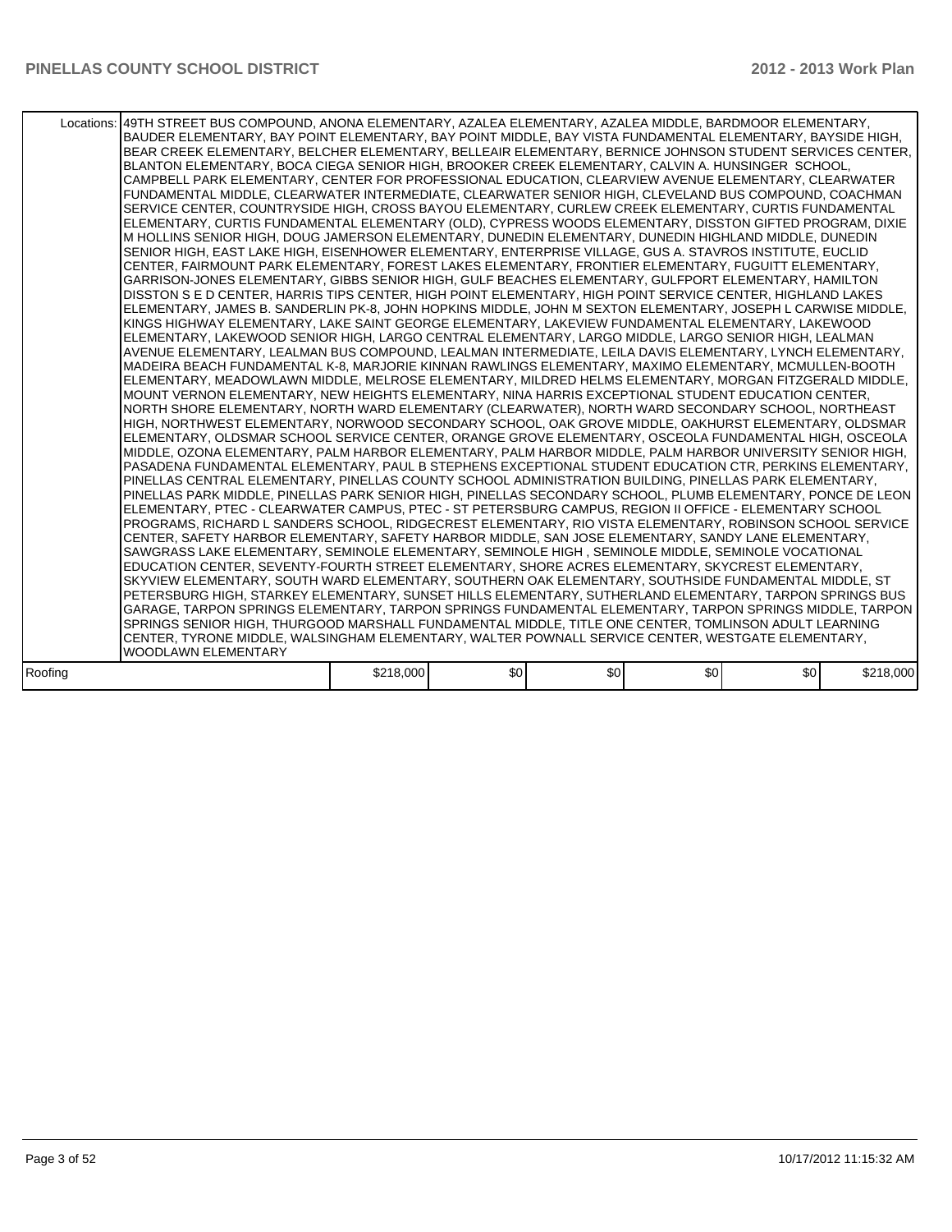| | | | | | | |
|---|---|---|---|---|---|---|
| Locations: | 49TH STREET BUS COMPOUND, ANONA ELEMENTARY, AZALEA ELEMENTARY, AZALEA MIDDLE, BARDMOOR ELEMENTARY, BAUDER ELEMENTARY, BAY POINT ELEMENTARY, BAY POINT MIDDLE, BAY VISTA FUNDAMENTAL ELEMENTARY, BAYSIDE HIGH, BEAR CREEK ELEMENTARY, BELCHER ELEMENTARY, BELLEAIR ELEMENTARY, BERNICE JOHNSON STUDENT SERVICES CENTER, BLANTON ELEMENTARY, BOCA CIEGA SENIOR HIGH, BROOKER CREEK ELEMENTARY, CALVIN A. HUNSINGER SCHOOL, CAMPBELL PARK ELEMENTARY, CENTER FOR PROFESSIONAL EDUCATION, CLEARVIEW AVENUE ELEMENTARY, CLEARWATER FUNDAMENTAL MIDDLE, CLEARWATER INTERMEDIATE, CLEARWATER SENIOR HIGH, CLEVELAND BUS COMPOUND, COACHMAN SERVICE CENTER, COUNTRYSIDE HIGH, CROSS BAYOU ELEMENTARY, CURLEW CREEK ELEMENTARY, CURTIS FUNDAMENTAL ELEMENTARY, CURTIS FUNDAMENTAL ELEMENTARY (OLD), CYPRESS WOODS ELEMENTARY, DISSTON GIFTED PROGRAM, DIXIE M HOLLINS SENIOR HIGH, DOUG JAMERSON ELEMENTARY, DUNEDIN ELEMENTARY, DUNEDIN HIGHLAND MIDDLE, DUNEDIN SENIOR HIGH, EAST LAKE HIGH, EISENHOWER ELEMENTARY, ENTERPRISE VILLAGE, GUS A. STAVROS INSTITUTE, EUCLID CENTER, FAIRMOUNT PARK ELEMENTARY, FOREST LAKES ELEMENTARY, FRONTIER ELEMENTARY, FUGUITT ELEMENTARY, GARRISON-JONES ELEMENTARY, GIBBS SENIOR HIGH, GULF BEACHES ELEMENTARY, GULFPORT ELEMENTARY, HAMILTON DISSTON S E D CENTER, HARRIS TIPS CENTER, HIGH POINT ELEMENTARY, HIGH POINT SERVICE CENTER, HIGHLAND LAKES ELEMENTARY, JAMES B. SANDERLIN PK-8, JOHN HOPKINS MIDDLE, JOHN M SEXTON ELEMENTARY, JOSEPH L CARWISE MIDDLE, KINGS HIGHWAY ELEMENTARY, LAKE SAINT GEORGE ELEMENTARY, LAKEVIEW FUNDAMENTAL ELEMENTARY, LAKEWOOD ELEMENTARY, LAKEWOOD SENIOR HIGH, LARGO CENTRAL ELEMENTARY, LARGO MIDDLE, LARGO SENIOR HIGH, LEALMAN AVENUE ELEMENTARY, LEALMAN BUS COMPOUND, LEALMAN INTERMEDIATE, LEILA DAVIS ELEMENTARY, LYNCH ELEMENTARY, MADEIRA BEACH FUNDAMENTAL K-8, MARJORIE KINNAN RAWLINGS ELEMENTARY, MAXIMO ELEMENTARY, MCMULLEN-BOOTH ELEMENTARY, MEADOWLAWN MIDDLE, MELROSE ELEMENTARY, MILDRED HELMS ELEMENTARY, MORGAN FITZGERALD MIDDLE, MOUNT VERNON ELEMENTARY, NEW HEIGHTS ELEMENTARY, NINA HARRIS EXCEPTIONAL STUDENT EDUCATION CENTER, NORTH SHORE ELEMENTARY, NORTH WARD ELEMENTARY (CLEARWATER), NORTH WARD SECONDARY SCHOOL, NORTHEAST HIGH, NORTHWEST ELEMENTARY, NORWOOD SECONDARY SCHOOL, OAK GROVE MIDDLE, OAKHURST ELEMENTARY, OLDSMAR ELEMENTARY, OLDSMAR SCHOOL SERVICE CENTER, ORANGE GROVE ELEMENTARY, OSCEOLA FUNDAMENTAL HIGH, OSCEOLA MIDDLE, OZONA ELEMENTARY, PALM HARBOR ELEMENTARY, PALM HARBOR MIDDLE, PALM HARBOR UNIVERSITY SENIOR HIGH, PASADENA FUNDAMENTAL ELEMENTARY, PAUL B STEPHENS EXCEPTIONAL STUDENT EDUCATION CTR, PERKINS ELEMENTARY, PINELLAS CENTRAL ELEMENTARY, PINELLAS COUNTY SCHOOL ADMINISTRATION BUILDING, PINELLAS PARK ELEMENTARY, PINELLAS PARK MIDDLE, PINELLAS PARK SENIOR HIGH, PINELLAS SECONDARY SCHOOL, PLUMB ELEMENTARY, PONCE DE LEON ELEMENTARY, PTEC - CLEARWATER CAMPUS, PTEC - ST PETERSBURG CAMPUS, REGION II OFFICE - ELEMENTARY SCHOOL PROGRAMS, RICHARD L SANDERS SCHOOL, RIDGECREST ELEMENTARY, RIO VISTA ELEMENTARY, ROBINSON SCHOOL SERVICE CENTER, SAFETY HARBOR ELEMENTARY, SAFETY HARBOR MIDDLE, SAN JOSE ELEMENTARY, SANDY LANE ELEMENTARY, SAWGRASS LAKE ELEMENTARY, SEMINOLE ELEMENTARY, SEMINOLE HIGH , SEMINOLE MIDDLE, SEMINOLE VOCATIONAL EDUCATION CENTER, SEVENTY-FOURTH STREET ELEMENTARY, SHORE ACRES ELEMENTARY, SKYCREST ELEMENTARY, SKYVIEW ELEMENTARY, SOUTH WARD ELEMENTARY, SOUTHERN OAK ELEMENTARY, SOUTHSIDE FUNDAMENTAL MIDDLE, ST PETERSBURG HIGH, STARKEY ELEMENTARY, SUNSET HILLS ELEMENTARY, SUTHERLAND ELEMENTARY, TARPON SPRINGS BUS GARAGE, TARPON SPRINGS ELEMENTARY, TARPON SPRINGS FUNDAMENTAL ELEMENTARY, TARPON SPRINGS MIDDLE, TARPON SPRINGS SENIOR HIGH, THURGOOD MARSHALL FUNDAMENTAL MIDDLE, TITLE ONE CENTER, TOMLINSON ADULT LEARNING CENTER, TYRONE MIDDLE, WALSINGHAM ELEMENTARY, WALTER POWNALL SERVICE CENTER, WESTGATE ELEMENTARY, WOODLAWN ELEMENTARY | | | | | |
| Roofing | | $218,000 | $0 | $0 | $0 | $0 | $218,000 |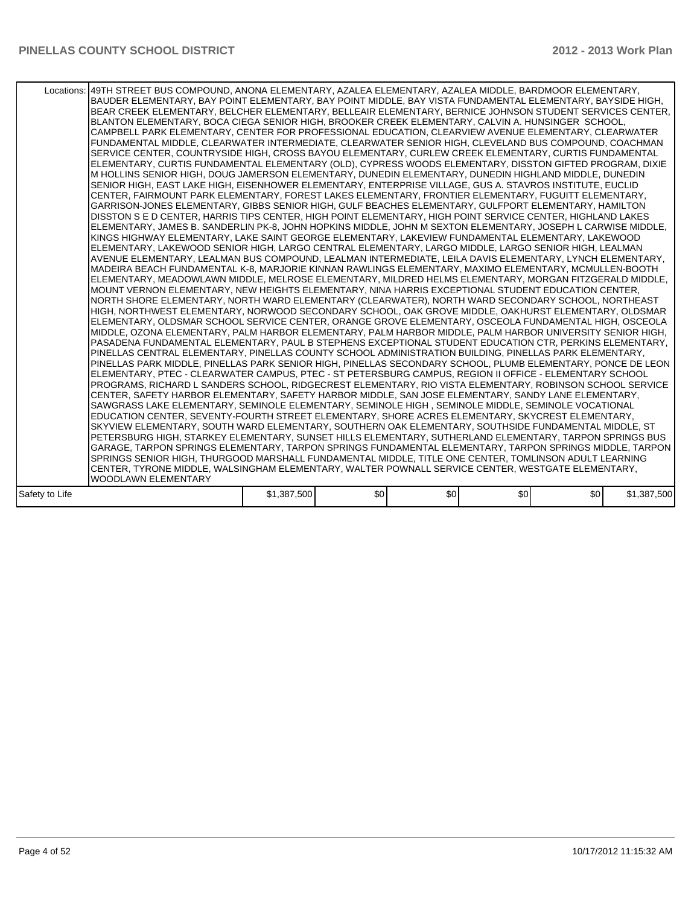| | | | | | | | |
|---|---|---|---|---|---|---|---|
| Locations: | 49TH STREET BUS COMPOUND, ANONA ELEMENTARY, AZALEA ELEMENTARY, AZALEA MIDDLE, BARDMOOR ELEMENTARY, BAUDER ELEMENTARY, BAY POINT ELEMENTARY, BAY POINT MIDDLE, BAY VISTA FUNDAMENTAL ELEMENTARY, BAYSIDE HIGH, BEAR CREEK ELEMENTARY, BELCHER ELEMENTARY, BELLEAIR ELEMENTARY, BERNICE JOHNSON STUDENT SERVICES CENTER, BLANTON ELEMENTARY, BOCA CIEGA SENIOR HIGH, BROOKER CREEK ELEMENTARY, CALVIN A. HUNSINGER SCHOOL, CAMPBELL PARK ELEMENTARY, CENTER FOR PROFESSIONAL EDUCATION, CLEARVIEW AVENUE ELEMENTARY, CLEARWATER FUNDAMENTAL MIDDLE, CLEARWATER INTERMEDIATE, CLEARWATER SENIOR HIGH, CLEVELAND BUS COMPOUND, COACHMAN SERVICE CENTER, COUNTRYSIDE HIGH, CROSS BAYOU ELEMENTARY, CURLEW CREEK ELEMENTARY, CURTIS FUNDAMENTAL ELEMENTARY, CURTIS FUNDAMENTAL ELEMENTARY (OLD), CYPRESS WOODS ELEMENTARY, DISSTON GIFTED PROGRAM, DIXIE M HOLLINS SENIOR HIGH, DOUG JAMERSON ELEMENTARY, DUNEDIN ELEMENTARY, DUNEDIN HIGHLAND MIDDLE, DUNEDIN SENIOR HIGH, EAST LAKE HIGH, EISENHOWER ELEMENTARY, ENTERPRISE VILLAGE, GUS A. STAVROS INSTITUTE, EUCLID CENTER, FAIRMOUNT PARK ELEMENTARY, FOREST LAKES ELEMENTARY, FRONTIER ELEMENTARY, FUGUITT ELEMENTARY, GARRISON-JONES ELEMENTARY, GIBBS SENIOR HIGH, GULF BEACHES ELEMENTARY, GULFPORT ELEMENTARY, HAMILTON DISSTON S E D CENTER, HARRIS TIPS CENTER, HIGH POINT ELEMENTARY, HIGH POINT SERVICE CENTER, HIGHLAND LAKES ELEMENTARY, JAMES B. SANDERLIN PK-8, JOHN HOPKINS MIDDLE, JOHN M SEXTON ELEMENTARY, JOSEPH L CARWISE MIDDLE, KINGS HIGHWAY ELEMENTARY, LAKE SAINT GEORGE ELEMENTARY, LAKEVIEW FUNDAMENTAL ELEMENTARY, LAKEWOOD ELEMENTARY, LAKEWOOD SENIOR HIGH, LARGO CENTRAL ELEMENTARY, LARGO MIDDLE, LARGO SENIOR HIGH, LEALMAN AVENUE ELEMENTARY, LEALMAN BUS COMPOUND, LEALMAN INTERMEDIATE, LEILA DAVIS ELEMENTARY, LYNCH ELEMENTARY, MADEIRA BEACH FUNDAMENTAL K-8, MARJORIE KINNAN RAWLINGS ELEMENTARY, MAXIMO ELEMENTARY, MCMULLEN-BOOTH ELEMENTARY, MEADOWLAWN MIDDLE, MELROSE ELEMENTARY, MILDRED HELMS ELEMENTARY, MORGAN FITZGERALD MIDDLE, MOUNT VERNON ELEMENTARY, NEW HEIGHTS ELEMENTARY, NINA HARRIS EXCEPTIONAL STUDENT EDUCATION CENTER, NORTH SHORE ELEMENTARY, NORTH WARD ELEMENTARY (CLEARWATER), NORTH WARD SECONDARY SCHOOL, NORTHEAST HIGH, NORTHWEST ELEMENTARY, NORWOOD SECONDARY SCHOOL, OAK GROVE MIDDLE, OAKHURST ELEMENTARY, OLDSMAR ELEMENTARY, OLDSMAR SCHOOL SERVICE CENTER, ORANGE GROVE ELEMENTARY, OSCEOLA FUNDAMENTAL HIGH, OSCEOLA MIDDLE, OZONA ELEMENTARY, PALM HARBOR ELEMENTARY, PALM HARBOR MIDDLE, PALM HARBOR UNIVERSITY SENIOR HIGH, PASADENA FUNDAMENTAL ELEMENTARY, PAUL B STEPHENS EXCEPTIONAL STUDENT EDUCATION CTR, PERKINS ELEMENTARY, PINELLAS CENTRAL ELEMENTARY, PINELLAS COUNTY SCHOOL ADMINISTRATION BUILDING, PINELLAS PARK ELEMENTARY, PINELLAS PARK MIDDLE, PINELLAS PARK SENIOR HIGH, PINELLAS SECONDARY SCHOOL, PLUMB ELEMENTARY, PONCE DE LEON ELEMENTARY, PTEC - CLEARWATER CAMPUS, PTEC - ST PETERSBURG CAMPUS, REGION II OFFICE - ELEMENTARY SCHOOL PROGRAMS, RICHARD L SANDERS SCHOOL, RIDGECREST ELEMENTARY, RIO VISTA ELEMENTARY, ROBINSON SCHOOL SERVICE CENTER, SAFETY HARBOR ELEMENTARY, SAFETY HARBOR MIDDLE, SAN JOSE ELEMENTARY, SANDY LANE ELEMENTARY, SAWGRASS LAKE ELEMENTARY, SEMINOLE ELEMENTARY, SEMINOLE HIGH , SEMINOLE MIDDLE, SEMINOLE VOCATIONAL EDUCATION CENTER, SEVENTY-FOURTH STREET ELEMENTARY, SHORE ACRES ELEMENTARY, SKYCREST ELEMENTARY, SKYVIEW ELEMENTARY, SOUTH WARD ELEMENTARY, SOUTHERN OAK ELEMENTARY, SOUTHSIDE FUNDAMENTAL MIDDLE, ST PETERSBURG HIGH, STARKEY ELEMENTARY, SUNSET HILLS ELEMENTARY, SUTHERLAND ELEMENTARY, TARPON SPRINGS BUS GARAGE, TARPON SPRINGS ELEMENTARY, TARPON SPRINGS FUNDAMENTAL ELEMENTARY, TARPON SPRINGS MIDDLE, TARPON SPRINGS SENIOR HIGH, THURGOOD MARSHALL FUNDAMENTAL MIDDLE, TITLE ONE CENTER, TOMLINSON ADULT LEARNING CENTER, TYRONE MIDDLE, WALSINGHAM ELEMENTARY, WALTER POWNALL SERVICE CENTER, WESTGATE ELEMENTARY, WOODLAWN ELEMENTARY | | | | | | |
| Safety to Life | | $1,387,500 | $0 | $0 | $0 | $0 | $1,387,500 |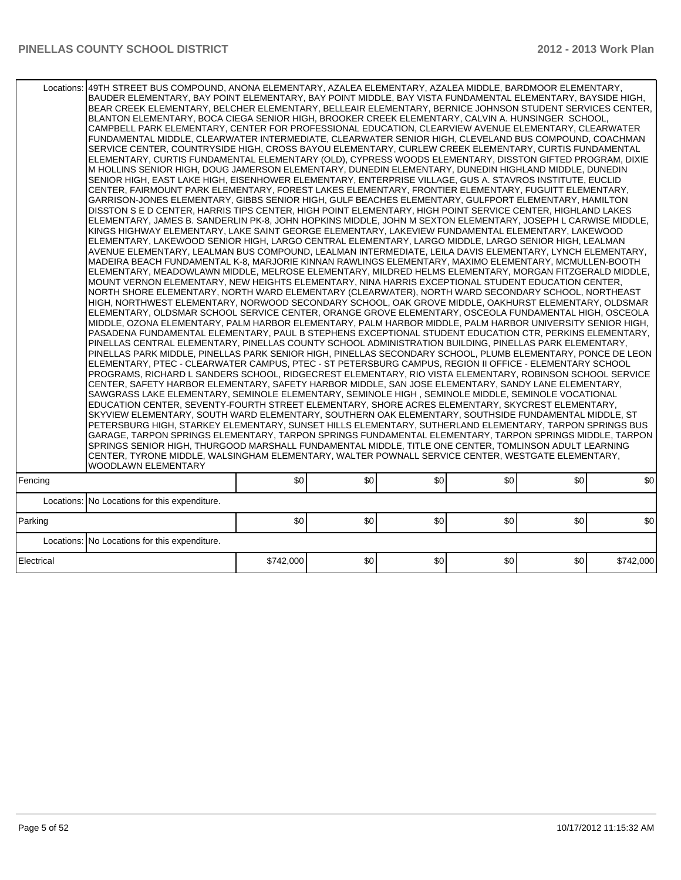| | | | | | | |
|---|---|---|---|---|---|---|
| Locations: | 49TH STREET BUS COMPOUND, ANONA ELEMENTARY, AZALEA ELEMENTARY, AZALEA MIDDLE, BARDMOOR ELEMENTARY, BAUDER ELEMENTARY, BAY POINT ELEMENTARY, BAY POINT MIDDLE, BAY VISTA FUNDAMENTAL ELEMENTARY, BAYSIDE HIGH, BEAR CREEK ELEMENTARY, BELCHER ELEMENTARY, BELLEAIR ELEMENTARY, BERNICE JOHNSON STUDENT SERVICES CENTER, BLANTON ELEMENTARY, BOCA CIEGA SENIOR HIGH, BROOKER CREEK ELEMENTARY, CALVIN A. HUNSINGER SCHOOL, CAMPBELL PARK ELEMENTARY, CENTER FOR PROFESSIONAL EDUCATION, CLEARVIEW AVENUE ELEMENTARY, CLEARWATER FUNDAMENTAL MIDDLE, CLEARWATER INTERMEDIATE, CLEARWATER SENIOR HIGH, CLEVELAND BUS COMPOUND, COACHMAN SERVICE CENTER, COUNTRYSIDE HIGH, CROSS BAYOU ELEMENTARY, CURLEW CREEK ELEMENTARY, CURTIS FUNDAMENTAL ELEMENTARY, CURTIS FUNDAMENTAL ELEMENTARY (OLD), CYPRESS WOODS ELEMENTARY, DISSTON GIFTED PROGRAM, DIXIE M HOLLINS SENIOR HIGH, DOUG JAMERSON ELEMENTARY, DUNEDIN ELEMENTARY, DUNEDIN HIGHLAND MIDDLE, DUNEDIN SENIOR HIGH, EAST LAKE HIGH, EISENHOWER ELEMENTARY, ENTERPRISE VILLAGE, GUS A. STAVROS INSTITUTE, EUCLID CENTER, FAIRMOUNT PARK ELEMENTARY, FOREST LAKES ELEMENTARY, FRONTIER ELEMENTARY, FUGUITT ELEMENTARY, GARRISON-JONES ELEMENTARY, GIBBS SENIOR HIGH, GULF BEACHES ELEMENTARY, GULFPORT ELEMENTARY, HAMILTON DISSTON S E D CENTER, HARRIS TIPS CENTER, HIGH POINT ELEMENTARY, HIGH POINT SERVICE CENTER, HIGHLAND LAKES ELEMENTARY, JAMES B. SANDERLIN PK-8, JOHN HOPKINS MIDDLE, JOHN M SEXTON ELEMENTARY, JOSEPH L CARWISE MIDDLE, KINGS HIGHWAY ELEMENTARY, LAKE SAINT GEORGE ELEMENTARY, LAKEVIEW FUNDAMENTAL ELEMENTARY, LAKEWOOD ELEMENTARY, LAKEWOOD SENIOR HIGH, LARGO CENTRAL ELEMENTARY, LARGO MIDDLE, LARGO SENIOR HIGH, LEALMAN AVENUE ELEMENTARY, LEALMAN BUS COMPOUND, LEALMAN INTERMEDIATE, LEILA DAVIS ELEMENTARY, LYNCH ELEMENTARY, MADEIRA BEACH FUNDAMENTAL K-8, MARJORIE KINNAN RAWLINGS ELEMENTARY, MAXIMO ELEMENTARY, MCMULLEN-BOOTH ELEMENTARY, MEADOWLAWN MIDDLE, MELROSE ELEMENTARY, MILDRED HELMS ELEMENTARY, MORGAN FITZGERALD MIDDLE, MOUNT VERNON ELEMENTARY, NEW HEIGHTS ELEMENTARY, NINA HARRIS EXCEPTIONAL STUDENT EDUCATION CENTER, NORTH SHORE ELEMENTARY, NORTH WARD ELEMENTARY (CLEARWATER), NORTH WARD SECONDARY SCHOOL, NORTHEAST HIGH, NORTHWEST ELEMENTARY, NORWOOD SECONDARY SCHOOL, OAK GROVE MIDDLE, OAKHURST ELEMENTARY, OLDSMAR ELEMENTARY, OLDSMAR SCHOOL SERVICE CENTER, ORANGE GROVE ELEMENTARY, OSCEOLA FUNDAMENTAL HIGH, OSCEOLA MIDDLE, OZONA ELEMENTARY, PALM HARBOR ELEMENTARY, PALM HARBOR MIDDLE, PALM HARBOR UNIVERSITY SENIOR HIGH, PASADENA FUNDAMENTAL ELEMENTARY, PAUL B STEPHENS EXCEPTIONAL STUDENT EDUCATION CTR, PERKINS ELEMENTARY, PINELLAS CENTRAL ELEMENTARY, PINELLAS COUNTY SCHOOL ADMINISTRATION BUILDING, PINELLAS PARK ELEMENTARY, PINELLAS PARK MIDDLE, PINELLAS PARK SENIOR HIGH, PINELLAS SECONDARY SCHOOL, PLUMB ELEMENTARY, PONCE DE LEON ELEMENTARY, PTEC - CLEARWATER CAMPUS, PTEC - ST PETERSBURG CAMPUS, REGION II OFFICE - ELEMENTARY SCHOOL PROGRAMS, RICHARD L SANDERS SCHOOL, RIDGECREST ELEMENTARY, RIO VISTA ELEMENTARY, ROBINSON SCHOOL SERVICE CENTER, SAFETY HARBOR ELEMENTARY, SAFETY HARBOR MIDDLE, SAN JOSE ELEMENTARY, SANDY LANE ELEMENTARY, SAWGRASS LAKE ELEMENTARY, SEMINOLE ELEMENTARY, SEMINOLE HIGH , SEMINOLE MIDDLE, SEMINOLE VOCATIONAL EDUCATION CENTER, SEVENTY-FOURTH STREET ELEMENTARY, SHORE ACRES ELEMENTARY, SKYCREST ELEMENTARY, SKYVIEW ELEMENTARY, SOUTH WARD ELEMENTARY, SOUTHERN OAK ELEMENTARY, SOUTHSIDE FUNDAMENTAL MIDDLE, ST PETERSBURG HIGH, STARKEY ELEMENTARY, SUNSET HILLS ELEMENTARY, SUTHERLAND ELEMENTARY, TARPON SPRINGS BUS GARAGE, TARPON SPRINGS ELEMENTARY, TARPON SPRINGS FUNDAMENTAL ELEMENTARY, TARPON SPRINGS MIDDLE, TARPON SPRINGS SENIOR HIGH, THURGOOD MARSHALL FUNDAMENTAL MIDDLE, TITLE ONE CENTER, TOMLINSON ADULT LEARNING CENTER, TYRONE MIDDLE, WALSINGHAM ELEMENTARY, WALTER POWNALL SERVICE CENTER, WESTGATE ELEMENTARY, WOODLAWN ELEMENTARY | | | | | |
| Fencing | | $0 | $0 | $0 | $0 | $0 | $0 |
| Locations: | No Locations for this expenditure. | | | | | | |
| Parking | | $0 | $0 | $0 | $0 | $0 | $0 |
| Locations: | No Locations for this expenditure. | | | | | | |
| Electrical | | $742,000 | $0 | $0 | $0 | $0 | $742,000 |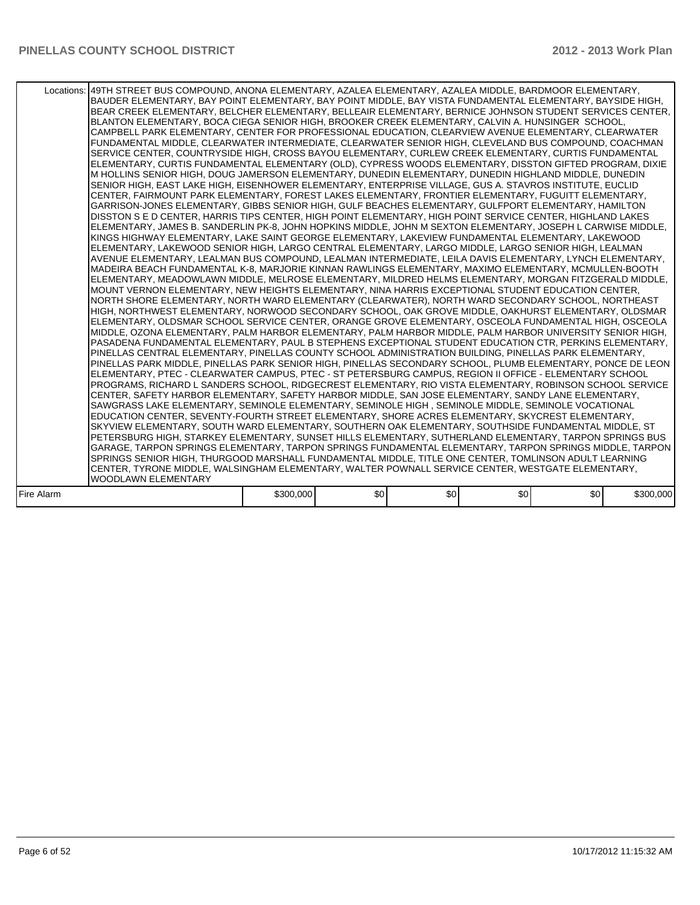| | | | | | | |
|---|---|---|---|---|---|---|
| Locations: | 49TH STREET BUS COMPOUND, ANONA ELEMENTARY, AZALEA ELEMENTARY, AZALEA MIDDLE, BARDMOOR ELEMENTARY, BAUDER ELEMENTARY, BAY POINT ELEMENTARY, BAY POINT MIDDLE, BAY VISTA FUNDAMENTAL ELEMENTARY, BAYSIDE HIGH, BEAR CREEK ELEMENTARY, BELCHER ELEMENTARY, BELLEAIR ELEMENTARY, BERNICE JOHNSON STUDENT SERVICES CENTER, BLANTON ELEMENTARY, BOCA CIEGA SENIOR HIGH, BROOKER CREEK ELEMENTARY, CALVIN A. HUNSINGER SCHOOL, CAMPBELL PARK ELEMENTARY, CENTER FOR PROFESSIONAL EDUCATION, CLEARVIEW AVENUE ELEMENTARY, CLEARWATER FUNDAMENTAL MIDDLE, CLEARWATER INTERMEDIATE, CLEARWATER SENIOR HIGH, CLEVELAND BUS COMPOUND, COACHMAN SERVICE CENTER, COUNTRYSIDE HIGH, CROSS BAYOU ELEMENTARY, CURLEW CREEK ELEMENTARY, CURTIS FUNDAMENTAL ELEMENTARY, CURTIS FUNDAMENTAL ELEMENTARY (OLD), CYPRESS WOODS ELEMENTARY, DISSTON GIFTED PROGRAM, DIXIE M HOLLINS SENIOR HIGH, DOUG JAMERSON ELEMENTARY, DUNEDIN ELEMENTARY, DUNEDIN HIGHLAND MIDDLE, DUNEDIN SENIOR HIGH, EAST LAKE HIGH, EISENHOWER ELEMENTARY, ENTERPRISE VILLAGE, GUS A. STAVROS INSTITUTE, EUCLID CENTER, FAIRMOUNT PARK ELEMENTARY, FOREST LAKES ELEMENTARY, FRONTIER ELEMENTARY, FUGUITT ELEMENTARY, GARRISON-JONES ELEMENTARY, GIBBS SENIOR HIGH, GULF BEACHES ELEMENTARY, GULFPORT ELEMENTARY, HAMILTON DISSTON S E D CENTER, HARRIS TIPS CENTER, HIGH POINT ELEMENTARY, HIGH POINT SERVICE CENTER, HIGHLAND LAKES ELEMENTARY, JAMES B. SANDERLIN PK-8, JOHN HOPKINS MIDDLE, JOHN M SEXTON ELEMENTARY, JOSEPH L CARWISE MIDDLE, KINGS HIGHWAY ELEMENTARY, LAKE SAINT GEORGE ELEMENTARY, LAKEVIEW FUNDAMENTAL ELEMENTARY, LAKEWOOD ELEMENTARY, LAKEWOOD SENIOR HIGH, LARGO CENTRAL ELEMENTARY, LARGO MIDDLE, LARGO SENIOR HIGH, LEALMAN AVENUE ELEMENTARY, LEALMAN BUS COMPOUND, LEALMAN INTERMEDIATE, LEILA DAVIS ELEMENTARY, LYNCH ELEMENTARY, MADEIRA BEACH FUNDAMENTAL K-8, MARJORIE KINNAN RAWLINGS ELEMENTARY, MAXIMO ELEMENTARY, MCMULLEN-BOOTH ELEMENTARY, MEADOWLAWN MIDDLE, MELROSE ELEMENTARY, MILDRED HELMS ELEMENTARY, MORGAN FITZGERALD MIDDLE, MOUNT VERNON ELEMENTARY, NEW HEIGHTS ELEMENTARY, NINA HARRIS EXCEPTIONAL STUDENT EDUCATION CENTER, NORTH SHORE ELEMENTARY, NORTH WARD ELEMENTARY (CLEARWATER), NORTH WARD SECONDARY SCHOOL, NORTHEAST HIGH, NORTHWEST ELEMENTARY, NORWOOD SECONDARY SCHOOL, OAK GROVE MIDDLE, OAKHURST ELEMENTARY, OLDSMAR ELEMENTARY, OLDSMAR SCHOOL SERVICE CENTER, ORANGE GROVE ELEMENTARY, OSCEOLA FUNDAMENTAL HIGH, OSCEOLA MIDDLE, OZONA ELEMENTARY, PALM HARBOR ELEMENTARY, PALM HARBOR MIDDLE, PALM HARBOR UNIVERSITY SENIOR HIGH, PASADENA FUNDAMENTAL ELEMENTARY, PAUL B STEPHENS EXCEPTIONAL STUDENT EDUCATION CTR, PERKINS ELEMENTARY, PINELLAS CENTRAL ELEMENTARY, PINELLAS COUNTY SCHOOL ADMINISTRATION BUILDING, PINELLAS PARK ELEMENTARY, PINELLAS PARK MIDDLE, PINELLAS PARK SENIOR HIGH, PINELLAS SECONDARY SCHOOL, PLUMB ELEMENTARY, PONCE DE LEON ELEMENTARY, PTEC - CLEARWATER CAMPUS, PTEC - ST PETERSBURG CAMPUS, REGION II OFFICE - ELEMENTARY SCHOOL PROGRAMS, RICHARD L SANDERS SCHOOL, RIDGECREST ELEMENTARY, RIO VISTA ELEMENTARY, ROBINSON SCHOOL SERVICE CENTER, SAFETY HARBOR ELEMENTARY, SAFETY HARBOR MIDDLE, SAN JOSE ELEMENTARY, SANDY LANE ELEMENTARY, SAWGRASS LAKE ELEMENTARY, SEMINOLE ELEMENTARY, SEMINOLE HIGH , SEMINOLE MIDDLE, SEMINOLE VOCATIONAL EDUCATION CENTER, SEVENTY-FOURTH STREET ELEMENTARY, SHORE ACRES ELEMENTARY, SKYCREST ELEMENTARY, SKYVIEW ELEMENTARY, SOUTH WARD ELEMENTARY, SOUTHERN OAK ELEMENTARY, SOUTHSIDE FUNDAMENTAL MIDDLE, ST PETERSBURG HIGH, STARKEY ELEMENTARY, SUNSET HILLS ELEMENTARY, SUTHERLAND ELEMENTARY, TARPON SPRINGS BUS GARAGE, TARPON SPRINGS ELEMENTARY, TARPON SPRINGS FUNDAMENTAL ELEMENTARY, TARPON SPRINGS MIDDLE, TARPON SPRINGS SENIOR HIGH, THURGOOD MARSHALL FUNDAMENTAL MIDDLE, TITLE ONE CENTER, TOMLINSON ADULT LEARNING CENTER, TYRONE MIDDLE, WALSINGHAM ELEMENTARY, WALTER POWNALL SERVICE CENTER, WESTGATE ELEMENTARY, WOODLAWN ELEMENTARY | | | | | |
| Fire Alarm | | $300,000 | $0 | $0 | $0 | $0 | $300,000 |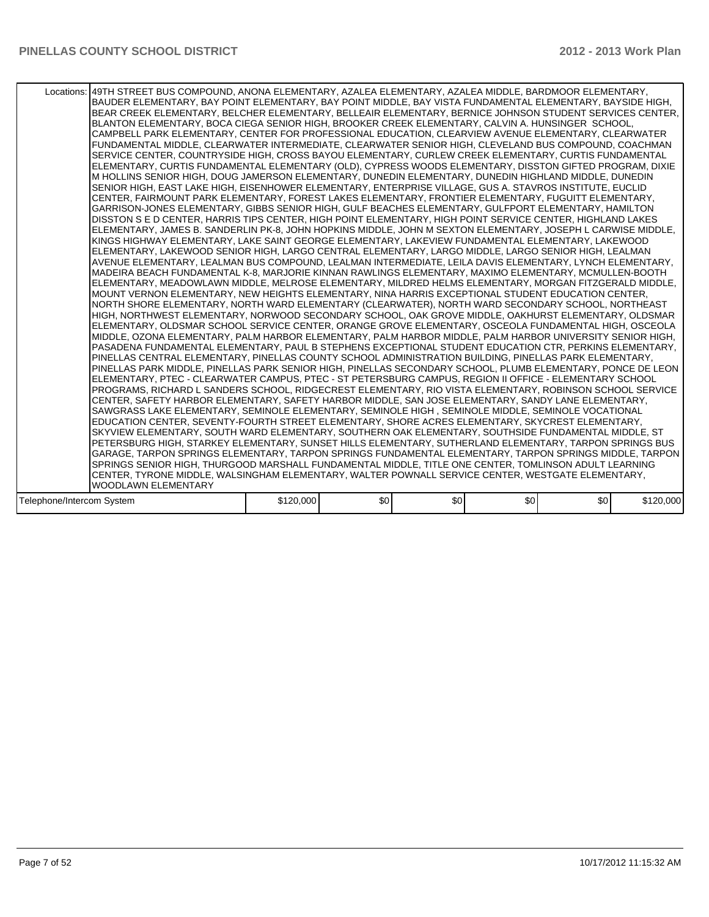| | | | | | | |
|---|---|---|---|---|---|---|
| Locations: | 49TH STREET BUS COMPOUND, ANONA ELEMENTARY, AZALEA ELEMENTARY, AZALEA MIDDLE, BARDMOOR ELEMENTARY, BAUDER ELEMENTARY, BAY POINT ELEMENTARY, BAY POINT MIDDLE, BAY VISTA FUNDAMENTAL ELEMENTARY, BAYSIDE HIGH, BEAR CREEK ELEMENTARY, BELCHER ELEMENTARY, BELLEAIR ELEMENTARY, BERNICE JOHNSON STUDENT SERVICES CENTER, BLANTON ELEMENTARY, BOCA CIEGA SENIOR HIGH, BROOKER CREEK ELEMENTARY, CALVIN A. HUNSINGER SCHOOL, CAMPBELL PARK ELEMENTARY, CENTER FOR PROFESSIONAL EDUCATION, CLEARVIEW AVENUE ELEMENTARY, CLEARWATER FUNDAMENTAL MIDDLE, CLEARWATER INTERMEDIATE, CLEARWATER SENIOR HIGH, CLEVELAND BUS COMPOUND, COACHMAN SERVICE CENTER, COUNTRYSIDE HIGH, CROSS BAYOU ELEMENTARY, CURLEW CREEK ELEMENTARY, CURTIS FUNDAMENTAL ELEMENTARY, CURTIS FUNDAMENTAL ELEMENTARY (OLD), CYPRESS WOODS ELEMENTARY, DISSTON GIFTED PROGRAM, DIXIE M HOLLINS SENIOR HIGH, DOUG JAMERSON ELEMENTARY, DUNEDIN ELEMENTARY, DUNEDIN HIGHLAND MIDDLE, DUNEDIN SENIOR HIGH, EAST LAKE HIGH, EISENHOWER ELEMENTARY, ENTERPRISE VILLAGE, GUS A. STAVROS INSTITUTE, EUCLID CENTER, FAIRMOUNT PARK ELEMENTARY, FOREST LAKES ELEMENTARY, FRONTIER ELEMENTARY, FUGUITT ELEMENTARY, GARRISON-JONES ELEMENTARY, GIBBS SENIOR HIGH, GULF BEACHES ELEMENTARY, GULFPORT ELEMENTARY, HAMILTON DISSTON S E D CENTER, HARRIS TIPS CENTER, HIGH POINT ELEMENTARY, HIGH POINT SERVICE CENTER, HIGHLAND LAKES ELEMENTARY, JAMES B. SANDERLIN PK-8, JOHN HOPKINS MIDDLE, JOHN M SEXTON ELEMENTARY, JOSEPH L CARWISE MIDDLE, KINGS HIGHWAY ELEMENTARY, LAKE SAINT GEORGE ELEMENTARY, LAKEVIEW FUNDAMENTAL ELEMENTARY, LAKEWOOD ELEMENTARY, LAKEWOOD SENIOR HIGH, LARGO CENTRAL ELEMENTARY, LARGO MIDDLE, LARGO SENIOR HIGH, LEALMAN AVENUE ELEMENTARY, LEALMAN BUS COMPOUND, LEALMAN INTERMEDIATE, LEILA DAVIS ELEMENTARY, LYNCH ELEMENTARY, MADEIRA BEACH FUNDAMENTAL K-8, MARJORIE KINNAN RAWLINGS ELEMENTARY, MAXIMO ELEMENTARY, MCMULLEN-BOOTH ELEMENTARY, MEADOWLAWN MIDDLE, MELROSE ELEMENTARY, MILDRED HELMS ELEMENTARY, MORGAN FITZGERALD MIDDLE, MOUNT VERNON ELEMENTARY, NEW HEIGHTS ELEMENTARY, NINA HARRIS EXCEPTIONAL STUDENT EDUCATION CENTER, NORTH SHORE ELEMENTARY, NORTH WARD ELEMENTARY (CLEARWATER), NORTH WARD SECONDARY SCHOOL, NORTHEAST HIGH, NORTHWEST ELEMENTARY, NORWOOD SECONDARY SCHOOL, OAK GROVE MIDDLE, OAKHURST ELEMENTARY, OLDSMAR ELEMENTARY, OLDSMAR SCHOOL SERVICE CENTER, ORANGE GROVE ELEMENTARY, OSCEOLA FUNDAMENTAL HIGH, OSCEOLA MIDDLE, OZONA ELEMENTARY, PALM HARBOR ELEMENTARY, PALM HARBOR MIDDLE, PALM HARBOR UNIVERSITY SENIOR HIGH, PASADENA FUNDAMENTAL ELEMENTARY, PAUL B STEPHENS EXCEPTIONAL STUDENT EDUCATION CTR, PERKINS ELEMENTARY, PINELLAS CENTRAL ELEMENTARY, PINELLAS COUNTY SCHOOL ADMINISTRATION BUILDING, PINELLAS PARK ELEMENTARY, PINELLAS PARK MIDDLE, PINELLAS PARK SENIOR HIGH, PINELLAS SECONDARY SCHOOL, PLUMB ELEMENTARY, PONCE DE LEON ELEMENTARY, PTEC - CLEARWATER CAMPUS, PTEC - ST PETERSBURG CAMPUS, REGION II OFFICE - ELEMENTARY SCHOOL PROGRAMS, RICHARD L SANDERS SCHOOL, RIDGECREST ELEMENTARY, RIO VISTA ELEMENTARY, ROBINSON SCHOOL SERVICE CENTER, SAFETY HARBOR ELEMENTARY, SAFETY HARBOR MIDDLE, SAN JOSE ELEMENTARY, SANDY LANE ELEMENTARY, SAWGRASS LAKE ELEMENTARY, SEMINOLE ELEMENTARY, SEMINOLE HIGH , SEMINOLE MIDDLE, SEMINOLE VOCATIONAL EDUCATION CENTER, SEVENTY-FOURTH STREET ELEMENTARY, SHORE ACRES ELEMENTARY, SKYCREST ELEMENTARY, SKYVIEW ELEMENTARY, SOUTH WARD ELEMENTARY, SOUTHERN OAK ELEMENTARY, SOUTHSIDE FUNDAMENTAL MIDDLE, ST PETERSBURG HIGH, STARKEY ELEMENTARY, SUNSET HILLS ELEMENTARY, SUTHERLAND ELEMENTARY, TARPON SPRINGS BUS GARAGE, TARPON SPRINGS ELEMENTARY, TARPON SPRINGS FUNDAMENTAL ELEMENTARY, TARPON SPRINGS MIDDLE, TARPON SPRINGS SENIOR HIGH, THURGOOD MARSHALL FUNDAMENTAL MIDDLE, TITLE ONE CENTER, TOMLINSON ADULT LEARNING CENTER, TYRONE MIDDLE, WALSINGHAM ELEMENTARY, WALTER POWNALL SERVICE CENTER, WESTGATE ELEMENTARY, WOODLAWN ELEMENTARY | | | | | |
| Telephone/Intercom System | $120,000 | $0 | $0 | $0 | $0 | $120,000 |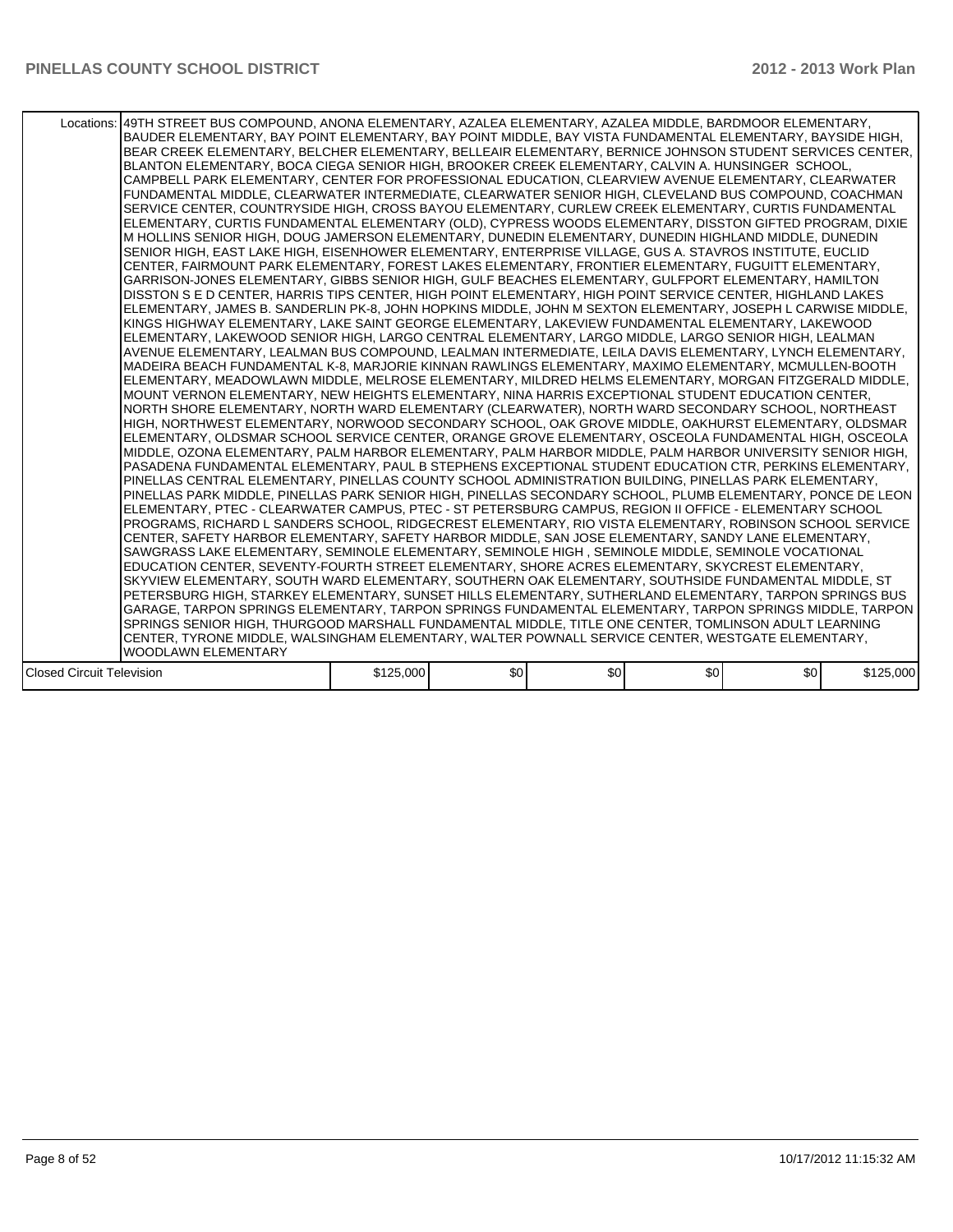| | | | | | | |
|---|---|---|---|---|---|---|
| Locations: | 49TH STREET BUS COMPOUND, ANONA ELEMENTARY, AZALEA ELEMENTARY, AZALEA MIDDLE, BARDMOOR ELEMENTARY, BAUDER ELEMENTARY, BAY POINT ELEMENTARY, BAY POINT MIDDLE, BAY VISTA FUNDAMENTAL ELEMENTARY, BAYSIDE HIGH, BEAR CREEK ELEMENTARY, BELCHER ELEMENTARY, BELLEAIR ELEMENTARY, BERNICE JOHNSON STUDENT SERVICES CENTER, BLANTON ELEMENTARY, BOCA CIEGA SENIOR HIGH, BROOKER CREEK ELEMENTARY, CALVIN A. HUNSINGER SCHOOL, CAMPBELL PARK ELEMENTARY, CENTER FOR PROFESSIONAL EDUCATION, CLEARVIEW AVENUE ELEMENTARY, CLEARWATER FUNDAMENTAL MIDDLE, CLEARWATER INTERMEDIATE, CLEARWATER SENIOR HIGH, CLEVELAND BUS COMPOUND, COACHMAN SERVICE CENTER, COUNTRYSIDE HIGH, CROSS BAYOU ELEMENTARY, CURLEW CREEK ELEMENTARY, CURTIS FUNDAMENTAL ELEMENTARY, CURTIS FUNDAMENTAL ELEMENTARY (OLD), CYPRESS WOODS ELEMENTARY, DISSTON GIFTED PROGRAM, DIXIE M HOLLINS SENIOR HIGH, DOUG JAMERSON ELEMENTARY, DUNEDIN ELEMENTARY, DUNEDIN HIGHLAND MIDDLE, DUNEDIN SENIOR HIGH, EAST LAKE HIGH, EISENHOWER ELEMENTARY, ENTERPRISE VILLAGE, GUS A. STAVROS INSTITUTE, EUCLID CENTER, FAIRMOUNT PARK ELEMENTARY, FOREST LAKES ELEMENTARY, FRONTIER ELEMENTARY, FUGUITT ELEMENTARY, GARRISON-JONES ELEMENTARY, GIBBS SENIOR HIGH, GULF BEACHES ELEMENTARY, GULFPORT ELEMENTARY, HAMILTON DISSTON S E D CENTER, HARRIS TIPS CENTER, HIGH POINT ELEMENTARY, HIGH POINT SERVICE CENTER, HIGHLAND LAKES ELEMENTARY, JAMES B. SANDERLIN PK-8, JOHN HOPKINS MIDDLE, JOHN M SEXTON ELEMENTARY, JOSEPH L CARWISE MIDDLE, KINGS HIGHWAY ELEMENTARY, LAKE SAINT GEORGE ELEMENTARY, LAKEVIEW FUNDAMENTAL ELEMENTARY, LAKEWOOD ELEMENTARY, LAKEWOOD SENIOR HIGH, LARGO CENTRAL ELEMENTARY, LARGO MIDDLE, LARGO SENIOR HIGH, LEALMAN AVENUE ELEMENTARY, LEALMAN BUS COMPOUND, LEALMAN INTERMEDIATE, LEILA DAVIS ELEMENTARY, LYNCH ELEMENTARY, MADEIRA BEACH FUNDAMENTAL K-8, MARJORIE KINNAN RAWLINGS ELEMENTARY, MAXIMO ELEMENTARY, MCMULLEN-BOOTH ELEMENTARY, MEADOWLAWN MIDDLE, MELROSE ELEMENTARY, MILDRED HELMS ELEMENTARY, MORGAN FITZGERALD MIDDLE, MOUNT VERNON ELEMENTARY, NEW HEIGHTS ELEMENTARY, NINA HARRIS EXCEPTIONAL STUDENT EDUCATION CENTER, NORTH SHORE ELEMENTARY, NORTH WARD ELEMENTARY (CLEARWATER), NORTH WARD SECONDARY SCHOOL, NORTHEAST HIGH, NORTHWEST ELEMENTARY, NORWOOD SECONDARY SCHOOL, OAK GROVE MIDDLE, OAKHURST ELEMENTARY, OLDSMAR ELEMENTARY, OLDSMAR SCHOOL SERVICE CENTER, ORANGE GROVE ELEMENTARY, OSCEOLA FUNDAMENTAL HIGH, OSCEOLA MIDDLE, OZONA ELEMENTARY, PALM HARBOR ELEMENTARY, PALM HARBOR MIDDLE, PALM HARBOR UNIVERSITY SENIOR HIGH, PASADENA FUNDAMENTAL ELEMENTARY, PAUL B STEPHENS EXCEPTIONAL STUDENT EDUCATION CTR, PERKINS ELEMENTARY, PINELLAS CENTRAL ELEMENTARY, PINELLAS COUNTY SCHOOL ADMINISTRATION BUILDING, PINELLAS PARK ELEMENTARY, PINELLAS PARK MIDDLE, PINELLAS PARK SENIOR HIGH, PINELLAS SECONDARY SCHOOL, PLUMB ELEMENTARY, PONCE DE LEON ELEMENTARY, PTEC - CLEARWATER CAMPUS, PTEC - ST PETERSBURG CAMPUS, REGION II OFFICE - ELEMENTARY SCHOOL PROGRAMS, RICHARD L SANDERS SCHOOL, RIDGECREST ELEMENTARY, RIO VISTA ELEMENTARY, ROBINSON SCHOOL SERVICE CENTER, SAFETY HARBOR ELEMENTARY, SAFETY HARBOR MIDDLE, SAN JOSE ELEMENTARY, SANDY LANE ELEMENTARY, SAWGRASS LAKE ELEMENTARY, SEMINOLE ELEMENTARY, SEMINOLE HIGH , SEMINOLE MIDDLE, SEMINOLE VOCATIONAL EDUCATION CENTER, SEVENTY-FOURTH STREET ELEMENTARY, SHORE ACRES ELEMENTARY, SKYCREST ELEMENTARY, SKYVIEW ELEMENTARY, SOUTH WARD ELEMENTARY, SOUTHERN OAK ELEMENTARY, SOUTHSIDE FUNDAMENTAL MIDDLE, ST PETERSBURG HIGH, STARKEY ELEMENTARY, SUNSET HILLS ELEMENTARY, SUTHERLAND ELEMENTARY, TARPON SPRINGS BUS GARAGE, TARPON SPRINGS ELEMENTARY, TARPON SPRINGS FUNDAMENTAL ELEMENTARY, TARPON SPRINGS MIDDLE, TARPON SPRINGS SENIOR HIGH, THURGOOD MARSHALL FUNDAMENTAL MIDDLE, TITLE ONE CENTER, TOMLINSON ADULT LEARNING CENTER, TYRONE MIDDLE, WALSINGHAM ELEMENTARY, WALTER POWNALL SERVICE CENTER, WESTGATE ELEMENTARY, WOODLAWN ELEMENTARY | | | | | |
| Closed Circuit Television | | $125,000 | $0 | $0 | $0 | $0 | $125,000 |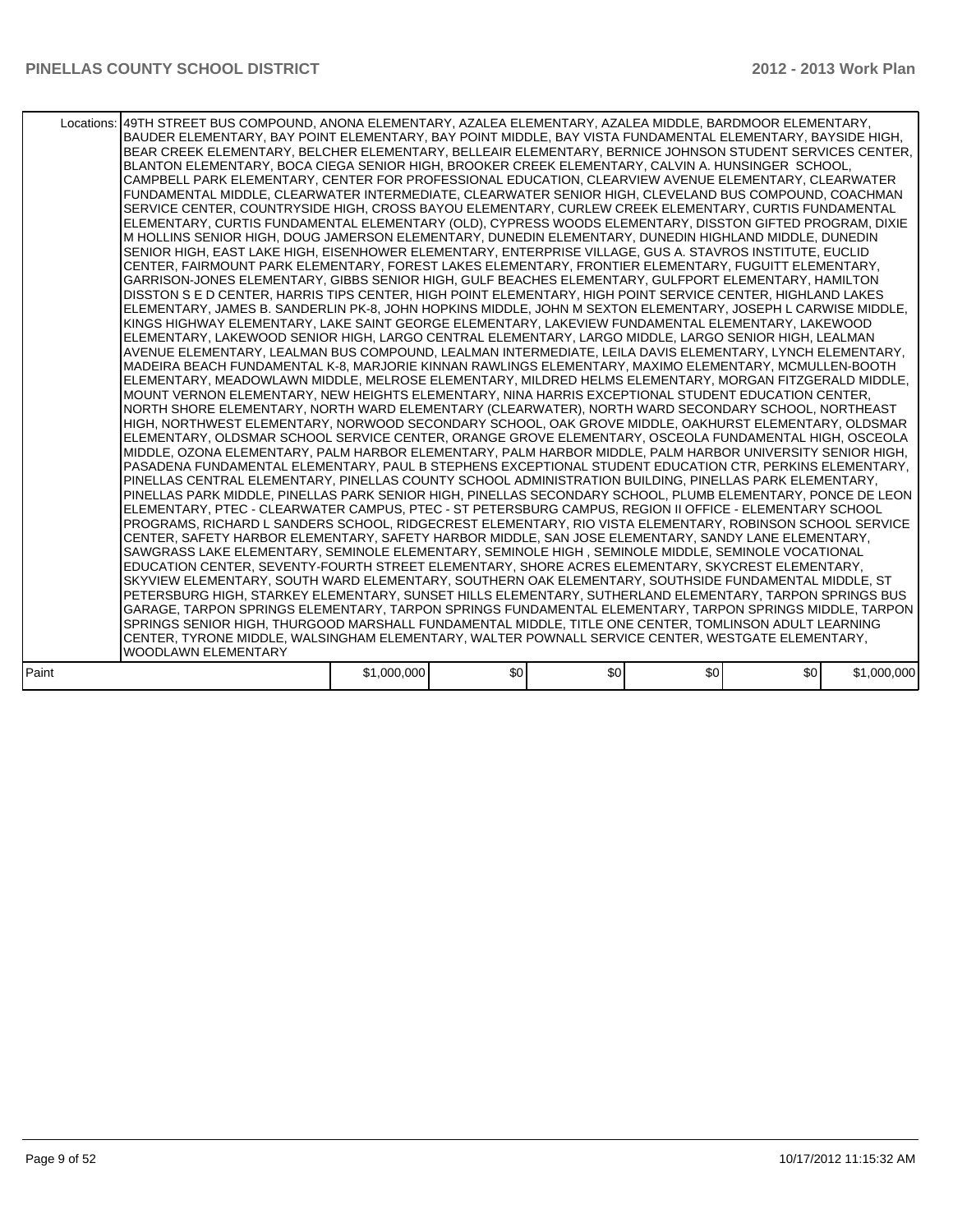| | | | | | | | |
|---|---|---|---|---|---|---|---|
| Locations: | 49TH STREET BUS COMPOUND, ANONA ELEMENTARY, AZALEA ELEMENTARY, AZALEA MIDDLE, BARDMOOR ELEMENTARY, BAUDER ELEMENTARY, BAY POINT ELEMENTARY, BAY POINT MIDDLE, BAY VISTA FUNDAMENTAL ELEMENTARY, BAYSIDE HIGH, BEAR CREEK ELEMENTARY, BELCHER ELEMENTARY, BELLEAIR ELEMENTARY, BERNICE JOHNSON STUDENT SERVICES CENTER, BLANTON ELEMENTARY, BOCA CIEGA SENIOR HIGH, BROOKER CREEK ELEMENTARY, CALVIN A. HUNSINGER SCHOOL, CAMPBELL PARK ELEMENTARY, CENTER FOR PROFESSIONAL EDUCATION, CLEARVIEW AVENUE ELEMENTARY, CLEARWATER FUNDAMENTAL MIDDLE, CLEARWATER INTERMEDIATE, CLEARWATER SENIOR HIGH, CLEVELAND BUS COMPOUND, COACHMAN SERVICE CENTER, COUNTRYSIDE HIGH, CROSS BAYOU ELEMENTARY, CURLEW CREEK ELEMENTARY, CURTIS FUNDAMENTAL ELEMENTARY, CURTIS FUNDAMENTAL ELEMENTARY (OLD), CYPRESS WOODS ELEMENTARY, DISSTON GIFTED PROGRAM, DIXIE M HOLLINS SENIOR HIGH, DOUG JAMERSON ELEMENTARY, DUNEDIN ELEMENTARY, DUNEDIN HIGHLAND MIDDLE, DUNEDIN SENIOR HIGH, EAST LAKE HIGH, EISENHOWER ELEMENTARY, ENTERPRISE VILLAGE, GUS A. STAVROS INSTITUTE, EUCLID CENTER, FAIRMOUNT PARK ELEMENTARY, FOREST LAKES ELEMENTARY, FRONTIER ELEMENTARY, FUGUITT ELEMENTARY, GARRISON-JONES ELEMENTARY, GIBBS SENIOR HIGH, GULF BEACHES ELEMENTARY, GULFPORT ELEMENTARY, HAMILTON DISSTON S E D CENTER, HARRIS TIPS CENTER, HIGH POINT ELEMENTARY, HIGH POINT SERVICE CENTER, HIGHLAND LAKES ELEMENTARY, JAMES B. SANDERLIN PK-8, JOHN HOPKINS MIDDLE, JOHN M SEXTON ELEMENTARY, JOSEPH L CARWISE MIDDLE, KINGS HIGHWAY ELEMENTARY, LAKE SAINT GEORGE ELEMENTARY, LAKEVIEW FUNDAMENTAL ELEMENTARY, LAKEWOOD ELEMENTARY, LAKEWOOD SENIOR HIGH, LARGO CENTRAL ELEMENTARY, LARGO MIDDLE, LARGO SENIOR HIGH, LEALMAN AVENUE ELEMENTARY, LEALMAN BUS COMPOUND, LEALMAN INTERMEDIATE, LEILA DAVIS ELEMENTARY, LYNCH ELEMENTARY, MADEIRA BEACH FUNDAMENTAL K-8, MARJORIE KINNAN RAWLINGS ELEMENTARY, MAXIMO ELEMENTARY, MCMULLEN-BOOTH ELEMENTARY, MEADOWLAWN MIDDLE, MELROSE ELEMENTARY, MILDRED HELMS ELEMENTARY, MORGAN FITZGERALD MIDDLE, MOUNT VERNON ELEMENTARY, NEW HEIGHTS ELEMENTARY, NINA HARRIS EXCEPTIONAL STUDENT EDUCATION CENTER, NORTH SHORE ELEMENTARY, NORTH WARD ELEMENTARY (CLEARWATER), NORTH WARD SECONDARY SCHOOL, NORTHEAST HIGH, NORTHWEST ELEMENTARY, NORWOOD SECONDARY SCHOOL, OAK GROVE MIDDLE, OAKHURST ELEMENTARY, OLDSMAR ELEMENTARY, OLDSMAR SCHOOL SERVICE CENTER, ORANGE GROVE ELEMENTARY, OSCEOLA FUNDAMENTAL HIGH, OSCEOLA MIDDLE, OZONA ELEMENTARY, PALM HARBOR ELEMENTARY, PALM HARBOR MIDDLE, PALM HARBOR UNIVERSITY SENIOR HIGH, PASADENA FUNDAMENTAL ELEMENTARY, PAUL B STEPHENS EXCEPTIONAL STUDENT EDUCATION CTR, PERKINS ELEMENTARY, PINELLAS CENTRAL ELEMENTARY, PINELLAS COUNTY SCHOOL ADMINISTRATION BUILDING, PINELLAS PARK ELEMENTARY, PINELLAS PARK MIDDLE, PINELLAS PARK SENIOR HIGH, PINELLAS SECONDARY SCHOOL, PLUMB ELEMENTARY, PONCE DE LEON ELEMENTARY, PTEC - CLEARWATER CAMPUS, PTEC - ST PETERSBURG CAMPUS, REGION II OFFICE - ELEMENTARY SCHOOL PROGRAMS, RICHARD L SANDERS SCHOOL, RIDGECREST ELEMENTARY, RIO VISTA ELEMENTARY, ROBINSON SCHOOL SERVICE CENTER, SAFETY HARBOR ELEMENTARY, SAFETY HARBOR MIDDLE, SAN JOSE ELEMENTARY, SANDY LANE ELEMENTARY, SAWGRASS LAKE ELEMENTARY, SEMINOLE ELEMENTARY, SEMINOLE HIGH , SEMINOLE MIDDLE, SEMINOLE VOCATIONAL EDUCATION CENTER, SEVENTY-FOURTH STREET ELEMENTARY, SHORE ACRES ELEMENTARY, SKYCREST ELEMENTARY, SKYVIEW ELEMENTARY, SOUTH WARD ELEMENTARY, SOUTHERN OAK ELEMENTARY, SOUTHSIDE FUNDAMENTAL MIDDLE, ST PETERSBURG HIGH, STARKEY ELEMENTARY, SUNSET HILLS ELEMENTARY, SUTHERLAND ELEMENTARY, TARPON SPRINGS BUS GARAGE, TARPON SPRINGS ELEMENTARY, TARPON SPRINGS FUNDAMENTAL ELEMENTARY, TARPON SPRINGS MIDDLE, TARPON SPRINGS SENIOR HIGH, THURGOOD MARSHALL FUNDAMENTAL MIDDLE, TITLE ONE CENTER, TOMLINSON ADULT LEARNING CENTER, TYRONE MIDDLE, WALSINGHAM ELEMENTARY, WALTER POWNALL SERVICE CENTER, WESTGATE ELEMENTARY, WOODLAWN ELEMENTARY | | | | | | |
| Paint | | $1,000,000 | $0 | $0 | $0 | $0 | $1,000,000 |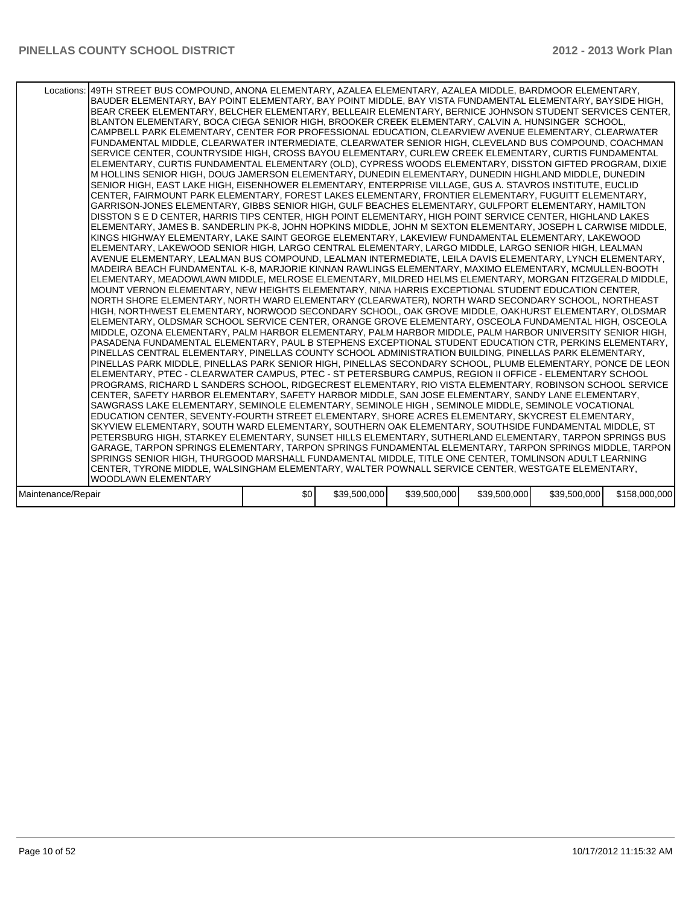| | | | | | | |
|---|---|---|---|---|---|---|
| Locations: | 49TH STREET BUS COMPOUND, ANONA ELEMENTARY, AZALEA ELEMENTARY, AZALEA MIDDLE, BARDMOOR ELEMENTARY, BAUDER ELEMENTARY, BAY POINT ELEMENTARY, BAY POINT MIDDLE, BAY VISTA FUNDAMENTAL ELEMENTARY, BAYSIDE HIGH, BEAR CREEK ELEMENTARY, BELCHER ELEMENTARY, BELLEAIR ELEMENTARY, BERNICE JOHNSON STUDENT SERVICES CENTER, BLANTON ELEMENTARY, BOCA CIEGA SENIOR HIGH, BROOKER CREEK ELEMENTARY, CALVIN A. HUNSINGER SCHOOL, CAMPBELL PARK ELEMENTARY, CENTER FOR PROFESSIONAL EDUCATION, CLEARVIEW AVENUE ELEMENTARY, CLEARWATER FUNDAMENTAL MIDDLE, CLEARWATER INTERMEDIATE, CLEARWATER SENIOR HIGH, CLEVELAND BUS COMPOUND, COACHMAN SERVICE CENTER, COUNTRYSIDE HIGH, CROSS BAYOU ELEMENTARY, CURLEW CREEK ELEMENTARY, CURTIS FUNDAMENTAL ELEMENTARY, CURTIS FUNDAMENTAL ELEMENTARY (OLD), CYPRESS WOODS ELEMENTARY, DISSTON GIFTED PROGRAM, DIXIE M HOLLINS SENIOR HIGH, DOUG JAMERSON ELEMENTARY, DUNEDIN ELEMENTARY, DUNEDIN HIGHLAND MIDDLE, DUNEDIN SENIOR HIGH, EAST LAKE HIGH, EISENHOWER ELEMENTARY, ENTERPRISE VILLAGE, GUS A. STAVROS INSTITUTE, EUCLID CENTER, FAIRMOUNT PARK ELEMENTARY, FOREST LAKES ELEMENTARY, FRONTIER ELEMENTARY, FUGUITT ELEMENTARY, GARRISON-JONES ELEMENTARY, GIBBS SENIOR HIGH, GULF BEACHES ELEMENTARY, GULFPORT ELEMENTARY, HAMILTON DISSTON S E D CENTER, HARRIS TIPS CENTER, HIGH POINT ELEMENTARY, HIGH POINT SERVICE CENTER, HIGHLAND LAKES ELEMENTARY, JAMES B. SANDERLIN PK-8, JOHN HOPKINS MIDDLE, JOHN M SEXTON ELEMENTARY, JOSEPH L CARWISE MIDDLE, KINGS HIGHWAY ELEMENTARY, LAKE SAINT GEORGE ELEMENTARY, LAKEVIEW FUNDAMENTAL ELEMENTARY, LAKEWOOD ELEMENTARY, LAKEWOOD SENIOR HIGH, LARGO CENTRAL ELEMENTARY, LARGO MIDDLE, LARGO SENIOR HIGH, LEALMAN AVENUE ELEMENTARY, LEALMAN BUS COMPOUND, LEALMAN INTERMEDIATE, LEILA DAVIS ELEMENTARY, LYNCH ELEMENTARY, MADEIRA BEACH FUNDAMENTAL K-8, MARJORIE KINNAN RAWLINGS ELEMENTARY, MAXIMO ELEMENTARY, MCMULLEN-BOOTH ELEMENTARY, MEADOWLAWN MIDDLE, MELROSE ELEMENTARY, MILDRED HELMS ELEMENTARY, MORGAN FITZGERALD MIDDLE, MOUNT VERNON ELEMENTARY, NEW HEIGHTS ELEMENTARY, NINA HARRIS EXCEPTIONAL STUDENT EDUCATION CENTER, NORTH SHORE ELEMENTARY, NORTH WARD ELEMENTARY (CLEARWATER), NORTH WARD SECONDARY SCHOOL, NORTHEAST HIGH, NORTHWEST ELEMENTARY, NORWOOD SECONDARY SCHOOL, OAK GROVE MIDDLE, OAKHURST ELEMENTARY, OLDSMAR ELEMENTARY, OLDSMAR SCHOOL SERVICE CENTER, ORANGE GROVE ELEMENTARY, OSCEOLA FUNDAMENTAL HIGH, OSCEOLA MIDDLE, OZONA ELEMENTARY, PALM HARBOR ELEMENTARY, PALM HARBOR MIDDLE, PALM HARBOR UNIVERSITY SENIOR HIGH, PASADENA FUNDAMENTAL ELEMENTARY, PAUL B STEPHENS EXCEPTIONAL STUDENT EDUCATION CTR, PERKINS ELEMENTARY, PINELLAS CENTRAL ELEMENTARY, PINELLAS COUNTY SCHOOL ADMINISTRATION BUILDING, PINELLAS PARK ELEMENTARY, PINELLAS PARK MIDDLE, PINELLAS PARK SENIOR HIGH, PINELLAS SECONDARY SCHOOL, PLUMB ELEMENTARY, PONCE DE LEON ELEMENTARY, PTEC - CLEARWATER CAMPUS, PTEC - ST PETERSBURG CAMPUS, REGION II OFFICE - ELEMENTARY SCHOOL PROGRAMS, RICHARD L SANDERS SCHOOL, RIDGECREST ELEMENTARY, RIO VISTA ELEMENTARY, ROBINSON SCHOOL SERVICE CENTER, SAFETY HARBOR ELEMENTARY, SAFETY HARBOR MIDDLE, SAN JOSE ELEMENTARY, SANDY LANE ELEMENTARY, SAWGRASS LAKE ELEMENTARY, SEMINOLE ELEMENTARY, SEMINOLE HIGH , SEMINOLE MIDDLE, SEMINOLE VOCATIONAL EDUCATION CENTER, SEVENTY-FOURTH STREET ELEMENTARY, SHORE ACRES ELEMENTARY, SKYCREST ELEMENTARY, SKYVIEW ELEMENTARY, SOUTH WARD ELEMENTARY, SOUTHERN OAK ELEMENTARY, SOUTHSIDE FUNDAMENTAL MIDDLE, ST PETERSBURG HIGH, STARKEY ELEMENTARY, SUNSET HILLS ELEMENTARY, SUTHERLAND ELEMENTARY, TARPON SPRINGS BUS GARAGE, TARPON SPRINGS ELEMENTARY, TARPON SPRINGS FUNDAMENTAL ELEMENTARY, TARPON SPRINGS MIDDLE, TARPON SPRINGS SENIOR HIGH, THURGOOD MARSHALL FUNDAMENTAL MIDDLE, TITLE ONE CENTER, TOMLINSON ADULT LEARNING CENTER, TYRONE MIDDLE, WALSINGHAM ELEMENTARY, WALTER POWNALL SERVICE CENTER, WESTGATE ELEMENTARY, WOODLAWN ELEMENTARY | | | | | |
| Maintenance/Repair | $0 | $39,500,000 | $39,500,000 | $39,500,000 | $39,500,000 | $158,000,000 |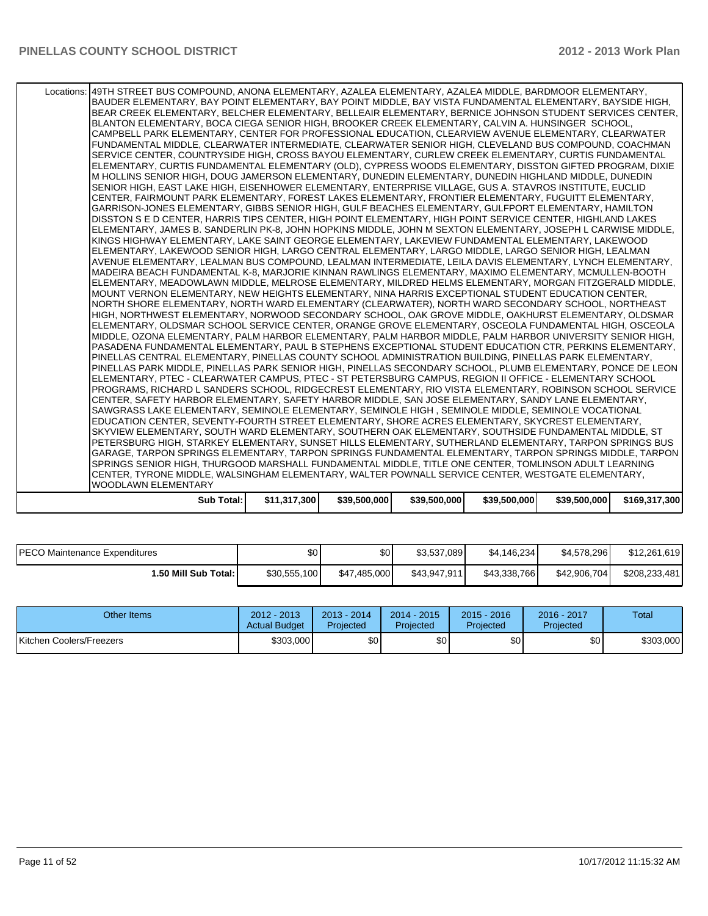| | | | | | | |
|---|---|---|---|---|---|---|
| Locations: 49TH STREET BUS COMPOUND, ANONA ELEMENTARY, AZALEA ELEMENTARY, AZALEA MIDDLE, BARDMOOR ELEMENTARY, BAUDER ELEMENTARY, BAY POINT ELEMENTARY, BAY POINT MIDDLE, BAY VISTA FUNDAMENTAL ELEMENTARY, BAYSIDE HIGH, BEAR CREEK ELEMENTARY, BELCHER ELEMENTARY, BELLEAIR ELEMENTARY, BERNICE JOHNSON STUDENT SERVICES CENTER, BLANTON ELEMENTARY, BOCA CIEGA SENIOR HIGH, BROOKER CREEK ELEMENTARY, CALVIN A. HUNSINGER SCHOOL, CAMPBELL PARK ELEMENTARY, CENTER FOR PROFESSIONAL EDUCATION, CLEARVIEW AVENUE ELEMENTARY, CLEARWATER FUNDAMENTAL MIDDLE, CLEARWATER INTERMEDIATE, CLEARWATER SENIOR HIGH, CLEVELAND BUS COMPOUND, COACHMAN SERVICE CENTER, COUNTRYSIDE HIGH, CROSS BAYOU ELEMENTARY, CURLEW CREEK ELEMENTARY, CURTIS FUNDAMENTAL ELEMENTARY, CURTIS FUNDAMENTAL ELEMENTARY (OLD), CYPRESS WOODS ELEMENTARY, DISSTON GIFTED PROGRAM, DIXIE M HOLLINS SENIOR HIGH, DOUG JAMERSON ELEMENTARY, DUNEDIN ELEMENTARY, DUNEDIN HIGHLAND MIDDLE, DUNEDIN SENIOR HIGH, EAST LAKE HIGH, EISENHOWER ELEMENTARY, ENTERPRISE VILLAGE, GUS A. STAVROS INSTITUTE, EUCLID CENTER, FAIRMOUNT PARK ELEMENTARY, FOREST LAKES ELEMENTARY, FRONTIER ELEMENTARY, FUGUITT ELEMENTARY, GARRISON-JONES ELEMENTARY, GIBBS SENIOR HIGH, GULF BEACHES ELEMENTARY, GULFPORT ELEMENTARY, HAMILTON DISSTON S E D CENTER, HARRIS TIPS CENTER, HIGH POINT ELEMENTARY, HIGH POINT SERVICE CENTER, HIGHLAND LAKES ELEMENTARY, JAMES B. SANDERLIN PK-8, JOHN HOPKINS MIDDLE, JOHN M SEXTON ELEMENTARY, JOSEPH L CARWISE MIDDLE, KINGS HIGHWAY ELEMENTARY, LAKE SAINT GEORGE ELEMENTARY, LAKEVIEW FUNDAMENTAL ELEMENTARY, LAKEWOOD ELEMENTARY, LAKEWOOD SENIOR HIGH, LARGO CENTRAL ELEMENTARY, LARGO MIDDLE, LARGO SENIOR HIGH, LEALMAN AVENUE ELEMENTARY, LEALMAN BUS COMPOUND, LEALMAN INTERMEDIATE, LEILA DAVIS ELEMENTARY, LYNCH ELEMENTARY, MADEIRA BEACH FUNDAMENTAL K-8, MARJORIE KINNAN RAWLINGS ELEMENTARY, MAXIMO ELEMENTARY, MCMULLEN-BOOTH ELEMENTARY, MEADOWLAWN MIDDLE, MELROSE ELEMENTARY, MILDRED HELMS ELEMENTARY, MORGAN FITZGERALD MIDDLE, MOUNT VERNON ELEMENTARY, NEW HEIGHTS ELEMENTARY, NINA HARRIS EXCEPTIONAL STUDENT EDUCATION CENTER, NORTH SHORE ELEMENTARY, NORTH WARD ELEMENTARY (CLEARWATER), NORTH WARD SECONDARY SCHOOL, NORTHEAST HIGH, NORTHWEST ELEMENTARY, NORWOOD SECONDARY SCHOOL, OAK GROVE MIDDLE, OAKHURST ELEMENTARY, OLDSMAR ELEMENTARY, OLDSMAR SCHOOL SERVICE CENTER, ORANGE GROVE ELEMENTARY, OSCEOLA FUNDAMENTAL HIGH, OSCEOLA MIDDLE, OZONA ELEMENTARY, PALM HARBOR ELEMENTARY, PALM HARBOR MIDDLE, PALM HARBOR UNIVERSITY SENIOR HIGH, PASADENA FUNDAMENTAL ELEMENTARY, PAUL B STEPHENS EXCEPTIONAL STUDENT EDUCATION CTR, PERKINS ELEMENTARY, PINELLAS CENTRAL ELEMENTARY, PINELLAS COUNTY SCHOOL ADMINISTRATION BUILDING, PINELLAS PARK ELEMENTARY, PINELLAS PARK MIDDLE, PINELLAS PARK SENIOR HIGH, PINELLAS SECONDARY SCHOOL, PLUMB ELEMENTARY, PONCE DE LEON ELEMENTARY, PTEC - CLEARWATER CAMPUS, PTEC - ST PETERSBURG CAMPUS, REGION II OFFICE - ELEMENTARY SCHOOL PROGRAMS, RICHARD L SANDERS SCHOOL, RIDGECREST ELEMENTARY, RIO VISTA ELEMENTARY, ROBINSON SCHOOL SERVICE CENTER, SAFETY HARBOR ELEMENTARY, SAFETY HARBOR MIDDLE, SAN JOSE ELEMENTARY, SANDY LANE ELEMENTARY, SAWGRASS LAKE ELEMENTARY, SEMINOLE ELEMENTARY, SEMINOLE HIGH , SEMINOLE MIDDLE, SEMINOLE VOCATIONAL EDUCATION CENTER, SEVENTY-FOURTH STREET ELEMENTARY, SHORE ACRES ELEMENTARY, SKYCREST ELEMENTARY, SKYVIEW ELEMENTARY, SOUTH WARD ELEMENTARY, SOUTHERN OAK ELEMENTARY, SOUTHSIDE FUNDAMENTAL MIDDLE, ST PETERSBURG HIGH, STARKEY ELEMENTARY, SUNSET HILLS ELEMENTARY, SUTHERLAND ELEMENTARY, TARPON SPRINGS BUS GARAGE, TARPON SPRINGS ELEMENTARY, TARPON SPRINGS FUNDAMENTAL ELEMENTARY, TARPON SPRINGS MIDDLE, TARPON SPRINGS SENIOR HIGH, THURGOOD MARSHALL FUNDAMENTAL MIDDLE, TITLE ONE CENTER, TOMLINSON ADULT LEARNING CENTER, TYRONE MIDDLE, WALSINGHAM ELEMENTARY, WALTER POWNALL SERVICE CENTER, WESTGATE ELEMENTARY, WOODLAWN ELEMENTARY | | | | | | |
| **Sub Total:** | **$11,317,300** | **$39,500,000** | **$39,500,000** | **$39,500,000** | **$39,500,000** | **$169,317,300** |

| | | | | | | |
|---|---|---|---|---|---|---|
| PECO Maintenance Expenditures | $0 | $0 | $3,537,089 | $4,146,234 | $4,578,296 | $12,261,619 |
| **1.50 Mill Sub Total:** | $30,555,100 | $47,485,000 | $43,947,911 | $43,338,766 | $42,906,704 | $208,233,481 |

| Other Items | 2012 - 2013 Actual Budget | 2013 - 2014 Projected | 2014 - 2015 Projected | 2015 - 2016 Projected | 2016 - 2017 Projected | Total |
|---|---|---|---|---|---|---|
| Kitchen Coolers/Freezers | $303,000 | $0 | $0 | $0 | $0 | $303,000 |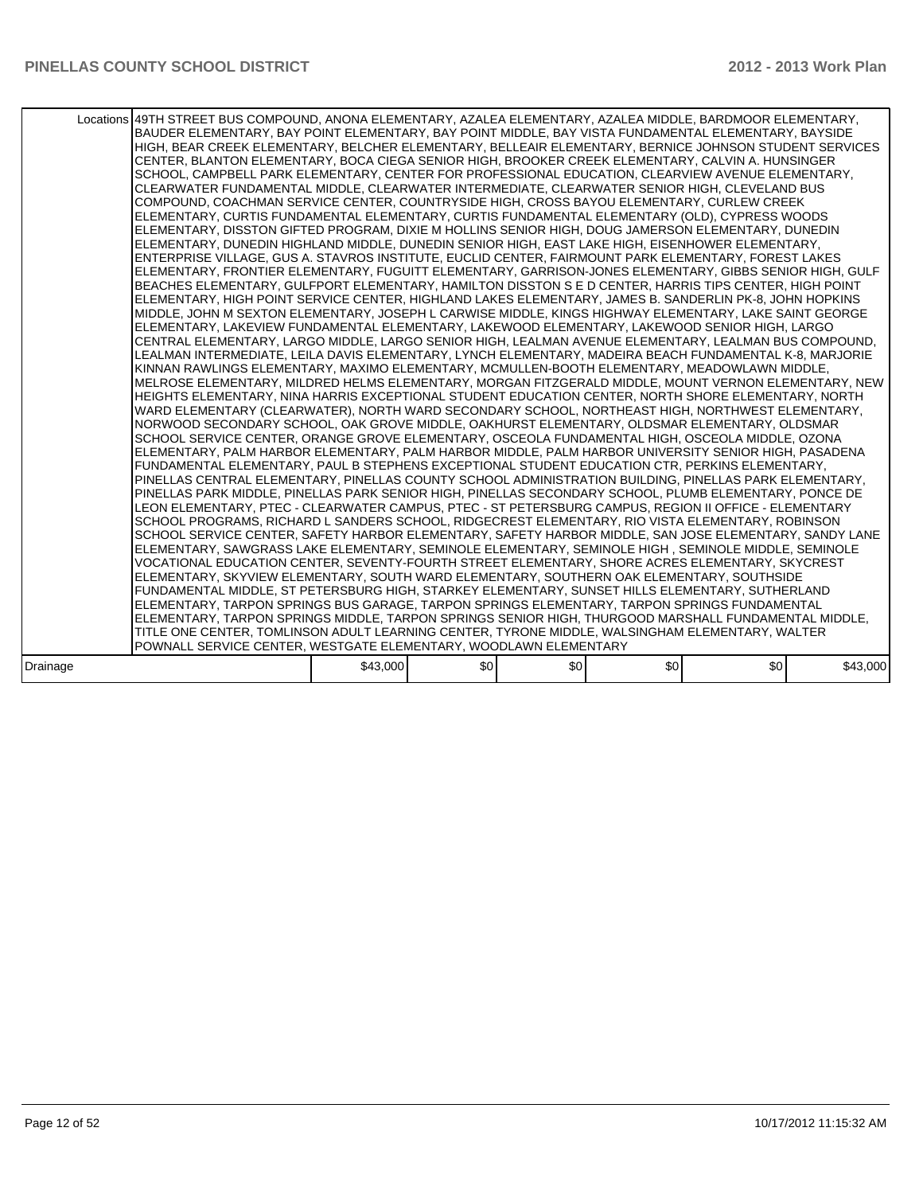| | | | | | | | |
|---|---|---|---|---|---|---|---|
| Locations | 49TH STREET BUS COMPOUND, ANONA ELEMENTARY, AZALEA ELEMENTARY, AZALEA MIDDLE, BARDMOOR ELEMENTARY, BAUDER ELEMENTARY, BAY POINT ELEMENTARY, BAY POINT MIDDLE, BAY VISTA FUNDAMENTAL ELEMENTARY, BAYSIDE HIGH, BEAR CREEK ELEMENTARY, BELCHER ELEMENTARY, BELLEAIR ELEMENTARY, BERNICE JOHNSON STUDENT SERVICES CENTER, BLANTON ELEMENTARY, BOCA CIEGA SENIOR HIGH, BROOKER CREEK ELEMENTARY, CALVIN A. HUNSINGER SCHOOL, CAMPBELL PARK ELEMENTARY, CENTER FOR PROFESSIONAL EDUCATION, CLEARVIEW AVENUE ELEMENTARY, CLEARWATER FUNDAMENTAL MIDDLE, CLEARWATER INTERMEDIATE, CLEARWATER SENIOR HIGH, CLEVELAND BUS COMPOUND, COACHMAN SERVICE CENTER, COUNTRYSIDE HIGH, CROSS BAYOU ELEMENTARY, CURLEW CREEK ELEMENTARY, CURTIS FUNDAMENTAL ELEMENTARY, CURTIS FUNDAMENTAL ELEMENTARY (OLD), CYPRESS WOODS ELEMENTARY, DISSTON GIFTED PROGRAM, DIXIE M HOLLINS SENIOR HIGH, DOUG JAMERSON ELEMENTARY, DUNEDIN ELEMENTARY, DUNEDIN HIGHLAND MIDDLE, DUNEDIN SENIOR HIGH, EAST LAKE HIGH, EISENHOWER ELEMENTARY, ENTERPRISE VILLAGE, GUS A. STAVROS INSTITUTE, EUCLID CENTER, FAIRMOUNT PARK ELEMENTARY, FOREST LAKES ELEMENTARY, FRONTIER ELEMENTARY, FUGUITT ELEMENTARY, GARRISON-JONES ELEMENTARY, GIBBS SENIOR HIGH, GULF BEACHES ELEMENTARY, GULFPORT ELEMENTARY, HAMILTON DISSTON S E D CENTER, HARRIS TIPS CENTER, HIGH POINT ELEMENTARY, HIGH POINT SERVICE CENTER, HIGHLAND LAKES ELEMENTARY, JAMES B. SANDERLIN PK-8, JOHN HOPKINS MIDDLE, JOHN M SEXTON ELEMENTARY, JOSEPH L CARWISE MIDDLE, KINGS HIGHWAY ELEMENTARY, LAKE SAINT GEORGE ELEMENTARY, LAKEVIEW FUNDAMENTAL ELEMENTARY, LAKEWOOD ELEMENTARY, LAKEWOOD SENIOR HIGH, LARGO CENTRAL ELEMENTARY, LARGO MIDDLE, LARGO SENIOR HIGH, LEALMAN AVENUE ELEMENTARY, LEALMAN BUS COMPOUND, LEALMAN INTERMEDIATE, LEILA DAVIS ELEMENTARY, LYNCH ELEMENTARY, MADEIRA BEACH FUNDAMENTAL K-8, MARJORIE KINNAN RAWLINGS ELEMENTARY, MAXIMO ELEMENTARY, MCMULLEN-BOOTH ELEMENTARY, MEADOWLAWN MIDDLE, MELROSE ELEMENTARY, MILDRED HELMS ELEMENTARY, MORGAN FITZGERALD MIDDLE, MOUNT VERNON ELEMENTARY, NEW HEIGHTS ELEMENTARY, NINA HARRIS EXCEPTIONAL STUDENT EDUCATION CENTER, NORTH SHORE ELEMENTARY, NORTH WARD ELEMENTARY (CLEARWATER), NORTH WARD SECONDARY SCHOOL, NORTHEAST HIGH, NORTHWEST ELEMENTARY, NORWOOD SECONDARY SCHOOL, OAK GROVE MIDDLE, OAKHURST ELEMENTARY, OLDSMAR ELEMENTARY, OLDSMAR SCHOOL SERVICE CENTER, ORANGE GROVE ELEMENTARY, OSCEOLA FUNDAMENTAL HIGH, OSCEOLA MIDDLE, OZONA ELEMENTARY, PALM HARBOR ELEMENTARY, PALM HARBOR MIDDLE, PALM HARBOR UNIVERSITY SENIOR HIGH, PASADENA FUNDAMENTAL ELEMENTARY, PAUL B STEPHENS EXCEPTIONAL STUDENT EDUCATION CTR, PERKINS ELEMENTARY, PINELLAS CENTRAL ELEMENTARY, PINELLAS COUNTY SCHOOL ADMINISTRATION BUILDING, PINELLAS PARK ELEMENTARY, PINELLAS PARK MIDDLE, PINELLAS PARK SENIOR HIGH, PINELLAS SECONDARY SCHOOL, PLUMB ELEMENTARY, PONCE DE LEON ELEMENTARY, PTEC - CLEARWATER CAMPUS, PTEC - ST PETERSBURG CAMPUS, REGION II OFFICE - ELEMENTARY SCHOOL PROGRAMS, RICHARD L SANDERS SCHOOL, RIDGECREST ELEMENTARY, RIO VISTA ELEMENTARY, ROBINSON SCHOOL SERVICE CENTER, SAFETY HARBOR ELEMENTARY, SAFETY HARBOR MIDDLE, SAN JOSE ELEMENTARY, SANDY LANE ELEMENTARY, SAWGRASS LAKE ELEMENTARY, SEMINOLE ELEMENTARY, SEMINOLE HIGH , SEMINOLE MIDDLE, SEMINOLE VOCATIONAL EDUCATION CENTER, SEVENTY-FOURTH STREET ELEMENTARY, SHORE ACRES ELEMENTARY, SKYCREST ELEMENTARY, SKYVIEW ELEMENTARY, SOUTH WARD ELEMENTARY, SOUTHERN OAK ELEMENTARY, SOUTHSIDE FUNDAMENTAL MIDDLE, ST PETERSBURG HIGH, STARKEY ELEMENTARY, SUNSET HILLS ELEMENTARY, SUTHERLAND ELEMENTARY, TARPON SPRINGS BUS GARAGE, TARPON SPRINGS ELEMENTARY, TARPON SPRINGS FUNDAMENTAL ELEMENTARY, TARPON SPRINGS MIDDLE, TARPON SPRINGS SENIOR HIGH, THURGOOD MARSHALL FUNDAMENTAL MIDDLE, TITLE ONE CENTER, TOMLINSON ADULT LEARNING CENTER, TYRONE MIDDLE, WALSINGHAM ELEMENTARY, WALTER POWNALL SERVICE CENTER, WESTGATE ELEMENTARY, WOODLAWN ELEMENTARY | | | | | | |
| Drainage | | $43,000 | $0 | $0 | $0 | $0 | $43,000 |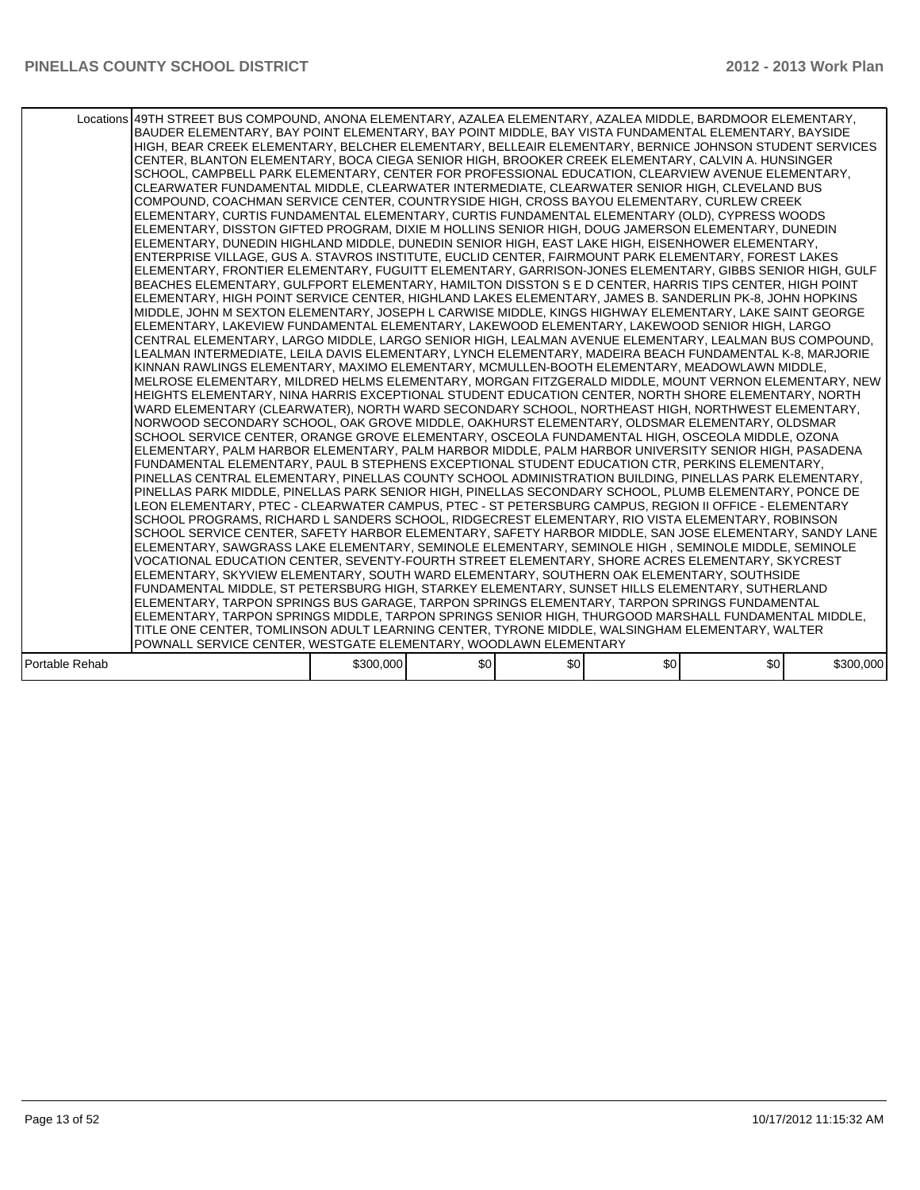| | | | | | | |
|---|---|---|---|---|---|---|
| Locations | 49TH STREET BUS COMPOUND, ANONA ELEMENTARY, AZALEA ELEMENTARY, AZALEA MIDDLE, BARDMOOR ELEMENTARY, BAUDER ELEMENTARY, BAY POINT ELEMENTARY, BAY POINT MIDDLE, BAY VISTA FUNDAMENTAL ELEMENTARY, BAYSIDE HIGH, BEAR CREEK ELEMENTARY, BELCHER ELEMENTARY, BELLEAIR ELEMENTARY, BERNICE JOHNSON STUDENT SERVICES CENTER, BLANTON ELEMENTARY, BOCA CIEGA SENIOR HIGH, BROOKER CREEK ELEMENTARY, CALVIN A. HUNSINGER SCHOOL, CAMPBELL PARK ELEMENTARY, CENTER FOR PROFESSIONAL EDUCATION, CLEARVIEW AVENUE ELEMENTARY, CLEARWATER FUNDAMENTAL MIDDLE, CLEARWATER INTERMEDIATE, CLEARWATER SENIOR HIGH, CLEVELAND BUS COMPOUND, COACHMAN SERVICE CENTER, COUNTRYSIDE HIGH, CROSS BAYOU ELEMENTARY, CURLEW CREEK ELEMENTARY, CURTIS FUNDAMENTAL ELEMENTARY, CURTIS FUNDAMENTAL ELEMENTARY (OLD), CYPRESS WOODS ELEMENTARY, DISSTON GIFTED PROGRAM, DIXIE M HOLLINS SENIOR HIGH, DOUG JAMERSON ELEMENTARY, DUNEDIN ELEMENTARY, DUNEDIN HIGHLAND MIDDLE, DUNEDIN SENIOR HIGH, EAST LAKE HIGH, EISENHOWER ELEMENTARY, ENTERPRISE VILLAGE, GUS A. STAVROS INSTITUTE, EUCLID CENTER, FAIRMOUNT PARK ELEMENTARY, FOREST LAKES ELEMENTARY, FRONTIER ELEMENTARY, FUGUITT ELEMENTARY, GARRISON-JONES ELEMENTARY, GIBBS SENIOR HIGH, GULF BEACHES ELEMENTARY, GULFPORT ELEMENTARY, HAMILTON DISSTON S E D CENTER, HARRIS TIPS CENTER, HIGH POINT ELEMENTARY, HIGH POINT SERVICE CENTER, HIGHLAND LAKES ELEMENTARY, JAMES B. SANDERLIN PK-8, JOHN HOPKINS MIDDLE, JOHN M SEXTON ELEMENTARY, JOSEPH L CARWISE MIDDLE, KINGS HIGHWAY ELEMENTARY, LAKE SAINT GEORGE ELEMENTARY, LAKEVIEW FUNDAMENTAL ELEMENTARY, LAKEWOOD ELEMENTARY, LAKEWOOD SENIOR HIGH, LARGO CENTRAL ELEMENTARY, LARGO MIDDLE, LARGO SENIOR HIGH, LEALMAN AVENUE ELEMENTARY, LEALMAN BUS COMPOUND, LEALMAN INTERMEDIATE, LEILA DAVIS ELEMENTARY, LYNCH ELEMENTARY, MADEIRA BEACH FUNDAMENTAL K-8, MARJORIE KINNAN RAWLINGS ELEMENTARY, MAXIMO ELEMENTARY, MCMULLEN-BOOTH ELEMENTARY, MEADOWLAWN MIDDLE, MELROSE ELEMENTARY, MILDRED HELMS ELEMENTARY, MORGAN FITZGERALD MIDDLE, MOUNT VERNON ELEMENTARY, NEW HEIGHTS ELEMENTARY, NINA HARRIS EXCEPTIONAL STUDENT EDUCATION CENTER, NORTH SHORE ELEMENTARY, NORTH WARD ELEMENTARY (CLEARWATER), NORTH WARD SECONDARY SCHOOL, NORTHEAST HIGH, NORTHWEST ELEMENTARY, NORWOOD SECONDARY SCHOOL, OAK GROVE MIDDLE, OAKHURST ELEMENTARY, OLDSMAR ELEMENTARY, OLDSMAR SCHOOL SERVICE CENTER, ORANGE GROVE ELEMENTARY, OSCEOLA FUNDAMENTAL HIGH, OSCEOLA MIDDLE, OZONA ELEMENTARY, PALM HARBOR ELEMENTARY, PALM HARBOR MIDDLE, PALM HARBOR UNIVERSITY SENIOR HIGH, PASADENA FUNDAMENTAL ELEMENTARY, PAUL B STEPHENS EXCEPTIONAL STUDENT EDUCATION CTR, PERKINS ELEMENTARY, PINELLAS CENTRAL ELEMENTARY, PINELLAS COUNTY SCHOOL ADMINISTRATION BUILDING, PINELLAS PARK ELEMENTARY, PINELLAS PARK MIDDLE, PINELLAS PARK SENIOR HIGH, PINELLAS SECONDARY SCHOOL, PLUMB ELEMENTARY, PONCE DE LEON ELEMENTARY, PTEC - CLEARWATER CAMPUS, PTEC - ST PETERSBURG CAMPUS, REGION II OFFICE - ELEMENTARY SCHOOL PROGRAMS, RICHARD L SANDERS SCHOOL, RIDGECREST ELEMENTARY, RIO VISTA ELEMENTARY, ROBINSON SCHOOL SERVICE CENTER, SAFETY HARBOR ELEMENTARY, SAFETY HARBOR MIDDLE, SAN JOSE ELEMENTARY, SANDY LANE ELEMENTARY, SAWGRASS LAKE ELEMENTARY, SEMINOLE ELEMENTARY, SEMINOLE HIGH , SEMINOLE MIDDLE, SEMINOLE VOCATIONAL EDUCATION CENTER, SEVENTY-FOURTH STREET ELEMENTARY, SHORE ACRES ELEMENTARY, SKYCREST ELEMENTARY, SKYVIEW ELEMENTARY, SOUTH WARD ELEMENTARY, SOUTHERN OAK ELEMENTARY, SOUTHSIDE FUNDAMENTAL MIDDLE, ST PETERSBURG HIGH, STARKEY ELEMENTARY, SUNSET HILLS ELEMENTARY, SUTHERLAND ELEMENTARY, TARPON SPRINGS BUS GARAGE, TARPON SPRINGS ELEMENTARY, TARPON SPRINGS FUNDAMENTAL ELEMENTARY, TARPON SPRINGS MIDDLE, TARPON SPRINGS SENIOR HIGH, THURGOOD MARSHALL FUNDAMENTAL MIDDLE, TITLE ONE CENTER, TOMLINSON ADULT LEARNING CENTER, TYRONE MIDDLE, WALSINGHAM ELEMENTARY, WALTER POWNALL SERVICE CENTER, WESTGATE ELEMENTARY, WOODLAWN ELEMENTARY | | | | | |
| Portable Rehab | $300,000 | $0 | $0 | $0 | $0 | $300,000 |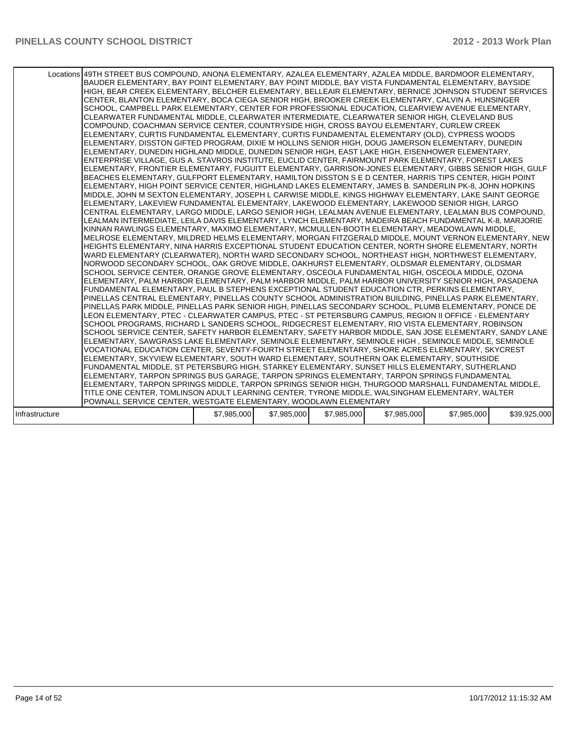| | | | | | | | |
|---|---|---|---|---|---|---|---|
| Locations | 49TH STREET BUS COMPOUND, ANONA ELEMENTARY, AZALEA ELEMENTARY, AZALEA MIDDLE, BARDMOOR ELEMENTARY, BAUDER ELEMENTARY, BAY POINT ELEMENTARY, BAY POINT MIDDLE, BAY VISTA FUNDAMENTAL ELEMENTARY, BAYSIDE HIGH, BEAR CREEK ELEMENTARY, BELCHER ELEMENTARY, BELLEAIR ELEMENTARY, BERNICE JOHNSON STUDENT SERVICES CENTER, BLANTON ELEMENTARY, BOCA CIEGA SENIOR HIGH, BROOKER CREEK ELEMENTARY, CALVIN A. HUNSINGER SCHOOL, CAMPBELL PARK ELEMENTARY, CENTER FOR PROFESSIONAL EDUCATION, CLEARVIEW AVENUE ELEMENTARY, CLEARWATER FUNDAMENTAL MIDDLE, CLEARWATER INTERMEDIATE, CLEARWATER SENIOR HIGH, CLEVELAND BUS COMPOUND, COACHMAN SERVICE CENTER, COUNTRYSIDE HIGH, CROSS BAYOU ELEMENTARY, CURLEW CREEK ELEMENTARY, CURTIS FUNDAMENTAL ELEMENTARY, CURTIS FUNDAMENTAL ELEMENTARY (OLD), CYPRESS WOODS ELEMENTARY, DISSTON GIFTED PROGRAM, DIXIE M HOLLINS SENIOR HIGH, DOUG JAMERSON ELEMENTARY, DUNEDIN ELEMENTARY, DUNEDIN HIGHLAND MIDDLE, DUNEDIN SENIOR HIGH, EAST LAKE HIGH, EISENHOWER ELEMENTARY, ENTERPRISE VILLAGE, GUS A. STAVROS INSTITUTE, EUCLID CENTER, FAIRMOUNT PARK ELEMENTARY, FOREST LAKES ELEMENTARY, FRONTIER ELEMENTARY, FUGUITT ELEMENTARY, GARRISON-JONES ELEMENTARY, GIBBS SENIOR HIGH, GULF BEACHES ELEMENTARY, GULFPORT ELEMENTARY, HAMILTON DISSTON S E D CENTER, HARRIS TIPS CENTER, HIGH POINT ELEMENTARY, HIGH POINT SERVICE CENTER, HIGHLAND LAKES ELEMENTARY, JAMES B. SANDERLIN PK-8, JOHN HOPKINS MIDDLE, JOHN M SEXTON ELEMENTARY, JOSEPH L CARWISE MIDDLE, KINGS HIGHWAY ELEMENTARY, LAKE SAINT GEORGE ELEMENTARY, LAKEVIEW FUNDAMENTAL ELEMENTARY, LAKEWOOD ELEMENTARY, LAKEWOOD SENIOR HIGH, LARGO CENTRAL ELEMENTARY, LARGO MIDDLE, LARGO SENIOR HIGH, LEALMAN AVENUE ELEMENTARY, LEALMAN BUS COMPOUND, LEALMAN INTERMEDIATE, LEILA DAVIS ELEMENTARY, LYNCH ELEMENTARY, MADEIRA BEACH FUNDAMENTAL K-8, MARJORIE KINNAN RAWLINGS ELEMENTARY, MAXIMO ELEMENTARY, MCMULLEN-BOOTH ELEMENTARY, MEADOWLAWN MIDDLE, MELROSE ELEMENTARY, MILDRED HELMS ELEMENTARY, MORGAN FITZGERALD MIDDLE, MOUNT VERNON ELEMENTARY, NEW HEIGHTS ELEMENTARY, NINA HARRIS EXCEPTIONAL STUDENT EDUCATION CENTER, NORTH SHORE ELEMENTARY, NORTH WARD ELEMENTARY (CLEARWATER), NORTH WARD SECONDARY SCHOOL, NORTHEAST HIGH, NORTHWEST ELEMENTARY, NORWOOD SECONDARY SCHOOL, OAK GROVE MIDDLE, OAKHURST ELEMENTARY, OLDSMAR ELEMENTARY, OLDSMAR SCHOOL SERVICE CENTER, ORANGE GROVE ELEMENTARY, OSCEOLA FUNDAMENTAL HIGH, OSCEOLA MIDDLE, OZONA ELEMENTARY, PALM HARBOR ELEMENTARY, PALM HARBOR MIDDLE, PALM HARBOR UNIVERSITY SENIOR HIGH, PASADENA FUNDAMENTAL ELEMENTARY, PAUL B STEPHENS EXCEPTIONAL STUDENT EDUCATION CTR, PERKINS ELEMENTARY, PINELLAS CENTRAL ELEMENTARY, PINELLAS COUNTY SCHOOL ADMINISTRATION BUILDING, PINELLAS PARK ELEMENTARY, PINELLAS PARK MIDDLE, PINELLAS PARK SENIOR HIGH, PINELLAS SECONDARY SCHOOL, PLUMB ELEMENTARY, PONCE DE LEON ELEMENTARY, PTEC - CLEARWATER CAMPUS, PTEC - ST PETERSBURG CAMPUS, REGION II OFFICE - ELEMENTARY SCHOOL PROGRAMS, RICHARD L SANDERS SCHOOL, RIDGECREST ELEMENTARY, RIO VISTA ELEMENTARY, ROBINSON SCHOOL SERVICE CENTER, SAFETY HARBOR ELEMENTARY, SAFETY HARBOR MIDDLE, SAN JOSE ELEMENTARY, SANDY LANE ELEMENTARY, SAWGRASS LAKE ELEMENTARY, SEMINOLE ELEMENTARY, SEMINOLE HIGH , SEMINOLE MIDDLE, SEMINOLE VOCATIONAL EDUCATION CENTER, SEVENTY-FOURTH STREET ELEMENTARY, SHORE ACRES ELEMENTARY, SKYCREST ELEMENTARY, SKYVIEW ELEMENTARY, SOUTH WARD ELEMENTARY, SOUTHERN OAK ELEMENTARY, SOUTHSIDE FUNDAMENTAL MIDDLE, ST PETERSBURG HIGH, STARKEY ELEMENTARY, SUNSET HILLS ELEMENTARY, SUTHERLAND ELEMENTARY, TARPON SPRINGS BUS GARAGE, TARPON SPRINGS ELEMENTARY, TARPON SPRINGS FUNDAMENTAL ELEMENTARY, TARPON SPRINGS MIDDLE, TARPON SPRINGS SENIOR HIGH, THURGOOD MARSHALL FUNDAMENTAL MIDDLE, TITLE ONE CENTER, TOMLINSON ADULT LEARNING CENTER, TYRONE MIDDLE, WALSINGHAM ELEMENTARY, WALTER POWNALL SERVICE CENTER, WESTGATE ELEMENTARY, WOODLAWN ELEMENTARY | | | | | | |
| Infrastructure | | $7,985,000 | $7,985,000 | $7,985,000 | $7,985,000 | $7,985,000 | $39,925,000 |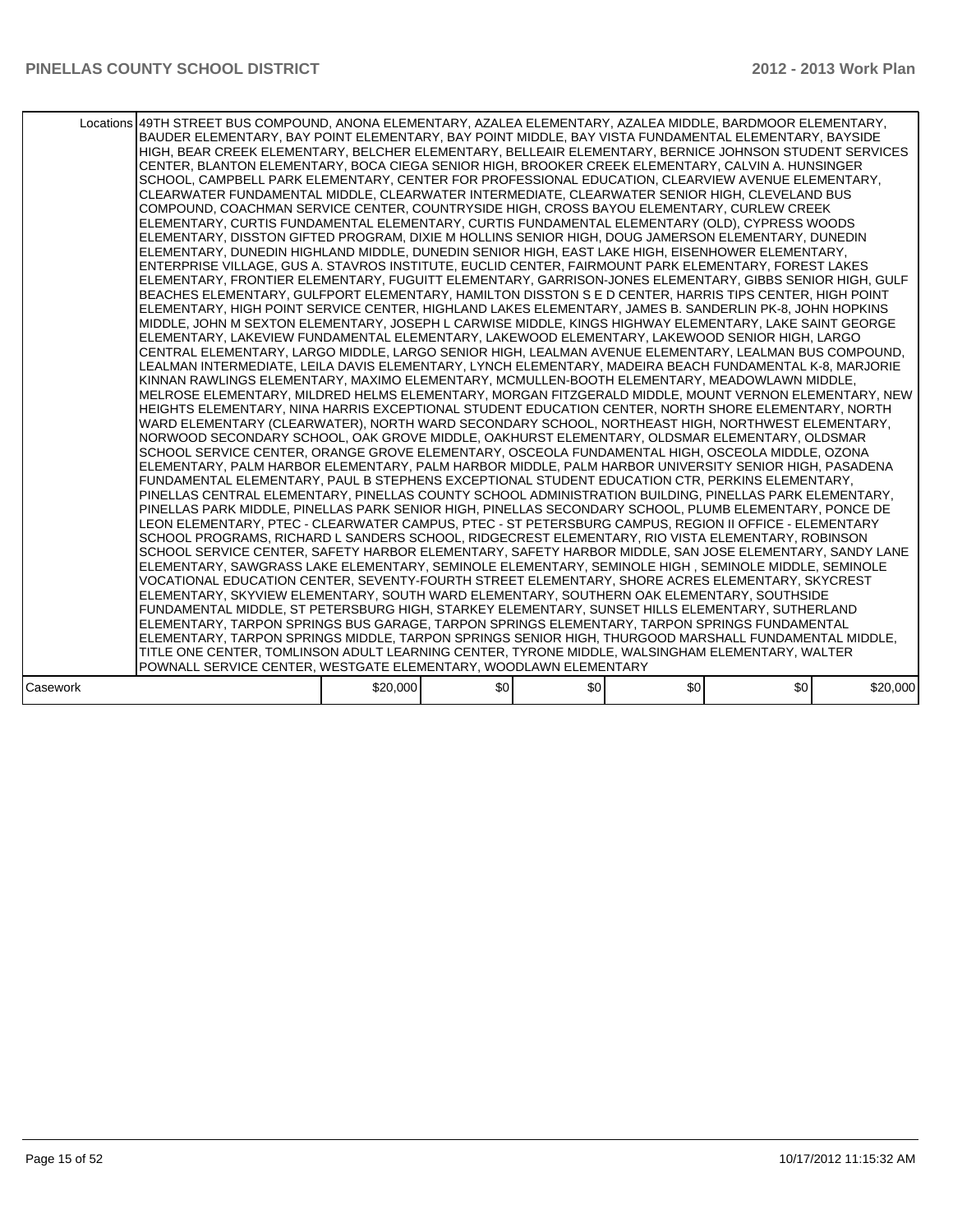| | | | | | | |
|---|---|---|---|---|---|---|
| Locations | 49TH STREET BUS COMPOUND, ANONA ELEMENTARY, AZALEA ELEMENTARY, AZALEA MIDDLE, BARDMOOR ELEMENTARY, BAUDER ELEMENTARY, BAY POINT ELEMENTARY, BAY POINT MIDDLE, BAY VISTA FUNDAMENTAL ELEMENTARY, BAYSIDE HIGH, BEAR CREEK ELEMENTARY, BELCHER ELEMENTARY, BELLEAIR ELEMENTARY, BERNICE JOHNSON STUDENT SERVICES CENTER, BLANTON ELEMENTARY, BOCA CIEGA SENIOR HIGH, BROOKER CREEK ELEMENTARY, CALVIN A. HUNSINGER SCHOOL, CAMPBELL PARK ELEMENTARY, CENTER FOR PROFESSIONAL EDUCATION, CLEARVIEW AVENUE ELEMENTARY, CLEARWATER FUNDAMENTAL MIDDLE, CLEARWATER INTERMEDIATE, CLEARWATER SENIOR HIGH, CLEVELAND BUS COMPOUND, COACHMAN SERVICE CENTER, COUNTRYSIDE HIGH, CROSS BAYOU ELEMENTARY, CURLEW CREEK ELEMENTARY, CURTIS FUNDAMENTAL ELEMENTARY, CURTIS FUNDAMENTAL ELEMENTARY (OLD), CYPRESS WOODS ELEMENTARY, DISSTON GIFTED PROGRAM, DIXIE M HOLLINS SENIOR HIGH, DOUG JAMERSON ELEMENTARY, DUNEDIN ELEMENTARY, DUNEDIN HIGHLAND MIDDLE, DUNEDIN SENIOR HIGH, EAST LAKE HIGH, EISENHOWER ELEMENTARY, ENTERPRISE VILLAGE, GUS A. STAVROS INSTITUTE, EUCLID CENTER, FAIRMOUNT PARK ELEMENTARY, FOREST LAKES ELEMENTARY, FRONTIER ELEMENTARY, FUGUITT ELEMENTARY, GARRISON-JONES ELEMENTARY, GIBBS SENIOR HIGH, GULF BEACHES ELEMENTARY, GULFPORT ELEMENTARY, HAMILTON DISSTON S E D CENTER, HARRIS TIPS CENTER, HIGH POINT ELEMENTARY, HIGH POINT SERVICE CENTER, HIGHLAND LAKES ELEMENTARY, JAMES B. SANDERLIN PK-8, JOHN HOPKINS MIDDLE, JOHN M SEXTON ELEMENTARY, JOSEPH L CARWISE MIDDLE, KINGS HIGHWAY ELEMENTARY, LAKE SAINT GEORGE ELEMENTARY, LAKEVIEW FUNDAMENTAL ELEMENTARY, LAKEWOOD ELEMENTARY, LAKEWOOD SENIOR HIGH, LARGO CENTRAL ELEMENTARY, LARGO MIDDLE, LARGO SENIOR HIGH, LEALMAN AVENUE ELEMENTARY, LEALMAN BUS COMPOUND, LEALMAN INTERMEDIATE, LEILA DAVIS ELEMENTARY, LYNCH ELEMENTARY, MADEIRA BEACH FUNDAMENTAL K-8, MARJORIE KINNAN RAWLINGS ELEMENTARY, MAXIMO ELEMENTARY, MCMULLEN-BOOTH ELEMENTARY, MEADOWLAWN MIDDLE, MELROSE ELEMENTARY, MILDRED HELMS ELEMENTARY, MORGAN FITZGERALD MIDDLE, MOUNT VERNON ELEMENTARY, NEW HEIGHTS ELEMENTARY, NINA HARRIS EXCEPTIONAL STUDENT EDUCATION CENTER, NORTH SHORE ELEMENTARY, NORTH WARD ELEMENTARY (CLEARWATER), NORTH WARD SECONDARY SCHOOL, NORTHEAST HIGH, NORTHWEST ELEMENTARY, NORWOOD SECONDARY SCHOOL, OAK GROVE MIDDLE, OAKHURST ELEMENTARY, OLDSMAR ELEMENTARY, OLDSMAR SCHOOL SERVICE CENTER, ORANGE GROVE ELEMENTARY, OSCEOLA FUNDAMENTAL HIGH, OSCEOLA MIDDLE, OZONA ELEMENTARY, PALM HARBOR ELEMENTARY, PALM HARBOR MIDDLE, PALM HARBOR UNIVERSITY SENIOR HIGH, PASADENA FUNDAMENTAL ELEMENTARY, PAUL B STEPHENS EXCEPTIONAL STUDENT EDUCATION CTR, PERKINS ELEMENTARY, PINELLAS CENTRAL ELEMENTARY, PINELLAS COUNTY SCHOOL ADMINISTRATION BUILDING, PINELLAS PARK ELEMENTARY, PINELLAS PARK MIDDLE, PINELLAS PARK SENIOR HIGH, PINELLAS SECONDARY SCHOOL, PLUMB ELEMENTARY, PONCE DE LEON ELEMENTARY, PTEC - CLEARWATER CAMPUS, PTEC - ST PETERSBURG CAMPUS, REGION II OFFICE - ELEMENTARY SCHOOL PROGRAMS, RICHARD L SANDERS SCHOOL, RIDGECREST ELEMENTARY, RIO VISTA ELEMENTARY, ROBINSON SCHOOL SERVICE CENTER, SAFETY HARBOR ELEMENTARY, SAFETY HARBOR MIDDLE, SAN JOSE ELEMENTARY, SANDY LANE ELEMENTARY, SAWGRASS LAKE ELEMENTARY, SEMINOLE ELEMENTARY, SEMINOLE HIGH , SEMINOLE MIDDLE, SEMINOLE VOCATIONAL EDUCATION CENTER, SEVENTY-FOURTH STREET ELEMENTARY, SHORE ACRES ELEMENTARY, SKYCREST ELEMENTARY, SKYVIEW ELEMENTARY, SOUTH WARD ELEMENTARY, SOUTHERN OAK ELEMENTARY, SOUTHSIDE FUNDAMENTAL MIDDLE, ST PETERSBURG HIGH, STARKEY ELEMENTARY, SUNSET HILLS ELEMENTARY, SUTHERLAND ELEMENTARY, TARPON SPRINGS BUS GARAGE, TARPON SPRINGS ELEMENTARY, TARPON SPRINGS FUNDAMENTAL ELEMENTARY, TARPON SPRINGS MIDDLE, TARPON SPRINGS SENIOR HIGH, THURGOOD MARSHALL FUNDAMENTAL MIDDLE, TITLE ONE CENTER, TOMLINSON ADULT LEARNING CENTER, TYRONE MIDDLE, WALSINGHAM ELEMENTARY, WALTER POWNALL SERVICE CENTER, WESTGATE ELEMENTARY, WOODLAWN ELEMENTARY | | | | | |
| Casework | | $20,000 | $0 | $0 | $0 | $0 | $20,000 |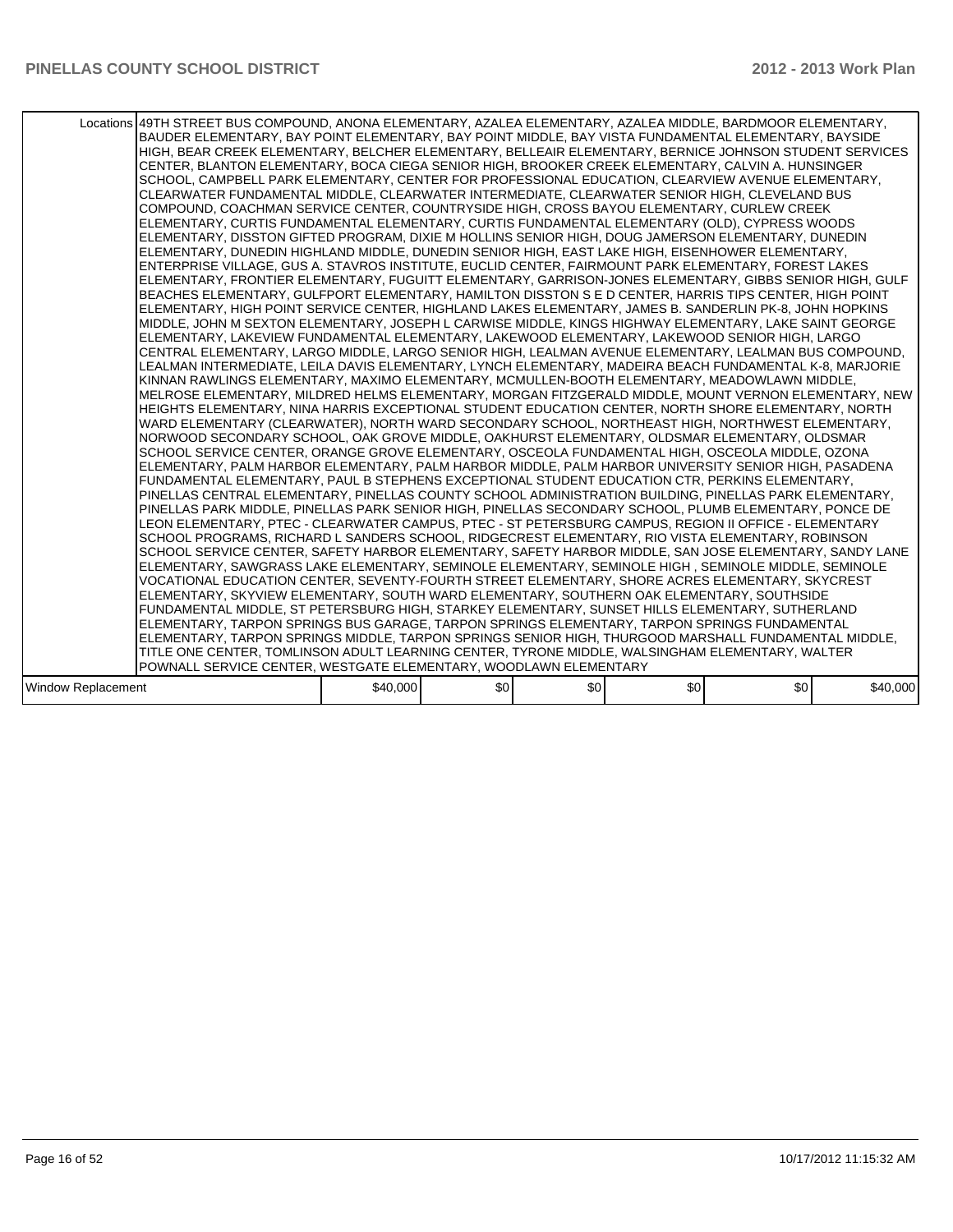| | | | | | | |
|---|---|---|---|---|---|---|
| Locations | 49TH STREET BUS COMPOUND, ANONA ELEMENTARY, AZALEA ELEMENTARY, AZALEA MIDDLE, BARDMOOR ELEMENTARY, BAUDER ELEMENTARY, BAY POINT ELEMENTARY, BAY POINT MIDDLE, BAY VISTA FUNDAMENTAL ELEMENTARY, BAYSIDE HIGH, BEAR CREEK ELEMENTARY, BELCHER ELEMENTARY, BELLEAIR ELEMENTARY, BERNICE JOHNSON STUDENT SERVICES CENTER, BLANTON ELEMENTARY, BOCA CIEGA SENIOR HIGH, BROOKER CREEK ELEMENTARY, CALVIN A. HUNSINGER SCHOOL, CAMPBELL PARK ELEMENTARY, CENTER FOR PROFESSIONAL EDUCATION, CLEARVIEW AVENUE ELEMENTARY, CLEARWATER FUNDAMENTAL MIDDLE, CLEARWATER INTERMEDIATE, CLEARWATER SENIOR HIGH, CLEVELAND BUS COMPOUND, COACHMAN SERVICE CENTER, COUNTRYSIDE HIGH, CROSS BAYOU ELEMENTARY, CURLEW CREEK ELEMENTARY, CURTIS FUNDAMENTAL ELEMENTARY, CURTIS FUNDAMENTAL ELEMENTARY (OLD), CYPRESS WOODS ELEMENTARY, DISSTON GIFTED PROGRAM, DIXIE M HOLLINS SENIOR HIGH, DOUG JAMERSON ELEMENTARY, DUNEDIN ELEMENTARY, DUNEDIN HIGHLAND MIDDLE, DUNEDIN SENIOR HIGH, EAST LAKE HIGH, EISENHOWER ELEMENTARY, ENTERPRISE VILLAGE, GUS A. STAVROS INSTITUTE, EUCLID CENTER, FAIRMOUNT PARK ELEMENTARY, FOREST LAKES ELEMENTARY, FRONTIER ELEMENTARY, FUGUITT ELEMENTARY, GARRISON-JONES ELEMENTARY, GIBBS SENIOR HIGH, GULF BEACHES ELEMENTARY, GULFPORT ELEMENTARY, HAMILTON DISSTON S E D CENTER, HARRIS TIPS CENTER, HIGH POINT ELEMENTARY, HIGH POINT SERVICE CENTER, HIGHLAND LAKES ELEMENTARY, JAMES B. SANDERLIN PK-8, JOHN HOPKINS MIDDLE, JOHN M SEXTON ELEMENTARY, JOSEPH L CARWISE MIDDLE, KINGS HIGHWAY ELEMENTARY, LAKE SAINT GEORGE ELEMENTARY, LAKEVIEW FUNDAMENTAL ELEMENTARY, LAKEWOOD ELEMENTARY, LAKEWOOD SENIOR HIGH, LARGO CENTRAL ELEMENTARY, LARGO MIDDLE, LARGO SENIOR HIGH, LEALMAN AVENUE ELEMENTARY, LEALMAN BUS COMPOUND, LEALMAN INTERMEDIATE, LEILA DAVIS ELEMENTARY, LYNCH ELEMENTARY, MADEIRA BEACH FUNDAMENTAL K-8, MARJORIE KINNAN RAWLINGS ELEMENTARY, MAXIMO ELEMENTARY, MCMULLEN-BOOTH ELEMENTARY, MEADOWLAWN MIDDLE, MELROSE ELEMENTARY, MILDRED HELMS ELEMENTARY, MORGAN FITZGERALD MIDDLE, MOUNT VERNON ELEMENTARY, NEW HEIGHTS ELEMENTARY, NINA HARRIS EXCEPTIONAL STUDENT EDUCATION CENTER, NORTH SHORE ELEMENTARY, NORTH WARD ELEMENTARY (CLEARWATER), NORTH WARD SECONDARY SCHOOL, NORTHEAST HIGH, NORTHWEST ELEMENTARY, NORWOOD SECONDARY SCHOOL, OAK GROVE MIDDLE, OAKHURST ELEMENTARY, OLDSMAR ELEMENTARY, OLDSMAR SCHOOL SERVICE CENTER, ORANGE GROVE ELEMENTARY, OSCEOLA FUNDAMENTAL HIGH, OSCEOLA MIDDLE, OZONA ELEMENTARY, PALM HARBOR ELEMENTARY, PALM HARBOR MIDDLE, PALM HARBOR UNIVERSITY SENIOR HIGH, PASADENA FUNDAMENTAL ELEMENTARY, PAUL B STEPHENS EXCEPTIONAL STUDENT EDUCATION CTR, PERKINS ELEMENTARY, PINELLAS CENTRAL ELEMENTARY, PINELLAS COUNTY SCHOOL ADMINISTRATION BUILDING, PINELLAS PARK ELEMENTARY, PINELLAS PARK MIDDLE, PINELLAS PARK SENIOR HIGH, PINELLAS SECONDARY SCHOOL, PLUMB ELEMENTARY, PONCE DE LEON ELEMENTARY, PTEC - CLEARWATER CAMPUS, PTEC - ST PETERSBURG CAMPUS, REGION II OFFICE - ELEMENTARY SCHOOL PROGRAMS, RICHARD L SANDERS SCHOOL, RIDGECREST ELEMENTARY, RIO VISTA ELEMENTARY, ROBINSON SCHOOL SERVICE CENTER, SAFETY HARBOR ELEMENTARY, SAFETY HARBOR MIDDLE, SAN JOSE ELEMENTARY, SANDY LANE ELEMENTARY, SAWGRASS LAKE ELEMENTARY, SEMINOLE ELEMENTARY, SEMINOLE HIGH , SEMINOLE MIDDLE, SEMINOLE VOCATIONAL EDUCATION CENTER, SEVENTY-FOURTH STREET ELEMENTARY, SHORE ACRES ELEMENTARY, SKYCREST ELEMENTARY, SKYVIEW ELEMENTARY, SOUTH WARD ELEMENTARY, SOUTHERN OAK ELEMENTARY, SOUTHSIDE FUNDAMENTAL MIDDLE, ST PETERSBURG HIGH, STARKEY ELEMENTARY, SUNSET HILLS ELEMENTARY, SUTHERLAND ELEMENTARY, TARPON SPRINGS BUS GARAGE, TARPON SPRINGS ELEMENTARY, TARPON SPRINGS FUNDAMENTAL ELEMENTARY, TARPON SPRINGS MIDDLE, TARPON SPRINGS SENIOR HIGH, THURGOOD MARSHALL FUNDAMENTAL MIDDLE, TITLE ONE CENTER, TOMLINSON ADULT LEARNING CENTER, TYRONE MIDDLE, WALSINGHAM ELEMENTARY, WALTER POWNALL SERVICE CENTER, WESTGATE ELEMENTARY, WOODLAWN ELEMENTARY | | | | | |
| Window Replacement | | $40,000 | $0 | $0 | $0 | $0 | $40,000 |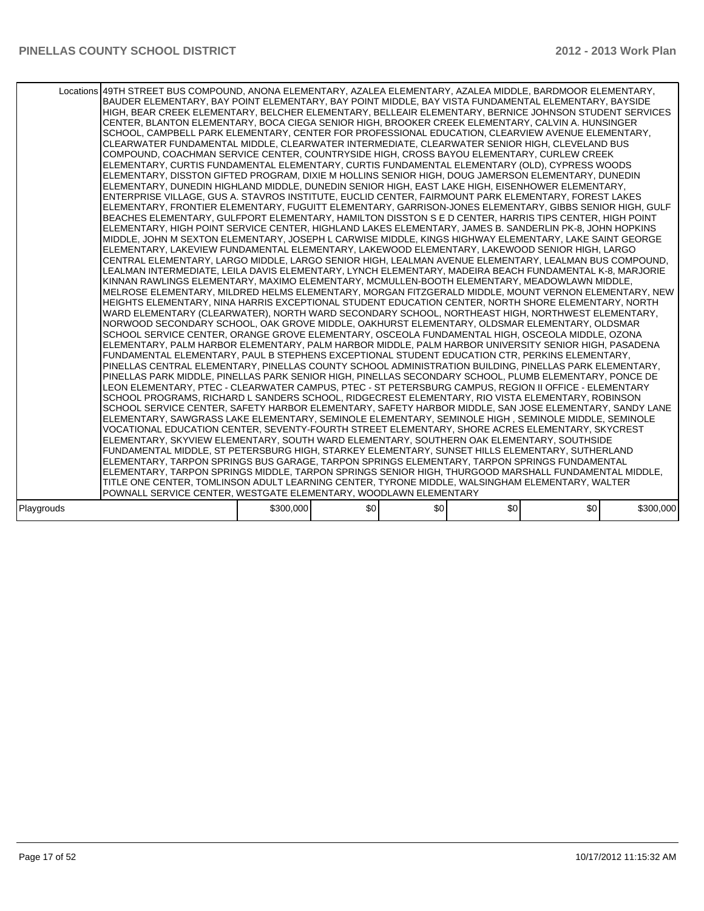| | | | | | | | |
|---|---|---|---|---|---|---|---|
| Locations | 49TH STREET BUS COMPOUND, ANONA ELEMENTARY, AZALEA ELEMENTARY, AZALEA MIDDLE, BARDMOOR ELEMENTARY, BAUDER ELEMENTARY, BAY POINT ELEMENTARY, BAY POINT MIDDLE, BAY VISTA FUNDAMENTAL ELEMENTARY, BAYSIDE HIGH, BEAR CREEK ELEMENTARY, BELCHER ELEMENTARY, BELLEAIR ELEMENTARY, BERNICE JOHNSON STUDENT SERVICES CENTER, BLANTON ELEMENTARY, BOCA CIEGA SENIOR HIGH, BROOKER CREEK ELEMENTARY, CALVIN A. HUNSINGER SCHOOL, CAMPBELL PARK ELEMENTARY, CENTER FOR PROFESSIONAL EDUCATION, CLEARVIEW AVENUE ELEMENTARY, CLEARWATER FUNDAMENTAL MIDDLE, CLEARWATER INTERMEDIATE, CLEARWATER SENIOR HIGH, CLEVELAND BUS COMPOUND, COACHMAN SERVICE CENTER, COUNTRYSIDE HIGH, CROSS BAYOU ELEMENTARY, CURLEW CREEK ELEMENTARY, CURTIS FUNDAMENTAL ELEMENTARY, CURTIS FUNDAMENTAL ELEMENTARY (OLD), CYPRESS WOODS ELEMENTARY, DISSTON GIFTED PROGRAM, DIXIE M HOLLINS SENIOR HIGH, DOUG JAMERSON ELEMENTARY, DUNEDIN ELEMENTARY, DUNEDIN HIGHLAND MIDDLE, DUNEDIN SENIOR HIGH, EAST LAKE HIGH, EISENHOWER ELEMENTARY, ENTERPRISE VILLAGE, GUS A. STAVROS INSTITUTE, EUCLID CENTER, FAIRMOUNT PARK ELEMENTARY, FOREST LAKES ELEMENTARY, FRONTIER ELEMENTARY, FUGUITT ELEMENTARY, GARRISON-JONES ELEMENTARY, GIBBS SENIOR HIGH, GULF BEACHES ELEMENTARY, GULFPORT ELEMENTARY, HAMILTON DISSTON S E D CENTER, HARRIS TIPS CENTER, HIGH POINT ELEMENTARY, HIGH POINT SERVICE CENTER, HIGHLAND LAKES ELEMENTARY, JAMES B. SANDERLIN PK-8, JOHN HOPKINS MIDDLE, JOHN M SEXTON ELEMENTARY, JOSEPH L CARWISE MIDDLE, KINGS HIGHWAY ELEMENTARY, LAKE SAINT GEORGE ELEMENTARY, LAKEVIEW FUNDAMENTAL ELEMENTARY, LAKEWOOD ELEMENTARY, LAKEWOOD SENIOR HIGH, LARGO CENTRAL ELEMENTARY, LARGO MIDDLE, LARGO SENIOR HIGH, LEALMAN AVENUE ELEMENTARY, LEALMAN BUS COMPOUND, LEALMAN INTERMEDIATE, LEILA DAVIS ELEMENTARY, LYNCH ELEMENTARY, MADEIRA BEACH FUNDAMENTAL K-8, MARJORIE KINNAN RAWLINGS ELEMENTARY, MAXIMO ELEMENTARY, MCMULLEN-BOOTH ELEMENTARY, MEADOWLAWN MIDDLE, MELROSE ELEMENTARY, MILDRED HELMS ELEMENTARY, MORGAN FITZGERALD MIDDLE, MOUNT VERNON ELEMENTARY, NEW HEIGHTS ELEMENTARY, NINA HARRIS EXCEPTIONAL STUDENT EDUCATION CENTER, NORTH SHORE ELEMENTARY, NORTH WARD ELEMENTARY (CLEARWATER), NORTH WARD SECONDARY SCHOOL, NORTHEAST HIGH, NORTHWEST ELEMENTARY, NORWOOD SECONDARY SCHOOL, OAK GROVE MIDDLE, OAKHURST ELEMENTARY, OLDSMAR ELEMENTARY, OLDSMAR SCHOOL SERVICE CENTER, ORANGE GROVE ELEMENTARY, OSCEOLA FUNDAMENTAL HIGH, OSCEOLA MIDDLE, OZONA ELEMENTARY, PALM HARBOR ELEMENTARY, PALM HARBOR MIDDLE, PALM HARBOR UNIVERSITY SENIOR HIGH, PASADENA FUNDAMENTAL ELEMENTARY, PAUL B STEPHENS EXCEPTIONAL STUDENT EDUCATION CTR, PERKINS ELEMENTARY, PINELLAS CENTRAL ELEMENTARY, PINELLAS COUNTY SCHOOL ADMINISTRATION BUILDING, PINELLAS PARK ELEMENTARY, PINELLAS PARK MIDDLE, PINELLAS PARK SENIOR HIGH, PINELLAS SECONDARY SCHOOL, PLUMB ELEMENTARY, PONCE DE LEON ELEMENTARY, PTEC - CLEARWATER CAMPUS, PTEC - ST PETERSBURG CAMPUS, REGION II OFFICE - ELEMENTARY SCHOOL PROGRAMS, RICHARD L SANDERS SCHOOL, RIDGECREST ELEMENTARY, RIO VISTA ELEMENTARY, ROBINSON SCHOOL SERVICE CENTER, SAFETY HARBOR ELEMENTARY, SAFETY HARBOR MIDDLE, SAN JOSE ELEMENTARY, SANDY LANE ELEMENTARY, SAWGRASS LAKE ELEMENTARY, SEMINOLE ELEMENTARY, SEMINOLE HIGH , SEMINOLE MIDDLE, SEMINOLE VOCATIONAL EDUCATION CENTER, SEVENTY-FOURTH STREET ELEMENTARY, SHORE ACRES ELEMENTARY, SKYCREST ELEMENTARY, SKYVIEW ELEMENTARY, SOUTH WARD ELEMENTARY, SOUTHERN OAK ELEMENTARY, SOUTHSIDE FUNDAMENTAL MIDDLE, ST PETERSBURG HIGH, STARKEY ELEMENTARY, SUNSET HILLS ELEMENTARY, SUTHERLAND ELEMENTARY, TARPON SPRINGS BUS GARAGE, TARPON SPRINGS ELEMENTARY, TARPON SPRINGS FUNDAMENTAL ELEMENTARY, TARPON SPRINGS MIDDLE, TARPON SPRINGS SENIOR HIGH, THURGOOD MARSHALL FUNDAMENTAL MIDDLE, TITLE ONE CENTER, TOMLINSON ADULT LEARNING CENTER, TYRONE MIDDLE, WALSINGHAM ELEMENTARY, WALTER POWNALL SERVICE CENTER, WESTGATE ELEMENTARY, WOODLAWN ELEMENTARY | | | | | | |
| Playgrouds | | $300,000 | $0 | $0 | $0 | $0 | $300,000 |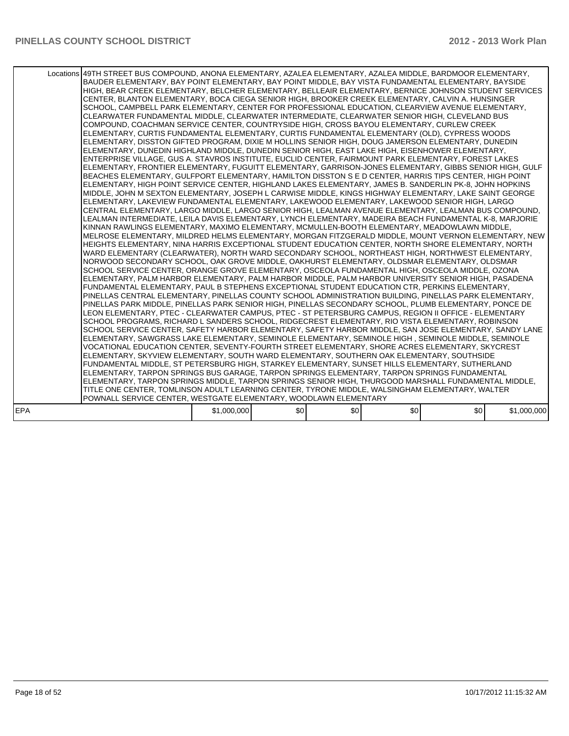| | | | | | | | |
|---|---|---|---|---|---|---|---|
| | Locations | 49TH STREET BUS COMPOUND, ANONA ELEMENTARY, AZALEA ELEMENTARY, AZALEA MIDDLE, BARDMOOR ELEMENTARY, BAUDER ELEMENTARY, BAY POINT ELEMENTARY, BAY POINT MIDDLE, BAY VISTA FUNDAMENTAL ELEMENTARY, BAYSIDE HIGH, BEAR CREEK ELEMENTARY, BELCHER ELEMENTARY, BELLEAIR ELEMENTARY, BERNICE JOHNSON STUDENT SERVICES CENTER, BLANTON ELEMENTARY, BOCA CIEGA SENIOR HIGH, BROOKER CREEK ELEMENTARY, CALVIN A. HUNSINGER SCHOOL, CAMPBELL PARK ELEMENTARY, CENTER FOR PROFESSIONAL EDUCATION, CLEARVIEW AVENUE ELEMENTARY, CLEARWATER FUNDAMENTAL MIDDLE, CLEARWATER INTERMEDIATE, CLEARWATER SENIOR HIGH, CLEVELAND BUS COMPOUND, COACHMAN SERVICE CENTER, COUNTRYSIDE HIGH, CROSS BAYOU ELEMENTARY, CURLEW CREEK ELEMENTARY, CURTIS FUNDAMENTAL ELEMENTARY, CURTIS FUNDAMENTAL ELEMENTARY (OLD), CYPRESS WOODS ELEMENTARY, DISSTON GIFTED PROGRAM, DIXIE M HOLLINS SENIOR HIGH, DOUG JAMERSON ELEMENTARY, DUNEDIN ELEMENTARY, DUNEDIN HIGHLAND MIDDLE, DUNEDIN SENIOR HIGH, EAST LAKE HIGH, EISENHOWER ELEMENTARY, ENTERPRISE VILLAGE, GUS A. STAVROS INSTITUTE, EUCLID CENTER, FAIRMOUNT PARK ELEMENTARY, FOREST LAKES ELEMENTARY, FRONTIER ELEMENTARY, FUGUITT ELEMENTARY, GARRISON-JONES ELEMENTARY, GIBBS SENIOR HIGH, GULF BEACHES ELEMENTARY, GULFPORT ELEMENTARY, HAMILTON DISSTON S E D CENTER, HARRIS TIPS CENTER, HIGH POINT ELEMENTARY, HIGH POINT SERVICE CENTER, HIGHLAND LAKES ELEMENTARY, JAMES B. SANDERLIN PK-8, JOHN HOPKINS MIDDLE, JOHN M SEXTON ELEMENTARY, JOSEPH L CARWISE MIDDLE, KINGS HIGHWAY ELEMENTARY, LAKE SAINT GEORGE ELEMENTARY, LAKEVIEW FUNDAMENTAL ELEMENTARY, LAKEWOOD ELEMENTARY, LAKEWOOD SENIOR HIGH, LARGO CENTRAL ELEMENTARY, LARGO MIDDLE, LARGO SENIOR HIGH, LEALMAN AVENUE ELEMENTARY, LEALMAN BUS COMPOUND, LEALMAN INTERMEDIATE, LEILA DAVIS ELEMENTARY, LYNCH ELEMENTARY, MADEIRA BEACH FUNDAMENTAL K-8, MARJORIE KINNAN RAWLINGS ELEMENTARY, MAXIMO ELEMENTARY, MCMULLEN-BOOTH ELEMENTARY, MEADOWLAWN MIDDLE, MELROSE ELEMENTARY, MILDRED HELMS ELEMENTARY, MORGAN FITZGERALD MIDDLE, MOUNT VERNON ELEMENTARY, NEW HEIGHTS ELEMENTARY, NINA HARRIS EXCEPTIONAL STUDENT EDUCATION CENTER, NORTH SHORE ELEMENTARY, NORTH WARD ELEMENTARY (CLEARWATER), NORTH WARD SECONDARY SCHOOL, NORTHEAST HIGH, NORTHWEST ELEMENTARY, NORWOOD SECONDARY SCHOOL, OAK GROVE MIDDLE, OAKHURST ELEMENTARY, OLDSMAR ELEMENTARY, OLDSMAR SCHOOL SERVICE CENTER, ORANGE GROVE ELEMENTARY, OSCEOLA FUNDAMENTAL HIGH, OSCEOLA MIDDLE, OZONA ELEMENTARY, PALM HARBOR ELEMENTARY, PALM HARBOR MIDDLE, PALM HARBOR UNIVERSITY SENIOR HIGH, PASADENA FUNDAMENTAL ELEMENTARY, PAUL B STEPHENS EXCEPTIONAL STUDENT EDUCATION CTR, PERKINS ELEMENTARY, PINELLAS CENTRAL ELEMENTARY, PINELLAS COUNTY SCHOOL ADMINISTRATION BUILDING, PINELLAS PARK ELEMENTARY, PINELLAS PARK MIDDLE, PINELLAS PARK SENIOR HIGH, PINELLAS SECONDARY SCHOOL, PLUMB ELEMENTARY, PONCE DE LEON ELEMENTARY, PTEC - CLEARWATER CAMPUS, PTEC - ST PETERSBURG CAMPUS, REGION II OFFICE - ELEMENTARY SCHOOL PROGRAMS, RICHARD L SANDERS SCHOOL, RIDGECREST ELEMENTARY, RIO VISTA ELEMENTARY, ROBINSON SCHOOL SERVICE CENTER, SAFETY HARBOR ELEMENTARY, SAFETY HARBOR MIDDLE, SAN JOSE ELEMENTARY, SANDY LANE ELEMENTARY, SAWGRASS LAKE ELEMENTARY, SEMINOLE ELEMENTARY, SEMINOLE HIGH , SEMINOLE MIDDLE, SEMINOLE VOCATIONAL EDUCATION CENTER, SEVENTY-FOURTH STREET ELEMENTARY, SHORE ACRES ELEMENTARY, SKYCREST ELEMENTARY, SKYVIEW ELEMENTARY, SOUTH WARD ELEMENTARY, SOUTHERN OAK ELEMENTARY, SOUTHSIDE FUNDAMENTAL MIDDLE, ST PETERSBURG HIGH, STARKEY ELEMENTARY, SUNSET HILLS ELEMENTARY, SUTHERLAND ELEMENTARY, TARPON SPRINGS BUS GARAGE, TARPON SPRINGS ELEMENTARY, TARPON SPRINGS FUNDAMENTAL ELEMENTARY, TARPON SPRINGS MIDDLE, TARPON SPRINGS SENIOR HIGH, THURGOOD MARSHALL FUNDAMENTAL MIDDLE, TITLE ONE CENTER, TOMLINSON ADULT LEARNING CENTER, TYRONE MIDDLE, WALSINGHAM ELEMENTARY, WALTER POWNALL SERVICE CENTER, WESTGATE ELEMENTARY, WOODLAWN ELEMENTARY | | | | | |
| EPA | | $1,000,000 | $0 | $0 | $0 | $0 | $1,000,000 |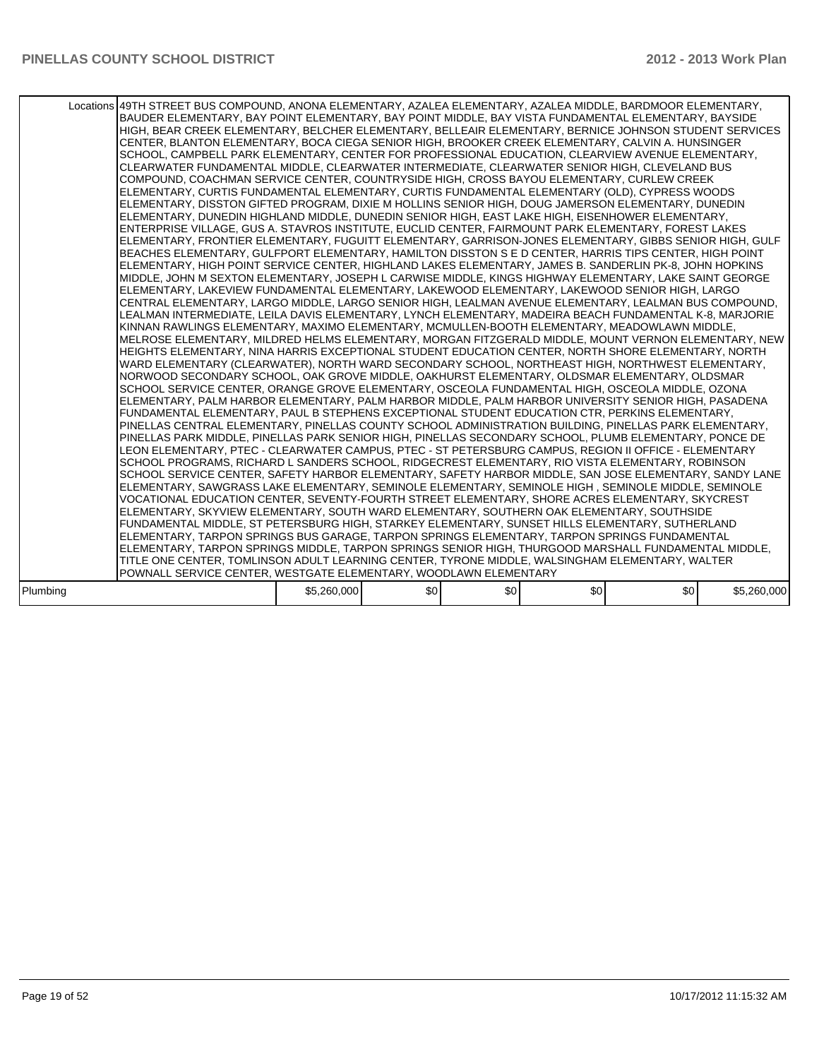| | | | | | | |
|---|---|---|---|---|---|---|
| Locations | 49TH STREET BUS COMPOUND, ANONA ELEMENTARY, AZALEA ELEMENTARY, AZALEA MIDDLE, BARDMOOR ELEMENTARY, BAUDER ELEMENTARY, BAY POINT ELEMENTARY, BAY POINT MIDDLE, BAY VISTA FUNDAMENTAL ELEMENTARY, BAYSIDE HIGH, BEAR CREEK ELEMENTARY, BELCHER ELEMENTARY, BELLEAIR ELEMENTARY, BERNICE JOHNSON STUDENT SERVICES CENTER, BLANTON ELEMENTARY, BOCA CIEGA SENIOR HIGH, BROOKER CREEK ELEMENTARY, CALVIN A. HUNSINGER SCHOOL, CAMPBELL PARK ELEMENTARY, CENTER FOR PROFESSIONAL EDUCATION, CLEARVIEW AVENUE ELEMENTARY, CLEARWATER FUNDAMENTAL MIDDLE, CLEARWATER INTERMEDIATE, CLEARWATER SENIOR HIGH, CLEVELAND BUS COMPOUND, COACHMAN SERVICE CENTER, COUNTRYSIDE HIGH, CROSS BAYOU ELEMENTARY, CURLEW CREEK ELEMENTARY, CURTIS FUNDAMENTAL ELEMENTARY, CURTIS FUNDAMENTAL ELEMENTARY (OLD), CYPRESS WOODS ELEMENTARY, DISSTON GIFTED PROGRAM, DIXIE M HOLLINS SENIOR HIGH, DOUG JAMERSON ELEMENTARY, DUNEDIN ELEMENTARY, DUNEDIN HIGHLAND MIDDLE, DUNEDIN SENIOR HIGH, EAST LAKE HIGH, EISENHOWER ELEMENTARY, ENTERPRISE VILLAGE, GUS A. STAVROS INSTITUTE, EUCLID CENTER, FAIRMOUNT PARK ELEMENTARY, FOREST LAKES ELEMENTARY, FRONTIER ELEMENTARY, FUGUITT ELEMENTARY, GARRISON-JONES ELEMENTARY, GIBBS SENIOR HIGH, GULF BEACHES ELEMENTARY, GULFPORT ELEMENTARY, HAMILTON DISSTON S E D CENTER, HARRIS TIPS CENTER, HIGH POINT ELEMENTARY, HIGH POINT SERVICE CENTER, HIGHLAND LAKES ELEMENTARY, JAMES B. SANDERLIN PK-8, JOHN HOPKINS MIDDLE, JOHN M SEXTON ELEMENTARY, JOSEPH L CARWISE MIDDLE, KINGS HIGHWAY ELEMENTARY, LAKE SAINT GEORGE ELEMENTARY, LAKEVIEW FUNDAMENTAL ELEMENTARY, LAKEWOOD ELEMENTARY, LAKEWOOD SENIOR HIGH, LARGO CENTRAL ELEMENTARY, LARGO MIDDLE, LARGO SENIOR HIGH, LEALMAN AVENUE ELEMENTARY, LEALMAN BUS COMPOUND, LEALMAN INTERMEDIATE, LEILA DAVIS ELEMENTARY, LYNCH ELEMENTARY, MADEIRA BEACH FUNDAMENTAL K-8, MARJORIE KINNAN RAWLINGS ELEMENTARY, MAXIMO ELEMENTARY, MCMULLEN-BOOTH ELEMENTARY, MEADOWLAWN MIDDLE, MELROSE ELEMENTARY, MILDRED HELMS ELEMENTARY, MORGAN FITZGERALD MIDDLE, MOUNT VERNON ELEMENTARY, NEW HEIGHTS ELEMENTARY, NINA HARRIS EXCEPTIONAL STUDENT EDUCATION CENTER, NORTH SHORE ELEMENTARY, NORTH WARD ELEMENTARY (CLEARWATER), NORTH WARD SECONDARY SCHOOL, NORTHEAST HIGH, NORTHWEST ELEMENTARY, NORWOOD SECONDARY SCHOOL, OAK GROVE MIDDLE, OAKHURST ELEMENTARY, OLDSMAR ELEMENTARY, OLDSMAR SCHOOL SERVICE CENTER, ORANGE GROVE ELEMENTARY, OSCEOLA FUNDAMENTAL HIGH, OSCEOLA MIDDLE, OZONA ELEMENTARY, PALM HARBOR ELEMENTARY, PALM HARBOR MIDDLE, PALM HARBOR UNIVERSITY SENIOR HIGH, PASADENA FUNDAMENTAL ELEMENTARY, PAUL B STEPHENS EXCEPTIONAL STUDENT EDUCATION CTR, PERKINS ELEMENTARY, PINELLAS CENTRAL ELEMENTARY, PINELLAS COUNTY SCHOOL ADMINISTRATION BUILDING, PINELLAS PARK ELEMENTARY, PINELLAS PARK MIDDLE, PINELLAS PARK SENIOR HIGH, PINELLAS SECONDARY SCHOOL, PLUMB ELEMENTARY, PONCE DE LEON ELEMENTARY, PTEC - CLEARWATER CAMPUS, PTEC - ST PETERSBURG CAMPUS, REGION II OFFICE - ELEMENTARY SCHOOL PROGRAMS, RICHARD L SANDERS SCHOOL, RIDGECREST ELEMENTARY, RIO VISTA ELEMENTARY, ROBINSON SCHOOL SERVICE CENTER, SAFETY HARBOR ELEMENTARY, SAFETY HARBOR MIDDLE, SAN JOSE ELEMENTARY, SANDY LANE ELEMENTARY, SAWGRASS LAKE ELEMENTARY, SEMINOLE ELEMENTARY, SEMINOLE HIGH , SEMINOLE MIDDLE, SEMINOLE VOCATIONAL EDUCATION CENTER, SEVENTY-FOURTH STREET ELEMENTARY, SHORE ACRES ELEMENTARY, SKYCREST ELEMENTARY, SKYVIEW ELEMENTARY, SOUTH WARD ELEMENTARY, SOUTHERN OAK ELEMENTARY, SOUTHSIDE FUNDAMENTAL MIDDLE, ST PETERSBURG HIGH, STARKEY ELEMENTARY, SUNSET HILLS ELEMENTARY, SUTHERLAND ELEMENTARY, TARPON SPRINGS BUS GARAGE, TARPON SPRINGS ELEMENTARY, TARPON SPRINGS FUNDAMENTAL ELEMENTARY, TARPON SPRINGS MIDDLE, TARPON SPRINGS SENIOR HIGH, THURGOOD MARSHALL FUNDAMENTAL MIDDLE, TITLE ONE CENTER, TOMLINSON ADULT LEARNING CENTER, TYRONE MIDDLE, WALSINGHAM ELEMENTARY, WALTER POWNALL SERVICE CENTER, WESTGATE ELEMENTARY, WOODLAWN ELEMENTARY | | | | | |
| Plumbing | $5,260,000 | $0 | $0 | $0 | $0 | $5,260,000 |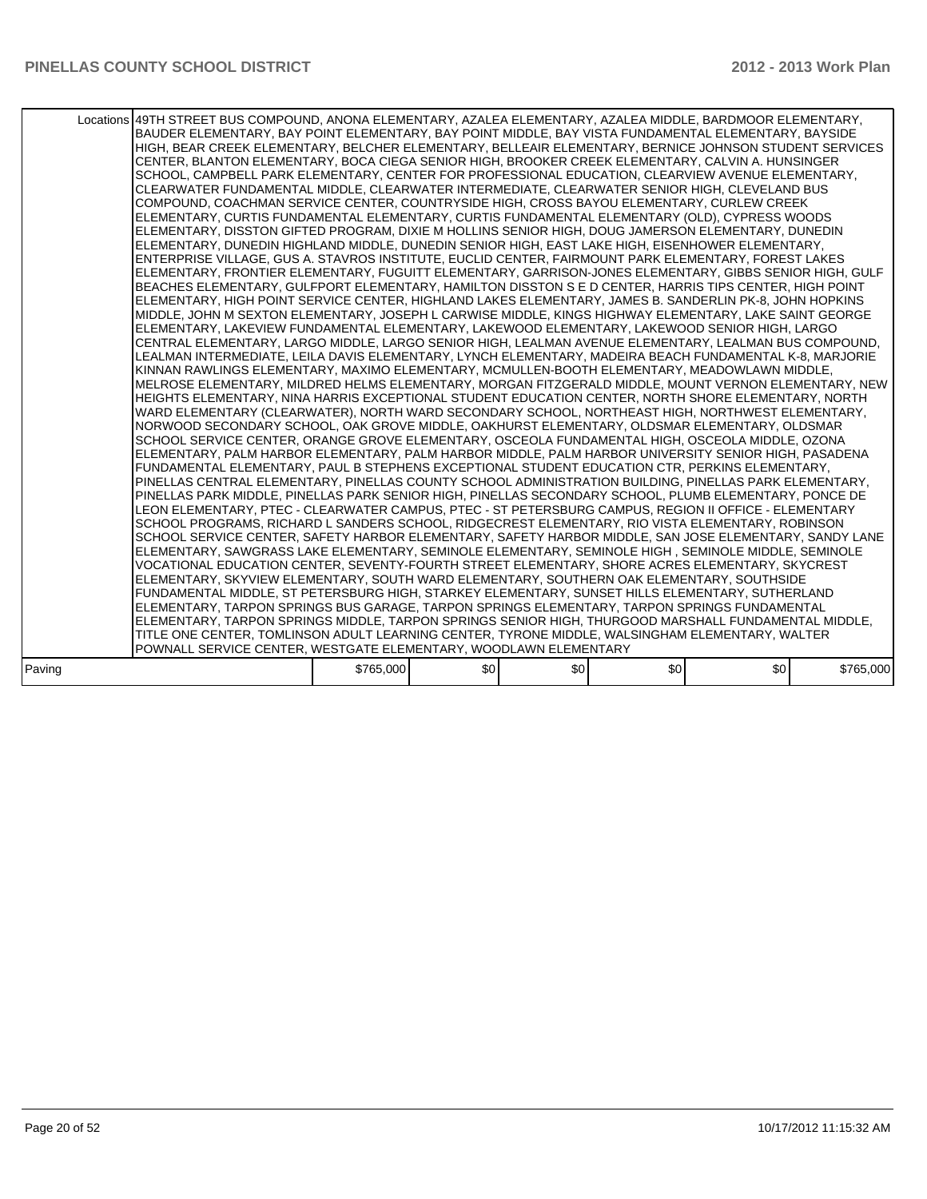| | | | | | | | |
|---|---|---|---|---|---|---|---|
| | Locations | 49TH STREET BUS COMPOUND, ANONA ELEMENTARY, AZALEA ELEMENTARY, AZALEA MIDDLE, BARDMOOR ELEMENTARY, BAUDER ELEMENTARY, BAY POINT ELEMENTARY, BAY POINT MIDDLE, BAY VISTA FUNDAMENTAL ELEMENTARY, BAYSIDE HIGH, BEAR CREEK ELEMENTARY, BELCHER ELEMENTARY, BELLEAIR ELEMENTARY, BERNICE JOHNSON STUDENT SERVICES CENTER, BLANTON ELEMENTARY, BOCA CIEGA SENIOR HIGH, BROOKER CREEK ELEMENTARY, CALVIN A. HUNSINGER SCHOOL, CAMPBELL PARK ELEMENTARY, CENTER FOR PROFESSIONAL EDUCATION, CLEARVIEW AVENUE ELEMENTARY, CLEARWATER FUNDAMENTAL MIDDLE, CLEARWATER INTERMEDIATE, CLEARWATER SENIOR HIGH, CLEVELAND BUS COMPOUND, COACHMAN SERVICE CENTER, COUNTRYSIDE HIGH, CROSS BAYOU ELEMENTARY, CURLEW CREEK ELEMENTARY, CURTIS FUNDAMENTAL ELEMENTARY, CURTIS FUNDAMENTAL ELEMENTARY (OLD), CYPRESS WOODS ELEMENTARY, DISSTON GIFTED PROGRAM, DIXIE M HOLLINS SENIOR HIGH, DOUG JAMERSON ELEMENTARY, DUNEDIN ELEMENTARY, DUNEDIN HIGHLAND MIDDLE, DUNEDIN SENIOR HIGH, EAST LAKE HIGH, EISENHOWER ELEMENTARY, ENTERPRISE VILLAGE, GUS A. STAVROS INSTITUTE, EUCLID CENTER, FAIRMOUNT PARK ELEMENTARY, FOREST LAKES ELEMENTARY, FRONTIER ELEMENTARY, FUGUITT ELEMENTARY, GARRISON-JONES ELEMENTARY, GIBBS SENIOR HIGH, GULF BEACHES ELEMENTARY, GULFPORT ELEMENTARY, HAMILTON DISSTON S E D CENTER, HARRIS TIPS CENTER, HIGH POINT ELEMENTARY, HIGH POINT SERVICE CENTER, HIGHLAND LAKES ELEMENTARY, JAMES B. SANDERLIN PK-8, JOHN HOPKINS MIDDLE, JOHN M SEXTON ELEMENTARY, JOSEPH L CARWISE MIDDLE, KINGS HIGHWAY ELEMENTARY, LAKE SAINT GEORGE ELEMENTARY, LAKEVIEW FUNDAMENTAL ELEMENTARY, LAKEWOOD ELEMENTARY, LAKEWOOD SENIOR HIGH, LARGO CENTRAL ELEMENTARY, LARGO MIDDLE, LARGO SENIOR HIGH, LEALMAN AVENUE ELEMENTARY, LEALMAN BUS COMPOUND, LEALMAN INTERMEDIATE, LEILA DAVIS ELEMENTARY, LYNCH ELEMENTARY, MADEIRA BEACH FUNDAMENTAL K-8, MARJORIE KINNAN RAWLINGS ELEMENTARY, MAXIMO ELEMENTARY, MCMULLEN-BOOTH ELEMENTARY, MEADOWLAWN MIDDLE, MELROSE ELEMENTARY, MILDRED HELMS ELEMENTARY, MORGAN FITZGERALD MIDDLE, MOUNT VERNON ELEMENTARY, NEW HEIGHTS ELEMENTARY, NINA HARRIS EXCEPTIONAL STUDENT EDUCATION CENTER, NORTH SHORE ELEMENTARY, NORTH WARD ELEMENTARY (CLEARWATER), NORTH WARD SECONDARY SCHOOL, NORTHEAST HIGH, NORTHWEST ELEMENTARY, NORWOOD SECONDARY SCHOOL, OAK GROVE MIDDLE, OAKHURST ELEMENTARY, OLDSMAR ELEMENTARY, OLDSMAR SCHOOL SERVICE CENTER, ORANGE GROVE ELEMENTARY, OSCEOLA FUNDAMENTAL HIGH, OSCEOLA MIDDLE, OZONA ELEMENTARY, PALM HARBOR ELEMENTARY, PALM HARBOR MIDDLE, PALM HARBOR UNIVERSITY SENIOR HIGH, PASADENA FUNDAMENTAL ELEMENTARY, PAUL B STEPHENS EXCEPTIONAL STUDENT EDUCATION CTR, PERKINS ELEMENTARY, PINELLAS CENTRAL ELEMENTARY, PINELLAS COUNTY SCHOOL ADMINISTRATION BUILDING, PINELLAS PARK ELEMENTARY, PINELLAS PARK MIDDLE, PINELLAS PARK SENIOR HIGH, PINELLAS SECONDARY SCHOOL, PLUMB ELEMENTARY, PONCE DE LEON ELEMENTARY, PTEC - CLEARWATER CAMPUS, PTEC - ST PETERSBURG CAMPUS, REGION II OFFICE - ELEMENTARY SCHOOL PROGRAMS, RICHARD L SANDERS SCHOOL, RIDGECREST ELEMENTARY, RIO VISTA ELEMENTARY, ROBINSON SCHOOL SERVICE CENTER, SAFETY HARBOR ELEMENTARY, SAFETY HARBOR MIDDLE, SAN JOSE ELEMENTARY, SANDY LANE ELEMENTARY, SAWGRASS LAKE ELEMENTARY, SEMINOLE ELEMENTARY, SEMINOLE HIGH , SEMINOLE MIDDLE, SEMINOLE VOCATIONAL EDUCATION CENTER, SEVENTY-FOURTH STREET ELEMENTARY, SHORE ACRES ELEMENTARY, SKYCREST ELEMENTARY, SKYVIEW ELEMENTARY, SOUTH WARD ELEMENTARY, SOUTHERN OAK ELEMENTARY, SOUTHSIDE FUNDAMENTAL MIDDLE, ST PETERSBURG HIGH, STARKEY ELEMENTARY, SUNSET HILLS ELEMENTARY, SUTHERLAND ELEMENTARY, TARPON SPRINGS BUS GARAGE, TARPON SPRINGS ELEMENTARY, TARPON SPRINGS FUNDAMENTAL ELEMENTARY, TARPON SPRINGS MIDDLE, TARPON SPRINGS SENIOR HIGH, THURGOOD MARSHALL FUNDAMENTAL MIDDLE, TITLE ONE CENTER, TOMLINSON ADULT LEARNING CENTER, TYRONE MIDDLE, WALSINGHAM ELEMENTARY, WALTER POWNALL SERVICE CENTER, WESTGATE ELEMENTARY, WOODLAWN ELEMENTARY | | | | | |
| Paving | | $765,000 | $0 | $0 | $0 | $0 | $765,000 |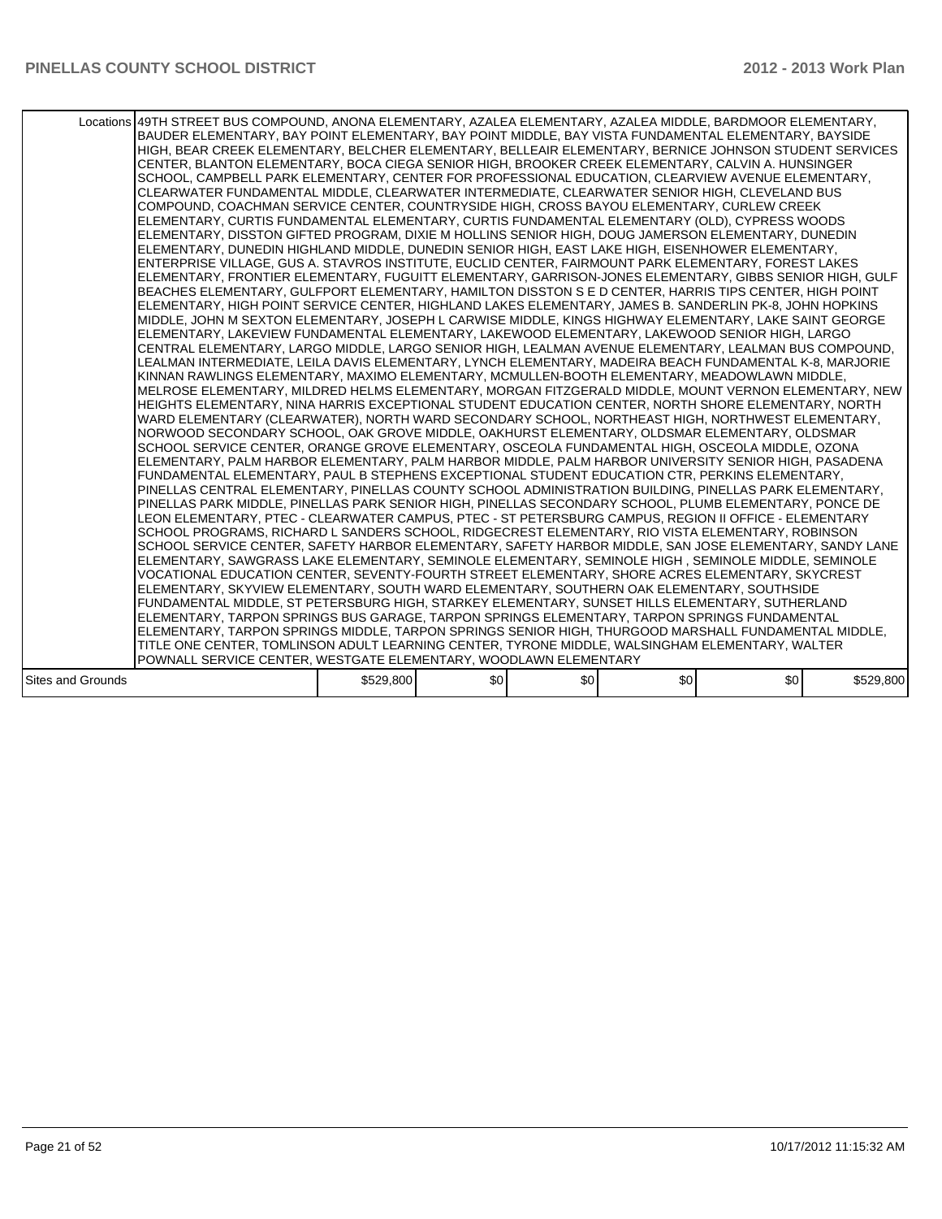| | | | | | | | |
|---|---|---|---|---|---|---|---|
| Locations | 49TH STREET BUS COMPOUND, ANONA ELEMENTARY, AZALEA ELEMENTARY, AZALEA MIDDLE, BARDMOOR ELEMENTARY, BAUDER ELEMENTARY, BAY POINT ELEMENTARY, BAY POINT MIDDLE, BAY VISTA FUNDAMENTAL ELEMENTARY, BAYSIDE HIGH, BEAR CREEK ELEMENTARY, BELCHER ELEMENTARY, BELLEAIR ELEMENTARY, BERNICE JOHNSON STUDENT SERVICES CENTER, BLANTON ELEMENTARY, BOCA CIEGA SENIOR HIGH, BROOKER CREEK ELEMENTARY, CALVIN A. HUNSINGER SCHOOL, CAMPBELL PARK ELEMENTARY, CENTER FOR PROFESSIONAL EDUCATION, CLEARVIEW AVENUE ELEMENTARY, CLEARWATER FUNDAMENTAL MIDDLE, CLEARWATER INTERMEDIATE, CLEARWATER SENIOR HIGH, CLEVELAND BUS COMPOUND, COACHMAN SERVICE CENTER, COUNTRYSIDE HIGH, CROSS BAYOU ELEMENTARY, CURLEW CREEK ELEMENTARY, CURTIS FUNDAMENTAL ELEMENTARY, CURTIS FUNDAMENTAL ELEMENTARY (OLD), CYPRESS WOODS ELEMENTARY, DISSTON GIFTED PROGRAM, DIXIE M HOLLINS SENIOR HIGH, DOUG JAMERSON ELEMENTARY, DUNEDIN ELEMENTARY, DUNEDIN HIGHLAND MIDDLE, DUNEDIN SENIOR HIGH, EAST LAKE HIGH, EISENHOWER ELEMENTARY, ENTERPRISE VILLAGE, GUS A. STAVROS INSTITUTE, EUCLID CENTER, FAIRMOUNT PARK ELEMENTARY, FOREST LAKES ELEMENTARY, FRONTIER ELEMENTARY, FUGUITT ELEMENTARY, GARRISON-JONES ELEMENTARY, GIBBS SENIOR HIGH, GULF BEACHES ELEMENTARY, GULFPORT ELEMENTARY, HAMILTON DISSTON S E D CENTER, HARRIS TIPS CENTER, HIGH POINT ELEMENTARY, HIGH POINT SERVICE CENTER, HIGHLAND LAKES ELEMENTARY, JAMES B. SANDERLIN PK-8, JOHN HOPKINS MIDDLE, JOHN M SEXTON ELEMENTARY, JOSEPH L CARWISE MIDDLE, KINGS HIGHWAY ELEMENTARY, LAKE SAINT GEORGE ELEMENTARY, LAKEVIEW FUNDAMENTAL ELEMENTARY, LAKEWOOD ELEMENTARY, LAKEWOOD SENIOR HIGH, LARGO CENTRAL ELEMENTARY, LARGO MIDDLE, LARGO SENIOR HIGH, LEALMAN AVENUE ELEMENTARY, LEALMAN BUS COMPOUND, LEALMAN INTERMEDIATE, LEILA DAVIS ELEMENTARY, LYNCH ELEMENTARY, MADEIRA BEACH FUNDAMENTAL K-8, MARJORIE KINNAN RAWLINGS ELEMENTARY, MAXIMO ELEMENTARY, MCMULLEN-BOOTH ELEMENTARY, MEADOWLAWN MIDDLE, MELROSE ELEMENTARY, MILDRED HELMS ELEMENTARY, MORGAN FITZGERALD MIDDLE, MOUNT VERNON ELEMENTARY, NEW HEIGHTS ELEMENTARY, NINA HARRIS EXCEPTIONAL STUDENT EDUCATION CENTER, NORTH SHORE ELEMENTARY, NORTH WARD ELEMENTARY (CLEARWATER), NORTH WARD SECONDARY SCHOOL, NORTHEAST HIGH, NORTHWEST ELEMENTARY, NORWOOD SECONDARY SCHOOL, OAK GROVE MIDDLE, OAKHURST ELEMENTARY, OLDSMAR ELEMENTARY, OLDSMAR SCHOOL SERVICE CENTER, ORANGE GROVE ELEMENTARY, OSCEOLA FUNDAMENTAL HIGH, OSCEOLA MIDDLE, OZONA ELEMENTARY, PALM HARBOR ELEMENTARY, PALM HARBOR MIDDLE, PALM HARBOR UNIVERSITY SENIOR HIGH, PASADENA FUNDAMENTAL ELEMENTARY, PAUL B STEPHENS EXCEPTIONAL STUDENT EDUCATION CTR, PERKINS ELEMENTARY, PINELLAS CENTRAL ELEMENTARY, PINELLAS COUNTY SCHOOL ADMINISTRATION BUILDING, PINELLAS PARK ELEMENTARY, PINELLAS PARK MIDDLE, PINELLAS PARK SENIOR HIGH, PINELLAS SECONDARY SCHOOL, PLUMB ELEMENTARY, PONCE DE LEON ELEMENTARY, PTEC - CLEARWATER CAMPUS, PTEC - ST PETERSBURG CAMPUS, REGION II OFFICE - ELEMENTARY SCHOOL PROGRAMS, RICHARD L SANDERS SCHOOL, RIDGECREST ELEMENTARY, RIO VISTA ELEMENTARY, ROBINSON SCHOOL SERVICE CENTER, SAFETY HARBOR ELEMENTARY, SAFETY HARBOR MIDDLE, SAN JOSE ELEMENTARY, SANDY LANE ELEMENTARY, SAWGRASS LAKE ELEMENTARY, SEMINOLE ELEMENTARY, SEMINOLE HIGH , SEMINOLE MIDDLE, SEMINOLE VOCATIONAL EDUCATION CENTER, SEVENTY-FOURTH STREET ELEMENTARY, SHORE ACRES ELEMENTARY, SKYCREST ELEMENTARY, SKYVIEW ELEMENTARY, SOUTH WARD ELEMENTARY, SOUTHERN OAK ELEMENTARY, SOUTHSIDE FUNDAMENTAL MIDDLE, ST PETERSBURG HIGH, STARKEY ELEMENTARY, SUNSET HILLS ELEMENTARY, SUTHERLAND ELEMENTARY, TARPON SPRINGS BUS GARAGE, TARPON SPRINGS ELEMENTARY, TARPON SPRINGS FUNDAMENTAL ELEMENTARY, TARPON SPRINGS MIDDLE, TARPON SPRINGS SENIOR HIGH, THURGOOD MARSHALL FUNDAMENTAL MIDDLE, TITLE ONE CENTER, TOMLINSON ADULT LEARNING CENTER, TYRONE MIDDLE, WALSINGHAM ELEMENTARY, WALTER POWNALL SERVICE CENTER, WESTGATE ELEMENTARY, WOODLAWN ELEMENTARY | | | | | | |
| Sites and Grounds | | $529,800 | $0 | $0 | $0 | $0 | $529,800 |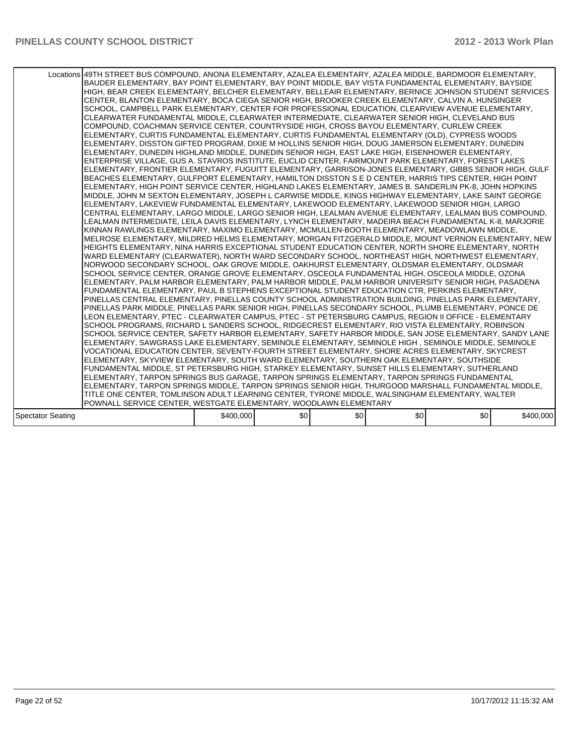| | | | | | | |
|---|---|---|---|---|---|---|
| Locations | 49TH STREET BUS COMPOUND, ANONA ELEMENTARY, AZALEA ELEMENTARY, AZALEA MIDDLE, BARDMOOR ELEMENTARY, BAUDER ELEMENTARY, BAY POINT ELEMENTARY, BAY POINT MIDDLE, BAY VISTA FUNDAMENTAL ELEMENTARY, BAYSIDE HIGH, BEAR CREEK ELEMENTARY, BELCHER ELEMENTARY, BELLEAIR ELEMENTARY, BERNICE JOHNSON STUDENT SERVICES CENTER, BLANTON ELEMENTARY, BOCA CIEGA SENIOR HIGH, BROOKER CREEK ELEMENTARY, CALVIN A. HUNSINGER SCHOOL, CAMPBELL PARK ELEMENTARY, CENTER FOR PROFESSIONAL EDUCATION, CLEARVIEW AVENUE ELEMENTARY, CLEARWATER FUNDAMENTAL MIDDLE, CLEARWATER INTERMEDIATE, CLEARWATER SENIOR HIGH, CLEVELAND BUS COMPOUND, COACHMAN SERVICE CENTER, COUNTRYSIDE HIGH, CROSS BAYOU ELEMENTARY, CURLEW CREEK ELEMENTARY, CURTIS FUNDAMENTAL ELEMENTARY, CURTIS FUNDAMENTAL ELEMENTARY (OLD), CYPRESS WOODS ELEMENTARY, DISSTON GIFTED PROGRAM, DIXIE M HOLLINS SENIOR HIGH, DOUG JAMERSON ELEMENTARY, DUNEDIN ELEMENTARY, DUNEDIN HIGHLAND MIDDLE, DUNEDIN SENIOR HIGH, EAST LAKE HIGH, EISENHOWER ELEMENTARY, ENTERPRISE VILLAGE, GUS A. STAVROS INSTITUTE, EUCLID CENTER, FAIRMOUNT PARK ELEMENTARY, FOREST LAKES ELEMENTARY, FRONTIER ELEMENTARY, FUGUITT ELEMENTARY, GARRISON-JONES ELEMENTARY, GIBBS SENIOR HIGH, GULF BEACHES ELEMENTARY, GULFPORT ELEMENTARY, HAMILTON DISSTON S E D CENTER, HARRIS TIPS CENTER, HIGH POINT ELEMENTARY, HIGH POINT SERVICE CENTER, HIGHLAND LAKES ELEMENTARY, JAMES B. SANDERLIN PK-8, JOHN HOPKINS MIDDLE, JOHN M SEXTON ELEMENTARY, JOSEPH L CARWISE MIDDLE, KINGS HIGHWAY ELEMENTARY, LAKE SAINT GEORGE ELEMENTARY, LAKEVIEW FUNDAMENTAL ELEMENTARY, LAKEWOOD ELEMENTARY, LAKEWOOD SENIOR HIGH, LARGO CENTRAL ELEMENTARY, LARGO MIDDLE, LARGO SENIOR HIGH, LEALMAN AVENUE ELEMENTARY, LEALMAN BUS COMPOUND, LEALMAN INTERMEDIATE, LEILA DAVIS ELEMENTARY, LYNCH ELEMENTARY, MADEIRA BEACH FUNDAMENTAL K-8, MARJORIE KINNAN RAWLINGS ELEMENTARY, MAXIMO ELEMENTARY, MCMULLEN-BOOTH ELEMENTARY, MEADOWLAWN MIDDLE, MELROSE ELEMENTARY, MILDRED HELMS ELEMENTARY, MORGAN FITZGERALD MIDDLE, MOUNT VERNON ELEMENTARY, NEW HEIGHTS ELEMENTARY, NINA HARRIS EXCEPTIONAL STUDENT EDUCATION CENTER, NORTH SHORE ELEMENTARY, NORTH WARD ELEMENTARY (CLEARWATER), NORTH WARD SECONDARY SCHOOL, NORTHEAST HIGH, NORTHWEST ELEMENTARY, NORWOOD SECONDARY SCHOOL, OAK GROVE MIDDLE, OAKHURST ELEMENTARY, OLDSMAR ELEMENTARY, OLDSMAR SCHOOL SERVICE CENTER, ORANGE GROVE ELEMENTARY, OSCEOLA FUNDAMENTAL HIGH, OSCEOLA MIDDLE, OZONA ELEMENTARY, PALM HARBOR ELEMENTARY, PALM HARBOR MIDDLE, PALM HARBOR UNIVERSITY SENIOR HIGH, PASADENA FUNDAMENTAL ELEMENTARY, PAUL B STEPHENS EXCEPTIONAL STUDENT EDUCATION CTR, PERKINS ELEMENTARY, PINELLAS CENTRAL ELEMENTARY, PINELLAS COUNTY SCHOOL ADMINISTRATION BUILDING, PINELLAS PARK ELEMENTARY, PINELLAS PARK MIDDLE, PINELLAS PARK SENIOR HIGH, PINELLAS SECONDARY SCHOOL, PLUMB ELEMENTARY, PONCE DE LEON ELEMENTARY, PTEC - CLEARWATER CAMPUS, PTEC - ST PETERSBURG CAMPUS, REGION II OFFICE - ELEMENTARY SCHOOL PROGRAMS, RICHARD L SANDERS SCHOOL, RIDGECREST ELEMENTARY, RIO VISTA ELEMENTARY, ROBINSON SCHOOL SERVICE CENTER, SAFETY HARBOR ELEMENTARY, SAFETY HARBOR MIDDLE, SAN JOSE ELEMENTARY, SANDY LANE ELEMENTARY, SAWGRASS LAKE ELEMENTARY, SEMINOLE ELEMENTARY, SEMINOLE HIGH , SEMINOLE MIDDLE, SEMINOLE VOCATIONAL EDUCATION CENTER, SEVENTY-FOURTH STREET ELEMENTARY, SHORE ACRES ELEMENTARY, SKYCREST ELEMENTARY, SKYVIEW ELEMENTARY, SOUTH WARD ELEMENTARY, SOUTHERN OAK ELEMENTARY, SOUTHSIDE FUNDAMENTAL MIDDLE, ST PETERSBURG HIGH, STARKEY ELEMENTARY, SUNSET HILLS ELEMENTARY, SUTHERLAND ELEMENTARY, TARPON SPRINGS BUS GARAGE, TARPON SPRINGS ELEMENTARY, TARPON SPRINGS FUNDAMENTAL ELEMENTARY, TARPON SPRINGS MIDDLE, TARPON SPRINGS SENIOR HIGH, THURGOOD MARSHALL FUNDAMENTAL MIDDLE, TITLE ONE CENTER, TOMLINSON ADULT LEARNING CENTER, TYRONE MIDDLE, WALSINGHAM ELEMENTARY, WALTER POWNALL SERVICE CENTER, WESTGATE ELEMENTARY, WOODLAWN ELEMENTARY | | | | | |
| Spectator Seating | | $400,000 | $0 | $0 | $0 | $0 | $400,000 |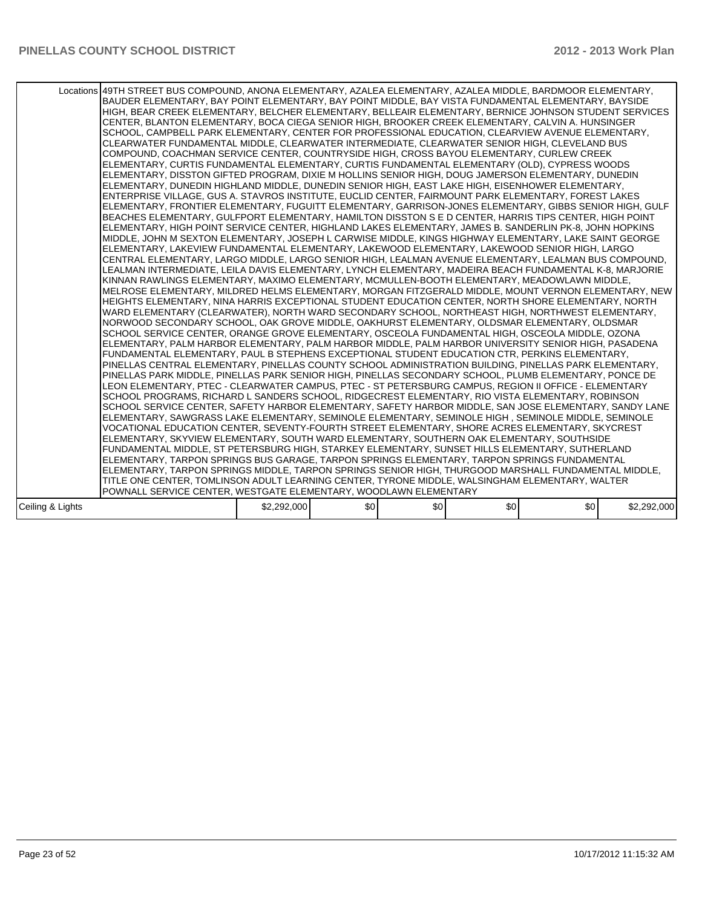| | | | | | | |
|---|---|---|---|---|---|---|
| Locations | 49TH STREET BUS COMPOUND, ANONA ELEMENTARY, AZALEA ELEMENTARY, AZALEA MIDDLE, BARDMOOR ELEMENTARY, BAUDER ELEMENTARY, BAY POINT ELEMENTARY, BAY POINT MIDDLE, BAY VISTA FUNDAMENTAL ELEMENTARY, BAYSIDE HIGH, BEAR CREEK ELEMENTARY, BELCHER ELEMENTARY, BELLEAIR ELEMENTARY, BERNICE JOHNSON STUDENT SERVICES CENTER, BLANTON ELEMENTARY, BOCA CIEGA SENIOR HIGH, BROOKER CREEK ELEMENTARY, CALVIN A. HUNSINGER SCHOOL, CAMPBELL PARK ELEMENTARY, CENTER FOR PROFESSIONAL EDUCATION, CLEARVIEW AVENUE ELEMENTARY, CLEARWATER FUNDAMENTAL MIDDLE, CLEARWATER INTERMEDIATE, CLEARWATER SENIOR HIGH, CLEVELAND BUS COMPOUND, COACHMAN SERVICE CENTER, COUNTRYSIDE HIGH, CROSS BAYOU ELEMENTARY, CURLEW CREEK ELEMENTARY, CURTIS FUNDAMENTAL ELEMENTARY, CURTIS FUNDAMENTAL ELEMENTARY (OLD), CYPRESS WOODS ELEMENTARY, DISSTON GIFTED PROGRAM, DIXIE M HOLLINS SENIOR HIGH, DOUG JAMERSON ELEMENTARY, DUNEDIN ELEMENTARY, DUNEDIN HIGHLAND MIDDLE, DUNEDIN SENIOR HIGH, EAST LAKE HIGH, EISENHOWER ELEMENTARY, ENTERPRISE VILLAGE, GUS A. STAVROS INSTITUTE, EUCLID CENTER, FAIRMOUNT PARK ELEMENTARY, FOREST LAKES ELEMENTARY, FRONTIER ELEMENTARY, FUGUITT ELEMENTARY, GARRISON-JONES ELEMENTARY, GIBBS SENIOR HIGH, GULF BEACHES ELEMENTARY, GULFPORT ELEMENTARY, HAMILTON DISSTON S E D CENTER, HARRIS TIPS CENTER, HIGH POINT ELEMENTARY, HIGH POINT SERVICE CENTER, HIGHLAND LAKES ELEMENTARY, JAMES B. SANDERLIN PK-8, JOHN HOPKINS MIDDLE, JOHN M SEXTON ELEMENTARY, JOSEPH L CARWISE MIDDLE, KINGS HIGHWAY ELEMENTARY, LAKE SAINT GEORGE ELEMENTARY, LAKEVIEW FUNDAMENTAL ELEMENTARY, LAKEWOOD ELEMENTARY, LAKEWOOD SENIOR HIGH, LARGO CENTRAL ELEMENTARY, LARGO MIDDLE, LARGO SENIOR HIGH, LEALMAN AVENUE ELEMENTARY, LEALMAN BUS COMPOUND, LEALMAN INTERMEDIATE, LEILA DAVIS ELEMENTARY, LYNCH ELEMENTARY, MADEIRA BEACH FUNDAMENTAL K-8, MARJORIE KINNAN RAWLINGS ELEMENTARY, MAXIMO ELEMENTARY, MCMULLEN-BOOTH ELEMENTARY, MEADOWLAWN MIDDLE, MELROSE ELEMENTARY, MILDRED HELMS ELEMENTARY, MORGAN FITZGERALD MIDDLE, MOUNT VERNON ELEMENTARY, NEW HEIGHTS ELEMENTARY, NINA HARRIS EXCEPTIONAL STUDENT EDUCATION CENTER, NORTH SHORE ELEMENTARY, NORTH WARD ELEMENTARY (CLEARWATER), NORTH WARD SECONDARY SCHOOL, NORTHEAST HIGH, NORTHWEST ELEMENTARY, NORWOOD SECONDARY SCHOOL, OAK GROVE MIDDLE, OAKHURST ELEMENTARY, OLDSMAR ELEMENTARY, OLDSMAR SCHOOL SERVICE CENTER, ORANGE GROVE ELEMENTARY, OSCEOLA FUNDAMENTAL HIGH, OSCEOLA MIDDLE, OZONA ELEMENTARY, PALM HARBOR ELEMENTARY, PALM HARBOR MIDDLE, PALM HARBOR UNIVERSITY SENIOR HIGH, PASADENA FUNDAMENTAL ELEMENTARY, PAUL B STEPHENS EXCEPTIONAL STUDENT EDUCATION CTR, PERKINS ELEMENTARY, PINELLAS CENTRAL ELEMENTARY, PINELLAS COUNTY SCHOOL ADMINISTRATION BUILDING, PINELLAS PARK ELEMENTARY, PINELLAS PARK MIDDLE, PINELLAS PARK SENIOR HIGH, PINELLAS SECONDARY SCHOOL, PLUMB ELEMENTARY, PONCE DE LEON ELEMENTARY, PTEC - CLEARWATER CAMPUS, PTEC - ST PETERSBURG CAMPUS, REGION II OFFICE - ELEMENTARY SCHOOL PROGRAMS, RICHARD L SANDERS SCHOOL, RIDGECREST ELEMENTARY, RIO VISTA ELEMENTARY, ROBINSON SCHOOL SERVICE CENTER, SAFETY HARBOR ELEMENTARY, SAFETY HARBOR MIDDLE, SAN JOSE ELEMENTARY, SANDY LANE ELEMENTARY, SAWGRASS LAKE ELEMENTARY, SEMINOLE ELEMENTARY, SEMINOLE HIGH , SEMINOLE MIDDLE, SEMINOLE VOCATIONAL EDUCATION CENTER, SEVENTY-FOURTH STREET ELEMENTARY, SHORE ACRES ELEMENTARY, SKYCREST ELEMENTARY, SKYVIEW ELEMENTARY, SOUTH WARD ELEMENTARY, SOUTHERN OAK ELEMENTARY, SOUTHSIDE FUNDAMENTAL MIDDLE, ST PETERSBURG HIGH, STARKEY ELEMENTARY, SUNSET HILLS ELEMENTARY, SUTHERLAND ELEMENTARY, TARPON SPRINGS BUS GARAGE, TARPON SPRINGS ELEMENTARY, TARPON SPRINGS FUNDAMENTAL ELEMENTARY, TARPON SPRINGS MIDDLE, TARPON SPRINGS SENIOR HIGH, THURGOOD MARSHALL FUNDAMENTAL MIDDLE, TITLE ONE CENTER, TOMLINSON ADULT LEARNING CENTER, TYRONE MIDDLE, WALSINGHAM ELEMENTARY, WALTER POWNALL SERVICE CENTER, WESTGATE ELEMENTARY, WOODLAWN ELEMENTARY | | | | | |
| Ceiling & Lights | | $2,292,000 | $0 | $0 | $0 | $0 | $2,292,000 |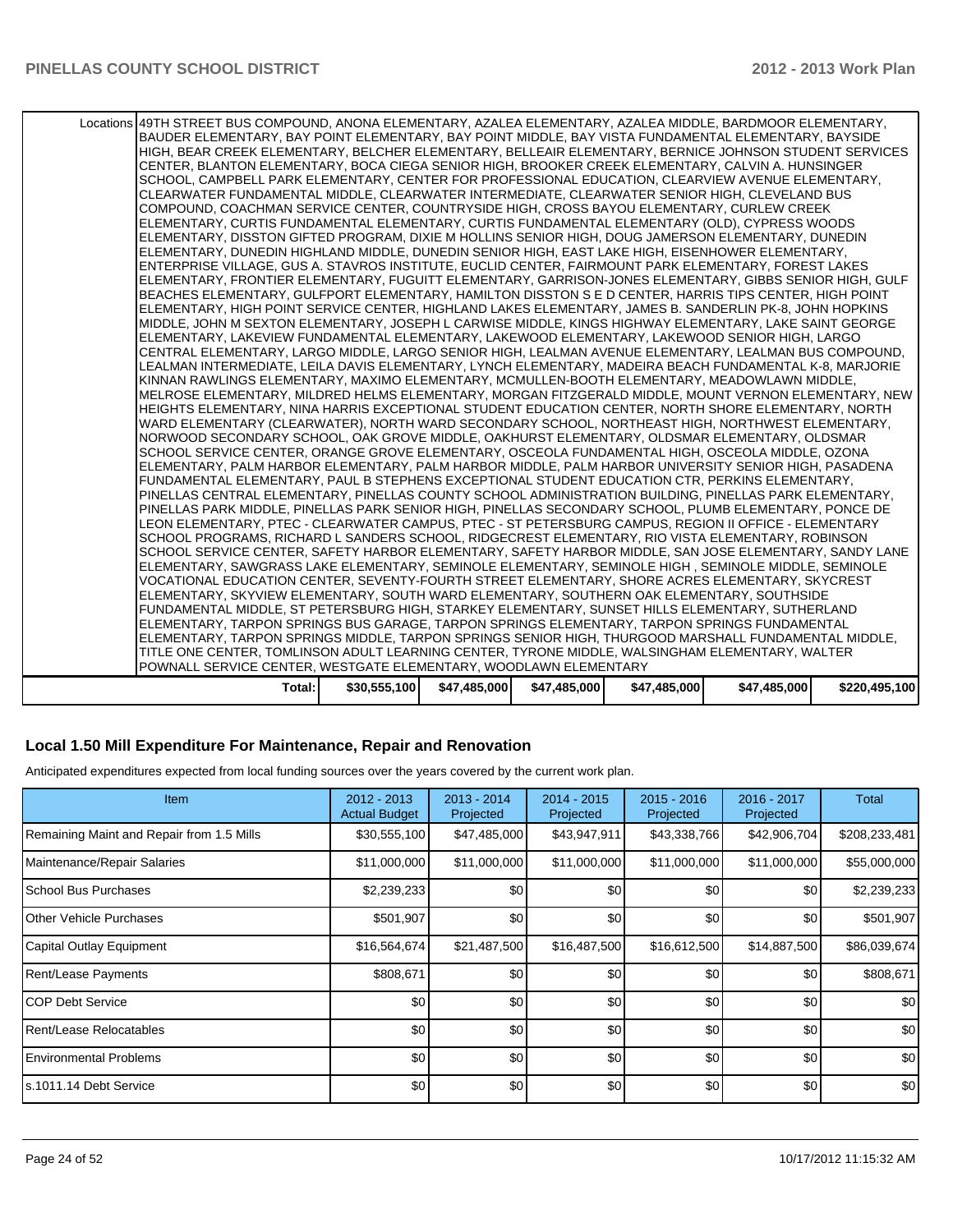| | | | | | | |
|---|---|---|---|---|---|---|
| Locations | 49TH STREET BUS COMPOUND, ANONA ELEMENTARY, AZALEA ELEMENTARY, AZALEA MIDDLE, BARDMOOR ELEMENTARY, BAUDER ELEMENTARY, BAY POINT ELEMENTARY, BAY POINT MIDDLE, BAY VISTA FUNDAMENTAL ELEMENTARY, BAYSIDE HIGH, BEAR CREEK ELEMENTARY, BELCHER ELEMENTARY, BELLEAIR ELEMENTARY, BERNICE JOHNSON STUDENT SERVICES CENTER, BLANTON ELEMENTARY, BOCA CIEGA SENIOR HIGH, BROOKER CREEK ELEMENTARY, CALVIN A. HUNSINGER SCHOOL, CAMPBELL PARK ELEMENTARY, CENTER FOR PROFESSIONAL EDUCATION, CLEARVIEW AVENUE ELEMENTARY, CLEARWATER FUNDAMENTAL MIDDLE, CLEARWATER INTERMEDIATE, CLEARWATER SENIOR HIGH, CLEVELAND BUS COMPOUND, COACHMAN SERVICE CENTER, COUNTRYSIDE HIGH, CROSS BAYOU ELEMENTARY, CURLEW CREEK ELEMENTARY, CURTIS FUNDAMENTAL ELEMENTARY, CURTIS FUNDAMENTAL ELEMENTARY (OLD), CYPRESS WOODS ELEMENTARY, DISSTON GIFTED PROGRAM, DIXIE M HOLLINS SENIOR HIGH, DOUG JAMERSON ELEMENTARY, DUNEDIN ELEMENTARY, DUNEDIN HIGHLAND MIDDLE, DUNEDIN SENIOR HIGH, EAST LAKE HIGH, EISENHOWER ELEMENTARY, ENTERPRISE VILLAGE, GUS A. STAVROS INSTITUTE, EUCLID CENTER, FAIRMOUNT PARK ELEMENTARY, FOREST LAKES ELEMENTARY, FRONTIER ELEMENTARY, FUGUITT ELEMENTARY, GARRISON-JONES ELEMENTARY, GIBBS SENIOR HIGH, GULF BEACHES ELEMENTARY, GULFPORT ELEMENTARY, HAMILTON DISSTON S E D CENTER, HARRIS TIPS CENTER, HIGH POINT ELEMENTARY, HIGH POINT SERVICE CENTER, HIGHLAND LAKES ELEMENTARY, JAMES B. SANDERLIN PK-8, JOHN HOPKINS MIDDLE, JOHN M SEXTON ELEMENTARY, JOSEPH L CARWISE MIDDLE, KINGS HIGHWAY ELEMENTARY, LAKE SAINT GEORGE ELEMENTARY, LAKEVIEW FUNDAMENTAL ELEMENTARY, LAKEWOOD ELEMENTARY, LAKEWOOD SENIOR HIGH, LARGO CENTRAL ELEMENTARY, LARGO MIDDLE, LARGO SENIOR HIGH, LEALMAN AVENUE ELEMENTARY, LEALMAN BUS COMPOUND, LEALMAN INTERMEDIATE, LEILA DAVIS ELEMENTARY, LYNCH ELEMENTARY, MADEIRA BEACH FUNDAMENTAL K-8, MARJORIE KINNAN RAWLINGS ELEMENTARY, MAXIMO ELEMENTARY, MCMULLEN-BOOTH ELEMENTARY, MEADOWLAWN MIDDLE, MELROSE ELEMENTARY, MILDRED HELMS ELEMENTARY, MORGAN FITZGERALD MIDDLE, MOUNT VERNON ELEMENTARY, NEW HEIGHTS ELEMENTARY, NINA HARRIS EXCEPTIONAL STUDENT EDUCATION CENTER, NORTH SHORE ELEMENTARY, NORTH WARD ELEMENTARY (CLEARWATER), NORTH WARD SECONDARY SCHOOL, NORTHEAST HIGH, NORTHWEST ELEMENTARY, NORWOOD SECONDARY SCHOOL, OAK GROVE MIDDLE, OAKHURST ELEMENTARY, OLDSMAR ELEMENTARY, OLDSMAR SCHOOL SERVICE CENTER, ORANGE GROVE ELEMENTARY, OSCEOLA FUNDAMENTAL HIGH, OSCEOLA MIDDLE, OZONA ELEMENTARY, PALM HARBOR ELEMENTARY, PALM HARBOR MIDDLE, PALM HARBOR UNIVERSITY SENIOR HIGH, PASADENA FUNDAMENTAL ELEMENTARY, PAUL B STEPHENS EXCEPTIONAL STUDENT EDUCATION CTR, PERKINS ELEMENTARY, PINELLAS CENTRAL ELEMENTARY, PINELLAS COUNTY SCHOOL ADMINISTRATION BUILDING, PINELLAS PARK ELEMENTARY, PINELLAS PARK MIDDLE, PINELLAS PARK SENIOR HIGH, PINELLAS SECONDARY SCHOOL, PLUMB ELEMENTARY, PONCE DE LEON ELEMENTARY, PTEC - CLEARWATER CAMPUS, PTEC - ST PETERSBURG CAMPUS, REGION II OFFICE - ELEMENTARY SCHOOL PROGRAMS, RICHARD L SANDERS SCHOOL, RIDGECREST ELEMENTARY, RIO VISTA ELEMENTARY, ROBINSON SCHOOL SERVICE CENTER, SAFETY HARBOR ELEMENTARY, SAFETY HARBOR MIDDLE, SAN JOSE ELEMENTARY, SANDY LANE ELEMENTARY, SAWGRASS LAKE ELEMENTARY, SEMINOLE ELEMENTARY, SEMINOLE HIGH , SEMINOLE MIDDLE, SEMINOLE VOCATIONAL EDUCATION CENTER, SEVENTY-FOURTH STREET ELEMENTARY, SHORE ACRES ELEMENTARY, SKYCREST ELEMENTARY, SKYVIEW ELEMENTARY, SOUTH WARD ELEMENTARY, SOUTHERN OAK ELEMENTARY, SOUTHSIDE FUNDAMENTAL MIDDLE, ST PETERSBURG HIGH, STARKEY ELEMENTARY, SUNSET HILLS ELEMENTARY, SUTHERLAND ELEMENTARY, TARPON SPRINGS BUS GARAGE, TARPON SPRINGS ELEMENTARY, TARPON SPRINGS FUNDAMENTAL ELEMENTARY, TARPON SPRINGS MIDDLE, TARPON SPRINGS SENIOR HIGH, THURGOOD MARSHALL FUNDAMENTAL MIDDLE, TITLE ONE CENTER, TOMLINSON ADULT LEARNING CENTER, TYRONE MIDDLE, WALSINGHAM ELEMENTARY, WALTER POWNALL SERVICE CENTER, WESTGATE ELEMENTARY, WOODLAWN ELEMENTARY | | | | | |
| **Total:** | $30,555,100 | $47,485,000 | $47,485,000 | $47,485,000 | $47,485,000 | $220,495,100 |

## Local 1.50 Mill Expenditure For Maintenance, Repair and Renovation

Anticipated expenditures expected from local funding sources over the years covered by the current work plan.

| Item | 2012 - 2013 Actual Budget | 2013 - 2014 Projected | 2014 - 2015 Projected | 2015 - 2016 Projected | 2016 - 2017 Projected | Total |
|---|---|---|---|---|---|---|
| Remaining Maint and Repair from 1.5 Mills | $30,555,100 | $47,485,000 | $43,947,911 | $43,338,766 | $42,906,704 | $208,233,481 |
| Maintenance/Repair Salaries | $11,000,000 | $11,000,000 | $11,000,000 | $11,000,000 | $11,000,000 | $55,000,000 |
| School Bus Purchases | $2,239,233 | $0 | $0 | $0 | $0 | $2,239,233 |
| Other Vehicle Purchases | $501,907 | $0 | $0 | $0 | $0 | $501,907 |
| Capital Outlay Equipment | $16,564,674 | $21,487,500 | $16,487,500 | $16,612,500 | $14,887,500 | $86,039,674 |
| Rent/Lease Payments | $808,671 | $0 | $0 | $0 | $0 | $808,671 |
| COP Debt Service | $0 | $0 | $0 | $0 | $0 | $0 |
| Rent/Lease Relocatables | $0 | $0 | $0 | $0 | $0 | $0 |
| Environmental Problems | $0 | $0 | $0 | $0 | $0 | $0 |
| s.1011.14 Debt Service | $0 | $0 | $0 | $0 | $0 | $0 |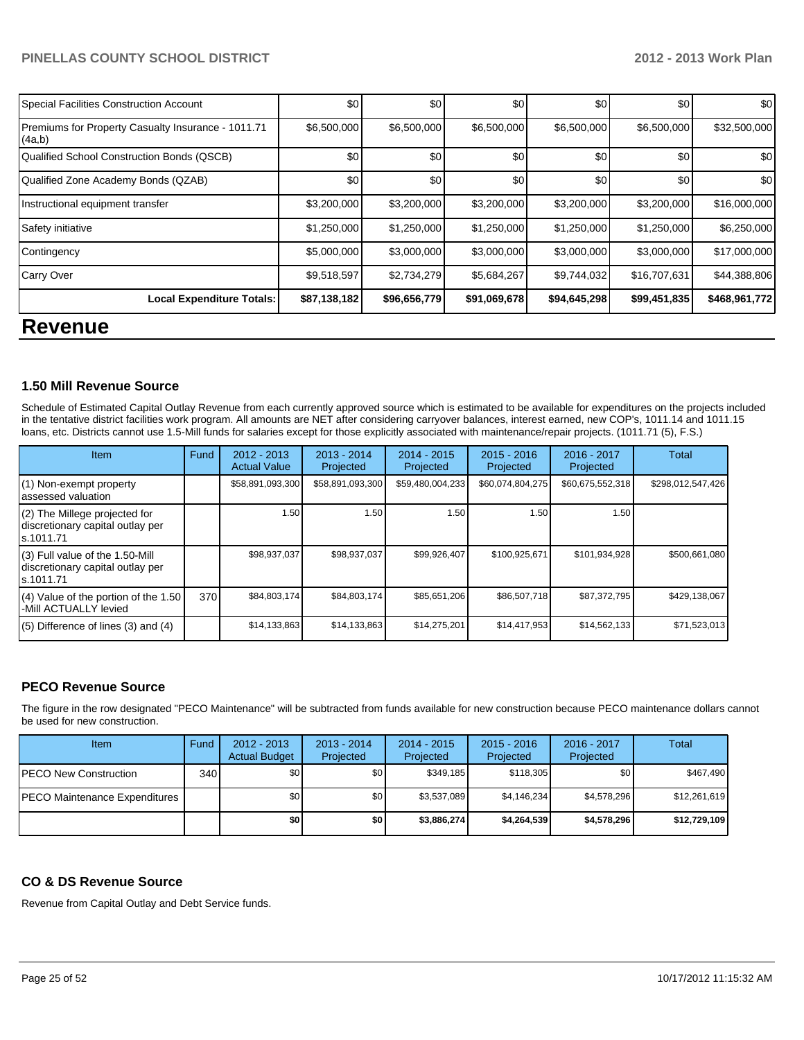| | | | | | | |
|---|---|---|---|---|---|---|
| Special Facilities Construction Account | $0 | $0 | $0 | $0 | $0 | $0 |
| Premiums for Property Casualty Insurance - 1011.71 (4a,b) | $6,500,000 | $6,500,000 | $6,500,000 | $6,500,000 | $6,500,000 | $32,500,000 |
| Qualified School Construction Bonds (QSCB) | $0 | $0 | $0 | $0 | $0 | $0 |
| Qualified Zone Academy Bonds (QZAB) | $0 | $0 | $0 | $0 | $0 | $0 |
| Instructional equipment transfer | $3,200,000 | $3,200,000 | $3,200,000 | $3,200,000 | $3,200,000 | $16,000,000 |
| Safety initiative | $1,250,000 | $1,250,000 | $1,250,000 | $1,250,000 | $1,250,000 | $6,250,000 |
| Contingency | $5,000,000 | $3,000,000 | $3,000,000 | $3,000,000 | $3,000,000 | $17,000,000 |
| Carry Over | $9,518,597 | $2,734,279 | $5,684,267 | $9,744,032 | $16,707,631 | $44,388,806 |
| **Local Expenditure Totals:** | **$87,138,182** | **$96,656,779** | **$91,069,678** | **$94,645,298** | **$99,451,835** | **$468,961,772** |

# Revenue

### 1.50 Mill Revenue Source

Schedule of Estimated Capital Outlay Revenue from each currently approved source which is estimated to be available for expenditures on the projects included in the tentative district facilities work program. All amounts are NET after considering carryover balances, interest earned, new COP's, 1011.14 and 1011.15 loans, etc. Districts cannot use 1.5-Mill funds for salaries except for those explicitly associated with maintenance/repair projects. (1011.71 (5), F.S.)

| Item | Fund | 2012 - 2013 Actual Value | 2013 - 2014 Projected | 2014 - 2015 Projected | 2015 - 2016 Projected | 2016 - 2017 Projected | Total |
|---|---|---|---|---|---|---|---|
| (1) Non-exempt property assessed valuation | | $58,891,093,300 | $58,891,093,300 | $59,480,004,233 | $60,074,804,275 | $60,675,552,318 | $298,012,547,426 |
| (2) The Millege projected for discretionary capital outlay per s.1011.71 | | 1.50 | 1.50 | 1.50 | 1.50 | 1.50 | |
| (3) Full value of the 1.50-Mill discretionary capital outlay per s.1011.71 | | $98,937,037 | $98,937,037 | $99,926,407 | $100,925,671 | $101,934,928 | $500,661,080 |
| (4) Value of the portion of the 1.50 -Mill ACTUALLY levied | 370 | $84,803,174 | $84,803,174 | $85,651,206 | $86,507,718 | $87,372,795 | $429,138,067 |
| (5) Difference of lines (3) and (4) | | $14,133,863 | $14,133,863 | $14,275,201 | $14,417,953 | $14,562,133 | $71,523,013 |

### PECO Revenue Source

The figure in the row designated "PECO Maintenance" will be subtracted from funds available for new construction because PECO maintenance dollars cannot be used for new construction.

| Item | Fund | 2012 - 2013 Actual Budget | 2013 - 2014 Projected | 2014 - 2015 Projected | 2015 - 2016 Projected | 2016 - 2017 Projected | Total |
|---|---|---|---|---|---|---|---|
| PECO New Construction | 340 | $0 | $0 | $349,185 | $118,305 | $0 | $467,490 |
| PECO Maintenance Expenditures | | $0 | $0 | $3,537,089 | $4,146,234 | $4,578,296 | $12,261,619 |
| | | **$0** | **$0** | **$3,886,274** | **$4,264,539** | **$4,578,296** | **$12,729,109** |

### CO & DS Revenue Source

Revenue from Capital Outlay and Debt Service funds.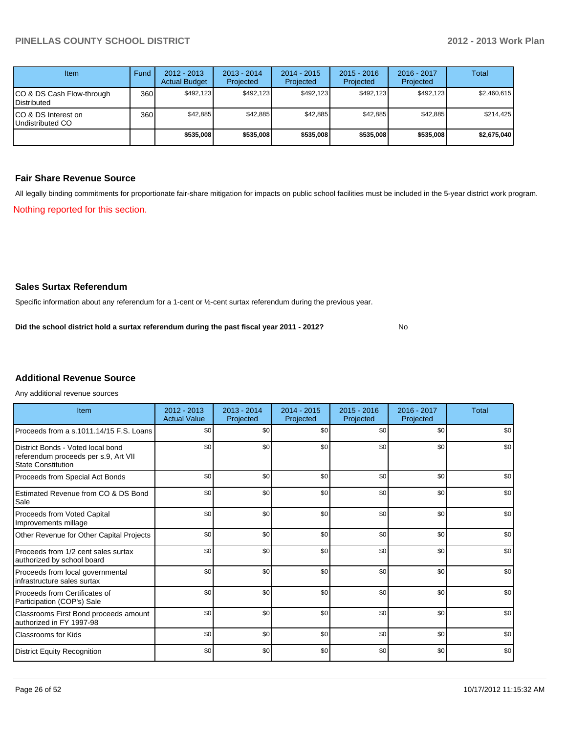| Item | Fund | 2012 - 2013 Actual Budget | 2013 - 2014 Projected | 2014 - 2015 Projected | 2015 - 2016 Projected | 2016 - 2017 Projected | Total |
|---|---|---|---|---|---|---|---|
| CO & DS Cash Flow-through Distributed | 360 | $492,123 | $492,123 | $492,123 | $492,123 | $492,123 | $2,460,615 |
| CO & DS Interest on Undistributed CO | 360 | $42,885 | $42,885 | $42,885 | $42,885 | $42,885 | $214,425 |
| | | **$535,008** | **$535,008** | **$535,008** | **$535,008** | **$535,008** | **$2,675,040** |

## Fair Share Revenue Source

All legally binding commitments for proportionate fair-share mitigation for impacts on public school facilities must be included in the 5-year district work program.

Nothing reported for this section.

## Sales Surtax Referendum

Specific information about any referendum for a 1-cent or ½-cent surtax referendum during the previous year.

**Did the school district hold a surtax referendum during the past fiscal year 2011 - 2012?** No

## Additional Revenue Source

Any additional revenue sources

| Item | 2012 - 2013 Actual Value | 2013 - 2014 Projected | 2014 - 2015 Projected | 2015 - 2016 Projected | 2016 - 2017 Projected | Total |
|---|---|---|---|---|---|---|
| Proceeds from a s.1011.14/15 F.S. Loans | $0 | $0 | $0 | $0 | $0 | $0 |
| District Bonds - Voted local bond referendum proceeds per s.9, Art VII State Constitution | $0 | $0 | $0 | $0 | $0 | $0 |
| Proceeds from Special Act Bonds | $0 | $0 | $0 | $0 | $0 | $0 |
| Estimated Revenue from CO & DS Bond Sale | $0 | $0 | $0 | $0 | $0 | $0 |
| Proceeds from Voted Capital Improvements millage | $0 | $0 | $0 | $0 | $0 | $0 |
| Other Revenue for Other Capital Projects | $0 | $0 | $0 | $0 | $0 | $0 |
| Proceeds from 1/2 cent sales surtax authorized by school board | $0 | $0 | $0 | $0 | $0 | $0 |
| Proceeds from local governmental infrastructure sales surtax | $0 | $0 | $0 | $0 | $0 | $0 |
| Proceeds from Certificates of Participation (COP's) Sale | $0 | $0 | $0 | $0 | $0 | $0 |
| Classrooms First Bond proceeds amount authorized in FY 1997-98 | $0 | $0 | $0 | $0 | $0 | $0 |
| Classrooms for Kids | $0 | $0 | $0 | $0 | $0 | $0 |
| District Equity Recognition | $0 | $0 | $0 | $0 | $0 | $0 |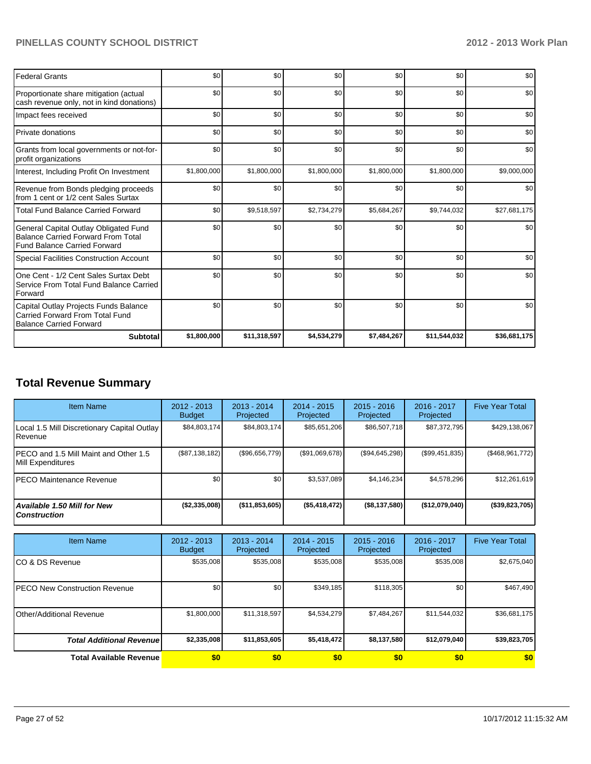| | | | | | | |
|---|---|---|---|---|---|---|
| Federal Grants | $0 | $0 | $0 | $0 | $0 | $0 |
| Proportionate share mitigation (actual cash revenue only, not in kind donations) | $0 | $0 | $0 | $0 | $0 | $0 |
| Impact fees received | $0 | $0 | $0 | $0 | $0 | $0 |
| Private donations | $0 | $0 | $0 | $0 | $0 | $0 |
| Grants from local governments or not-for-profit organizations | $0 | $0 | $0 | $0 | $0 | $0 |
| Interest, Including Profit On Investment | $1,800,000 | $1,800,000 | $1,800,000 | $1,800,000 | $1,800,000 | $9,000,000 |
| Revenue from Bonds pledging proceeds from 1 cent or 1/2 cent Sales Surtax | $0 | $0 | $0 | $0 | $0 | $0 |
| Total Fund Balance Carried Forward | $0 | $9,518,597 | $2,734,279 | $5,684,267 | $9,744,032 | $27,681,175 |
| General Capital Outlay Obligated Fund Balance Carried Forward From Total Fund Balance Carried Forward | $0 | $0 | $0 | $0 | $0 | $0 |
| Special Facilities Construction Account | $0 | $0 | $0 | $0 | $0 | $0 |
| One Cent - 1/2 Cent Sales Surtax Debt Service From Total Fund Balance Carried Forward | $0 | $0 | $0 | $0 | $0 | $0 |
| Capital Outlay Projects Funds Balance Carried Forward From Total Fund Balance Carried Forward | $0 | $0 | $0 | $0 | $0 | $0 |
| **Subtotal** | **$1,800,000** | **$11,318,597** | **$4,534,279** | **$7,484,267** | **$11,544,032** | **$36,681,175** |

## Total Revenue Summary

| Item Name | 2012 - 2013 Budget | 2013 - 2014 Projected | 2014 - 2015 Projected | 2015 - 2016 Projected | 2016 - 2017 Projected | Five Year Total |
|---|---|---|---|---|---|---|
| Local 1.5 Mill Discretionary Capital Outlay Revenue | $84,803,174 | $84,803,174 | $85,651,206 | $86,507,718 | $87,372,795 | $429,138,067 |
| PECO and 1.5 Mill Maint and Other 1.5 Mill Expenditures | ($87,138,182) | ($96,656,779) | ($91,069,678) | ($94,645,298) | ($99,451,835) | ($468,961,772) |
| PECO Maintenance Revenue | $0 | $0 | $3,537,089 | $4,146,234 | $4,578,296 | $12,261,619 |
| ***Available 1.50 Mill for New Construction*** | **($2,335,008)** | **($11,853,605)** | **($5,418,472)** | **($8,137,580)** | **($12,079,040)** | **($39,823,705)** |

| Item Name | 2012 - 2013 Budget | 2013 - 2014 Projected | 2014 - 2015 Projected | 2015 - 2016 Projected | 2016 - 2017 Projected | Five Year Total |
|---|---|---|---|---|---|---|
| CO & DS Revenue | $535,008 | $535,008 | $535,008 | $535,008 | $535,008 | $2,675,040 |
| PECO New Construction Revenue | $0 | $0 | $349,185 | $118,305 | $0 | $467,490 |
| Other/Additional Revenue | $1,800,000 | $11,318,597 | $4,534,279 | $7,484,267 | $11,544,032 | $36,681,175 |
| ***Total Additional Revenue*** | **$2,335,008** | **$11,853,605** | **$5,418,472** | **$8,137,580** | **$12,079,040** | **$39,823,705** |
| **Total Available Revenue** | **$0** | **$0** | **$0** | **$0** | **$0** | **$0** |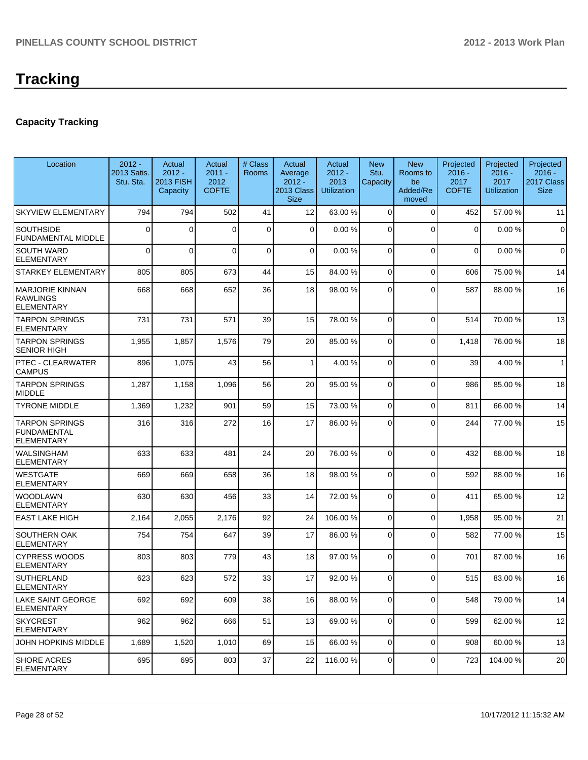# Tracking

## Capacity Tracking

| Location | 2012 - 2013 Satis. Stu. Sta. | Actual 2012 - 2013 FISH Capacity | Actual 2011 - 2012 COFTE | # Class Rooms | Actual Average 2012 - 2013 Class Size | Actual 2012 - 2013 Utilization | New Stu. Capacity | New Rooms to be Added/Removed | Projected 2016 - 2017 COFTE | Projected 2016 - 2017 Utilization | Projected 2016 - 2017 Class Size |
|---|---|---|---|---|---|---|---|---|---|---|---|
| SKYVIEW ELEMENTARY | 794 | 794 | 502 | 41 | 12 | 63.00 % | 0 | 0 | 452 | 57.00 % | 11 |
| SOUTHSIDE FUNDAMENTAL MIDDLE | 0 | 0 | 0 | 0 | 0 | 0.00 % | 0 | 0 | 0 | 0.00 % | 0 |
| SOUTH WARD ELEMENTARY | 0 | 0 | 0 | 0 | 0 | 0.00 % | 0 | 0 | 0 | 0.00 % | 0 |
| STARKEY ELEMENTARY | 805 | 805 | 673 | 44 | 15 | 84.00 % | 0 | 0 | 606 | 75.00 % | 14 |
| MARJORIE KINNAN RAWLINGS ELEMENTARY | 668 | 668 | 652 | 36 | 18 | 98.00 % | 0 | 0 | 587 | 88.00 % | 16 |
| TARPON SPRINGS ELEMENTARY | 731 | 731 | 571 | 39 | 15 | 78.00 % | 0 | 0 | 514 | 70.00 % | 13 |
| TARPON SPRINGS SENIOR HIGH | 1,955 | 1,857 | 1,576 | 79 | 20 | 85.00 % | 0 | 0 | 1,418 | 76.00 % | 18 |
| PTEC - CLEARWATER CAMPUS | 896 | 1,075 | 43 | 56 | 1 | 4.00 % | 0 | 0 | 39 | 4.00 % | 1 |
| TARPON SPRINGS MIDDLE | 1,287 | 1,158 | 1,096 | 56 | 20 | 95.00 % | 0 | 0 | 986 | 85.00 % | 18 |
| TYRONE MIDDLE | 1,369 | 1,232 | 901 | 59 | 15 | 73.00 % | 0 | 0 | 811 | 66.00 % | 14 |
| TARPON SPRINGS FUNDAMENTAL ELEMENTARY | 316 | 316 | 272 | 16 | 17 | 86.00 % | 0 | 0 | 244 | 77.00 % | 15 |
| WALSINGHAM ELEMENTARY | 633 | 633 | 481 | 24 | 20 | 76.00 % | 0 | 0 | 432 | 68.00 % | 18 |
| WESTGATE ELEMENTARY | 669 | 669 | 658 | 36 | 18 | 98.00 % | 0 | 0 | 592 | 88.00 % | 16 |
| WOODLAWN ELEMENTARY | 630 | 630 | 456 | 33 | 14 | 72.00 % | 0 | 0 | 411 | 65.00 % | 12 |
| EAST LAKE HIGH | 2,164 | 2,055 | 2,176 | 92 | 24 | 106.00 % | 0 | 0 | 1,958 | 95.00 % | 21 |
| SOUTHERN OAK ELEMENTARY | 754 | 754 | 647 | 39 | 17 | 86.00 % | 0 | 0 | 582 | 77.00 % | 15 |
| CYPRESS WOODS ELEMENTARY | 803 | 803 | 779 | 43 | 18 | 97.00 % | 0 | 0 | 701 | 87.00 % | 16 |
| SUTHERLAND ELEMENTARY | 623 | 623 | 572 | 33 | 17 | 92.00 % | 0 | 0 | 515 | 83.00 % | 16 |
| LAKE SAINT GEORGE ELEMENTARY | 692 | 692 | 609 | 38 | 16 | 88.00 % | 0 | 0 | 548 | 79.00 % | 14 |
| SKYCREST ELEMENTARY | 962 | 962 | 666 | 51 | 13 | 69.00 % | 0 | 0 | 599 | 62.00 % | 12 |
| JOHN HOPKINS MIDDLE | 1,689 | 1,520 | 1,010 | 69 | 15 | 66.00 % | 0 | 0 | 908 | 60.00 % | 13 |
| SHORE ACRES ELEMENTARY | 695 | 695 | 803 | 37 | 22 | 116.00 % | 0 | 0 | 723 | 104.00 % | 20 |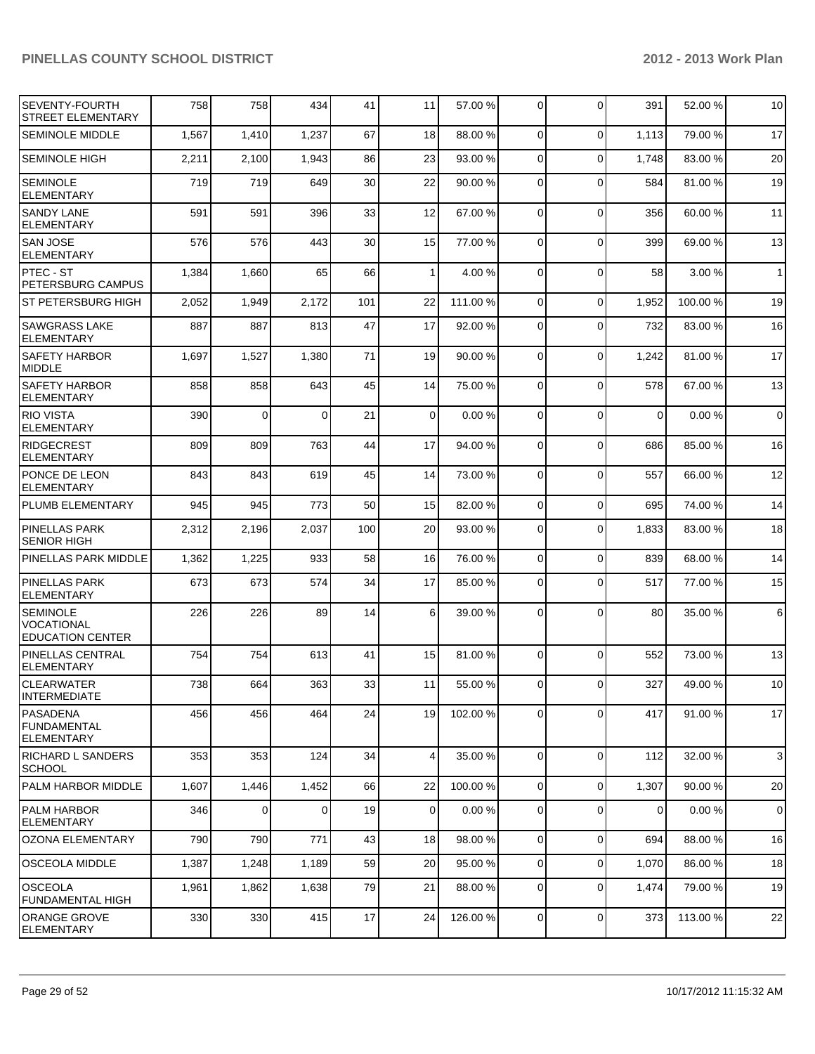| | | | | | | | | | | |
|---|---|---|---|---|---|---|---|---|---|---|
| SEVENTY-FOURTH STREET ELEMENTARY | 758 | 758 | 434 | 41 | 11 | 57.00 % | 0 | 0 | 391 | 52.00 % | 10 |
| SEMINOLE MIDDLE | 1,567 | 1,410 | 1,237 | 67 | 18 | 88.00 % | 0 | 0 | 1,113 | 79.00 % | 17 |
| SEMINOLE HIGH | 2,211 | 2,100 | 1,943 | 86 | 23 | 93.00 % | 0 | 0 | 1,748 | 83.00 % | 20 |
| SEMINOLE ELEMENTARY | 719 | 719 | 649 | 30 | 22 | 90.00 % | 0 | 0 | 584 | 81.00 % | 19 |
| SANDY LANE ELEMENTARY | 591 | 591 | 396 | 33 | 12 | 67.00 % | 0 | 0 | 356 | 60.00 % | 11 |
| SAN JOSE ELEMENTARY | 576 | 576 | 443 | 30 | 15 | 77.00 % | 0 | 0 | 399 | 69.00 % | 13 |
| PTEC - ST PETERSBURG CAMPUS | 1,384 | 1,660 | 65 | 66 | 1 | 4.00 % | 0 | 0 | 58 | 3.00 % | 1 |
| ST PETERSBURG HIGH | 2,052 | 1,949 | 2,172 | 101 | 22 | 111.00 % | 0 | 0 | 1,952 | 100.00 % | 19 |
| SAWGRASS LAKE ELEMENTARY | 887 | 887 | 813 | 47 | 17 | 92.00 % | 0 | 0 | 732 | 83.00 % | 16 |
| SAFETY HARBOR MIDDLE | 1,697 | 1,527 | 1,380 | 71 | 19 | 90.00 % | 0 | 0 | 1,242 | 81.00 % | 17 |
| SAFETY HARBOR ELEMENTARY | 858 | 858 | 643 | 45 | 14 | 75.00 % | 0 | 0 | 578 | 67.00 % | 13 |
| RIO VISTA ELEMENTARY | 390 | 0 | 0 | 21 | 0 | 0.00 % | 0 | 0 | 0 | 0.00 % | 0 |
| RIDGECREST ELEMENTARY | 809 | 809 | 763 | 44 | 17 | 94.00 % | 0 | 0 | 686 | 85.00 % | 16 |
| PONCE DE LEON ELEMENTARY | 843 | 843 | 619 | 45 | 14 | 73.00 % | 0 | 0 | 557 | 66.00 % | 12 |
| PLUMB ELEMENTARY | 945 | 945 | 773 | 50 | 15 | 82.00 % | 0 | 0 | 695 | 74.00 % | 14 |
| PINELLAS PARK SENIOR HIGH | 2,312 | 2,196 | 2,037 | 100 | 20 | 93.00 % | 0 | 0 | 1,833 | 83.00 % | 18 |
| PINELLAS PARK MIDDLE | 1,362 | 1,225 | 933 | 58 | 16 | 76.00 % | 0 | 0 | 839 | 68.00 % | 14 |
| PINELLAS PARK ELEMENTARY | 673 | 673 | 574 | 34 | 17 | 85.00 % | 0 | 0 | 517 | 77.00 % | 15 |
| SEMINOLE VOCATIONAL EDUCATION CENTER | 226 | 226 | 89 | 14 | 6 | 39.00 % | 0 | 0 | 80 | 35.00 % | 6 |
| PINELLAS CENTRAL ELEMENTARY | 754 | 754 | 613 | 41 | 15 | 81.00 % | 0 | 0 | 552 | 73.00 % | 13 |
| CLEARWATER INTERMEDIATE | 738 | 664 | 363 | 33 | 11 | 55.00 % | 0 | 0 | 327 | 49.00 % | 10 |
| PASADENA FUNDAMENTAL ELEMENTARY | 456 | 456 | 464 | 24 | 19 | 102.00 % | 0 | 0 | 417 | 91.00 % | 17 |
| RICHARD L SANDERS SCHOOL | 353 | 353 | 124 | 34 | 4 | 35.00 % | 0 | 0 | 112 | 32.00 % | 3 |
| PALM HARBOR MIDDLE | 1,607 | 1,446 | 1,452 | 66 | 22 | 100.00 % | 0 | 0 | 1,307 | 90.00 % | 20 |
| PALM HARBOR ELEMENTARY | 346 | 0 | 0 | 19 | 0 | 0.00 % | 0 | 0 | 0 | 0.00 % | 0 |
| OZONA ELEMENTARY | 790 | 790 | 771 | 43 | 18 | 98.00 % | 0 | 0 | 694 | 88.00 % | 16 |
| OSCEOLA MIDDLE | 1,387 | 1,248 | 1,189 | 59 | 20 | 95.00 % | 0 | 0 | 1,070 | 86.00 % | 18 |
| OSCEOLA FUNDAMENTAL HIGH | 1,961 | 1,862 | 1,638 | 79 | 21 | 88.00 % | 0 | 0 | 1,474 | 79.00 % | 19 |
| ORANGE GROVE ELEMENTARY | 330 | 330 | 415 | 17 | 24 | 126.00 % | 0 | 0 | 373 | 113.00 % | 22 |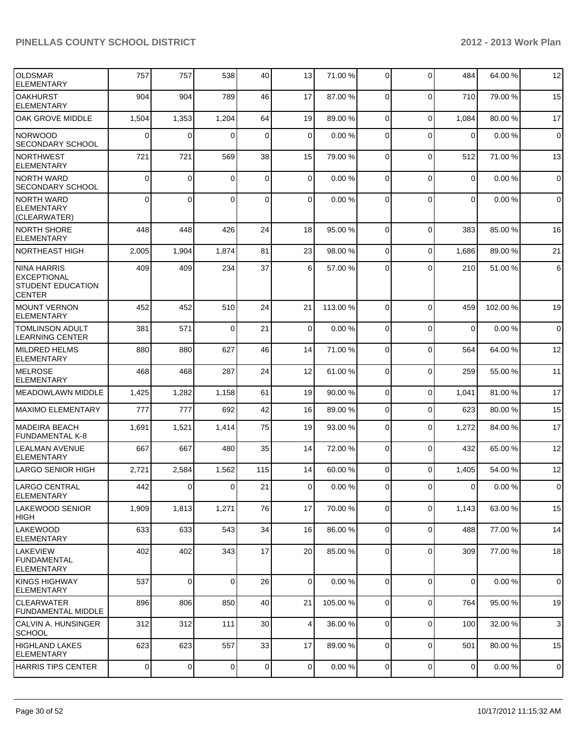| | | | | | | | | | | | |
|---|---|---|---|---|---|---|---|---|---|---|---|
| OLDSMAR ELEMENTARY | 757 | 757 | 538 | 40 | 13 | 71.00 % | 0 | 0 | 484 | 64.00 % | 12 |
| OAKHURST ELEMENTARY | 904 | 904 | 789 | 46 | 17 | 87.00 % | 0 | 0 | 710 | 79.00 % | 15 |
| OAK GROVE MIDDLE | 1,504 | 1,353 | 1,204 | 64 | 19 | 89.00 % | 0 | 0 | 1,084 | 80.00 % | 17 |
| NORWOOD SECONDARY SCHOOL | 0 | 0 | 0 | 0 | 0 | 0.00 % | 0 | 0 | 0 | 0.00 % | 0 |
| NORTHWEST ELEMENTARY | 721 | 721 | 569 | 38 | 15 | 79.00 % | 0 | 0 | 512 | 71.00 % | 13 |
| NORTH WARD SECONDARY SCHOOL | 0 | 0 | 0 | 0 | 0 | 0.00 % | 0 | 0 | 0 | 0.00 % | 0 |
| NORTH WARD ELEMENTARY (CLEARWATER) | 0 | 0 | 0 | 0 | 0 | 0.00 % | 0 | 0 | 0 | 0.00 % | 0 |
| NORTH SHORE ELEMENTARY | 448 | 448 | 426 | 24 | 18 | 95.00 % | 0 | 0 | 383 | 85.00 % | 16 |
| NORTHEAST HIGH | 2,005 | 1,904 | 1,874 | 81 | 23 | 98.00 % | 0 | 0 | 1,686 | 89.00 % | 21 |
| NINA HARRIS EXCEPTIONAL STUDENT EDUCATION CENTER | 409 | 409 | 234 | 37 | 6 | 57.00 % | 0 | 0 | 210 | 51.00 % | 6 |
| MOUNT VERNON ELEMENTARY | 452 | 452 | 510 | 24 | 21 | 113.00 % | 0 | 0 | 459 | 102.00 % | 19 |
| TOMLINSON ADULT LEARNING CENTER | 381 | 571 | 0 | 21 | 0 | 0.00 % | 0 | 0 | 0 | 0.00 % | 0 |
| MILDRED HELMS ELEMENTARY | 880 | 880 | 627 | 46 | 14 | 71.00 % | 0 | 0 | 564 | 64.00 % | 12 |
| MELROSE ELEMENTARY | 468 | 468 | 287 | 24 | 12 | 61.00 % | 0 | 0 | 259 | 55.00 % | 11 |
| MEADOWLAWN MIDDLE | 1,425 | 1,282 | 1,158 | 61 | 19 | 90.00 % | 0 | 0 | 1,041 | 81.00 % | 17 |
| MAXIMO ELEMENTARY | 777 | 777 | 692 | 42 | 16 | 89.00 % | 0 | 0 | 623 | 80.00 % | 15 |
| MADEIRA BEACH FUNDAMENTAL K-8 | 1,691 | 1,521 | 1,414 | 75 | 19 | 93.00 % | 0 | 0 | 1,272 | 84.00 % | 17 |
| LEALMAN AVENUE ELEMENTARY | 667 | 667 | 480 | 35 | 14 | 72.00 % | 0 | 0 | 432 | 65.00 % | 12 |
| LARGO SENIOR HIGH | 2,721 | 2,584 | 1,562 | 115 | 14 | 60.00 % | 0 | 0 | 1,405 | 54.00 % | 12 |
| LARGO CENTRAL ELEMENTARY | 442 | 0 | 0 | 21 | 0 | 0.00 % | 0 | 0 | 0 | 0.00 % | 0 |
| LAKEWOOD SENIOR HIGH | 1,909 | 1,813 | 1,271 | 76 | 17 | 70.00 % | 0 | 0 | 1,143 | 63.00 % | 15 |
| LAKEWOOD ELEMENTARY | 633 | 633 | 543 | 34 | 16 | 86.00 % | 0 | 0 | 488 | 77.00 % | 14 |
| LAKEVIEW FUNDAMENTAL ELEMENTARY | 402 | 402 | 343 | 17 | 20 | 85.00 % | 0 | 0 | 309 | 77.00 % | 18 |
| KINGS HIGHWAY ELEMENTARY | 537 | 0 | 0 | 26 | 0 | 0.00 % | 0 | 0 | 0 | 0.00 % | 0 |
| CLEARWATER FUNDAMENTAL MIDDLE | 896 | 806 | 850 | 40 | 21 | 105.00 % | 0 | 0 | 764 | 95.00 % | 19 |
| CALVIN A. HUNSINGER SCHOOL | 312 | 312 | 111 | 30 | 4 | 36.00 % | 0 | 0 | 100 | 32.00 % | 3 |
| HIGHLAND LAKES ELEMENTARY | 623 | 623 | 557 | 33 | 17 | 89.00 % | 0 | 0 | 501 | 80.00 % | 15 |
| HARRIS TIPS CENTER | 0 | 0 | 0 | 0 | 0 | 0.00 % | 0 | 0 | 0 | 0.00 % | 0 |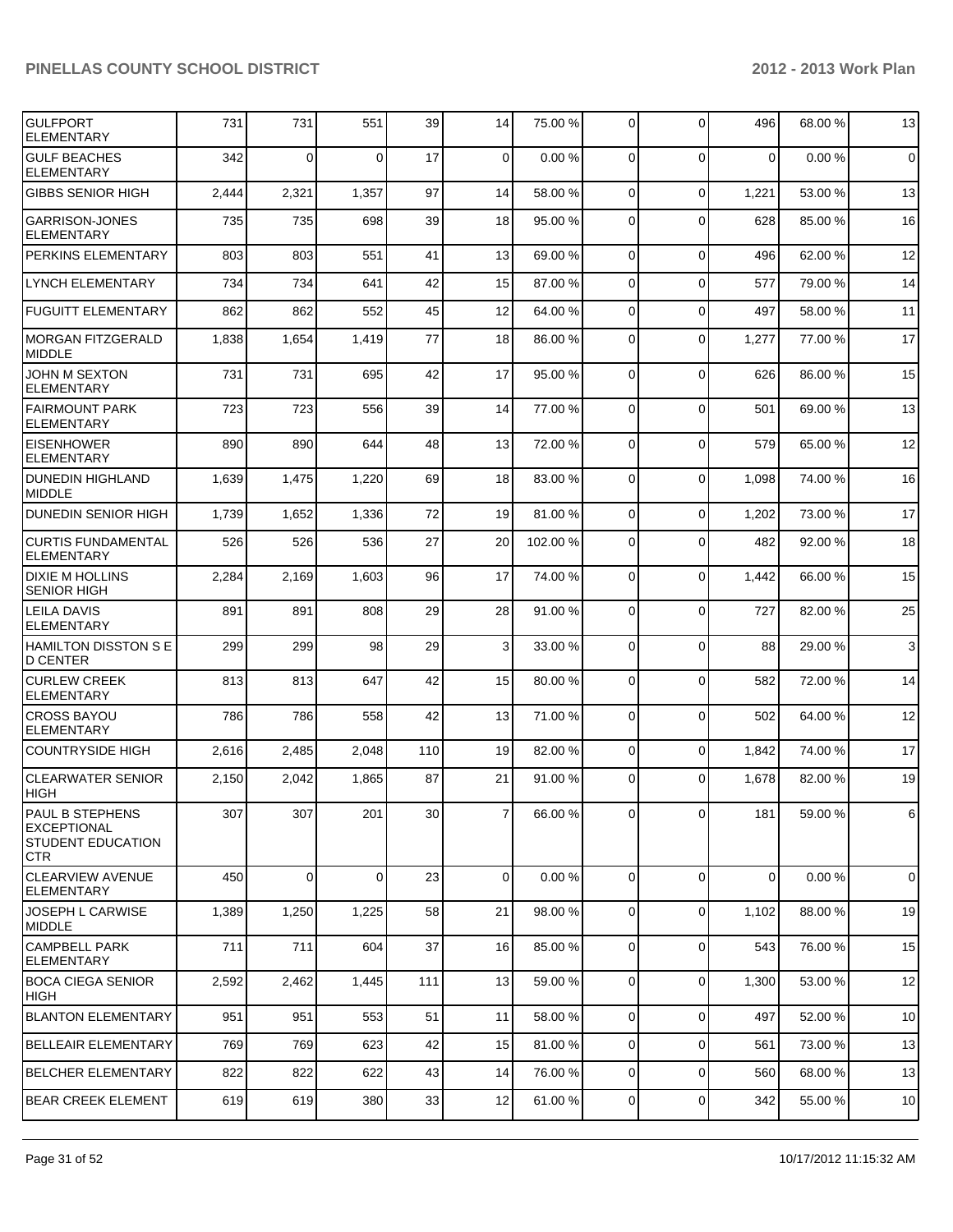| | | | | | | | | | | | |
|---|---|---|---|---|---|---|---|---|---|---|---|
| GULFPORT ELEMENTARY | 731 | 731 | 551 | 39 | 14 | 75.00 % | 0 | 0 | 496 | 68.00 % | 13 |
| GULF BEACHES ELEMENTARY | 342 | 0 | 0 | 17 | 0 | 0.00 % | 0 | 0 | 0 | 0.00 % | 0 |
| GIBBS SENIOR HIGH | 2,444 | 2,321 | 1,357 | 97 | 14 | 58.00 % | 0 | 0 | 1,221 | 53.00 % | 13 |
| GARRISON-JONES ELEMENTARY | 735 | 735 | 698 | 39 | 18 | 95.00 % | 0 | 0 | 628 | 85.00 % | 16 |
| PERKINS ELEMENTARY | 803 | 803 | 551 | 41 | 13 | 69.00 % | 0 | 0 | 496 | 62.00 % | 12 |
| LYNCH ELEMENTARY | 734 | 734 | 641 | 42 | 15 | 87.00 % | 0 | 0 | 577 | 79.00 % | 14 |
| FUGUITT ELEMENTARY | 862 | 862 | 552 | 45 | 12 | 64.00 % | 0 | 0 | 497 | 58.00 % | 11 |
| MORGAN FITZGERALD MIDDLE | 1,838 | 1,654 | 1,419 | 77 | 18 | 86.00 % | 0 | 0 | 1,277 | 77.00 % | 17 |
| JOHN M SEXTON ELEMENTARY | 731 | 731 | 695 | 42 | 17 | 95.00 % | 0 | 0 | 626 | 86.00 % | 15 |
| FAIRMOUNT PARK ELEMENTARY | 723 | 723 | 556 | 39 | 14 | 77.00 % | 0 | 0 | 501 | 69.00 % | 13 |
| EISENHOWER ELEMENTARY | 890 | 890 | 644 | 48 | 13 | 72.00 % | 0 | 0 | 579 | 65.00 % | 12 |
| DUNEDIN HIGHLAND MIDDLE | 1,639 | 1,475 | 1,220 | 69 | 18 | 83.00 % | 0 | 0 | 1,098 | 74.00 % | 16 |
| DUNEDIN SENIOR HIGH | 1,739 | 1,652 | 1,336 | 72 | 19 | 81.00 % | 0 | 0 | 1,202 | 73.00 % | 17 |
| CURTIS FUNDAMENTAL ELEMENTARY | 526 | 526 | 536 | 27 | 20 | 102.00 % | 0 | 0 | 482 | 92.00 % | 18 |
| DIXIE M HOLLINS SENIOR HIGH | 2,284 | 2,169 | 1,603 | 96 | 17 | 74.00 % | 0 | 0 | 1,442 | 66.00 % | 15 |
| LEILA DAVIS ELEMENTARY | 891 | 891 | 808 | 29 | 28 | 91.00 % | 0 | 0 | 727 | 82.00 % | 25 |
| HAMILTON DISSTON S E D CENTER | 299 | 299 | 98 | 29 | 3 | 33.00 % | 0 | 0 | 88 | 29.00 % | 3 |
| CURLEW CREEK ELEMENTARY | 813 | 813 | 647 | 42 | 15 | 80.00 % | 0 | 0 | 582 | 72.00 % | 14 |
| CROSS BAYOU ELEMENTARY | 786 | 786 | 558 | 42 | 13 | 71.00 % | 0 | 0 | 502 | 64.00 % | 12 |
| COUNTRYSIDE HIGH | 2,616 | 2,485 | 2,048 | 110 | 19 | 82.00 % | 0 | 0 | 1,842 | 74.00 % | 17 |
| CLEARWATER SENIOR HIGH | 2,150 | 2,042 | 1,865 | 87 | 21 | 91.00 % | 0 | 0 | 1,678 | 82.00 % | 19 |
| PAUL B STEPHENS EXCEPTIONAL STUDENT EDUCATION CTR | 307 | 307 | 201 | 30 | 7 | 66.00 % | 0 | 0 | 181 | 59.00 % | 6 |
| CLEARVIEW AVENUE ELEMENTARY | 450 | 0 | 0 | 23 | 0 | 0.00 % | 0 | 0 | 0 | 0.00 % | 0 |
| JOSEPH L CARWISE MIDDLE | 1,389 | 1,250 | 1,225 | 58 | 21 | 98.00 % | 0 | 0 | 1,102 | 88.00 % | 19 |
| CAMPBELL PARK ELEMENTARY | 711 | 711 | 604 | 37 | 16 | 85.00 % | 0 | 0 | 543 | 76.00 % | 15 |
| BOCA CIEGA SENIOR HIGH | 2,592 | 2,462 | 1,445 | 111 | 13 | 59.00 % | 0 | 0 | 1,300 | 53.00 % | 12 |
| BLANTON ELEMENTARY | 951 | 951 | 553 | 51 | 11 | 58.00 % | 0 | 0 | 497 | 52.00 % | 10 |
| BELLEAIR ELEMENTARY | 769 | 769 | 623 | 42 | 15 | 81.00 % | 0 | 0 | 561 | 73.00 % | 13 |
| BELCHER ELEMENTARY | 822 | 822 | 622 | 43 | 14 | 76.00 % | 0 | 0 | 560 | 68.00 % | 13 |
| BEAR CREEK ELEMENT | 619 | 619 | 380 | 33 | 12 | 61.00 % | 0 | 0 | 342 | 55.00 % | 10 |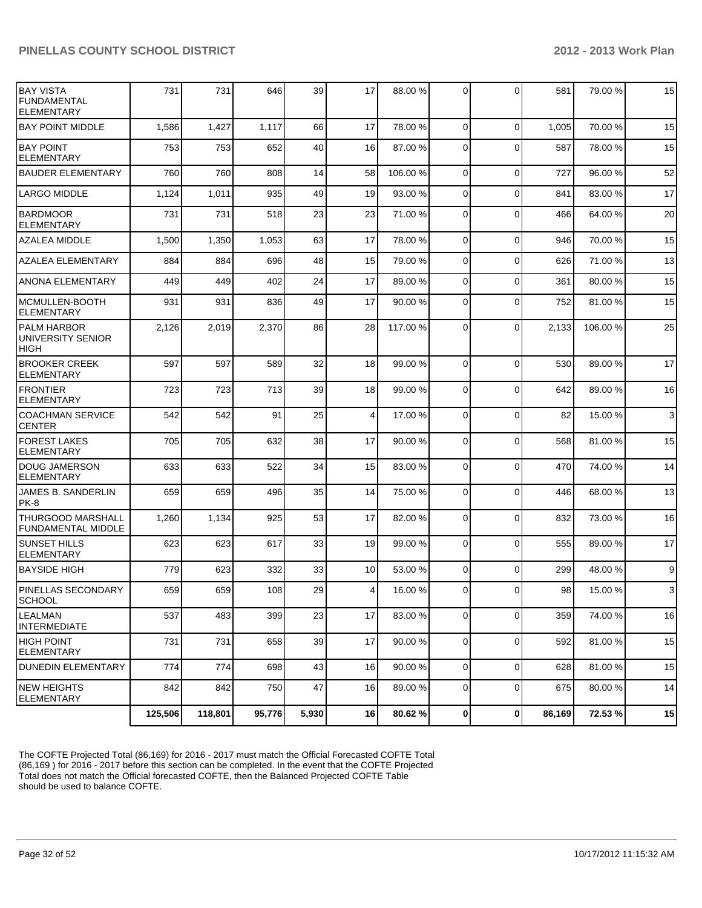| | | | | | | | | | | |
|---|---|---|---|---|---|---|---|---|---|---|
| BAY VISTA FUNDAMENTAL ELEMENTARY | 731 | 731 | 646 | 39 | 17 | 88.00 % | 0 | 0 | 581 | 79.00 % | 15 |
| BAY POINT MIDDLE | 1,586 | 1,427 | 1,117 | 66 | 17 | 78.00 % | 0 | 0 | 1,005 | 70.00 % | 15 |
| BAY POINT ELEMENTARY | 753 | 753 | 652 | 40 | 16 | 87.00 % | 0 | 0 | 587 | 78.00 % | 15 |
| BAUDER ELEMENTARY | 760 | 760 | 808 | 14 | 58 | 106.00 % | 0 | 0 | 727 | 96.00 % | 52 |
| LARGO MIDDLE | 1,124 | 1,011 | 935 | 49 | 19 | 93.00 % | 0 | 0 | 841 | 83.00 % | 17 |
| BARDMOOR ELEMENTARY | 731 | 731 | 518 | 23 | 23 | 71.00 % | 0 | 0 | 466 | 64.00 % | 20 |
| AZALEA MIDDLE | 1,500 | 1,350 | 1,053 | 63 | 17 | 78.00 % | 0 | 0 | 946 | 70.00 % | 15 |
| AZALEA ELEMENTARY | 884 | 884 | 696 | 48 | 15 | 79.00 % | 0 | 0 | 626 | 71.00 % | 13 |
| ANONA ELEMENTARY | 449 | 449 | 402 | 24 | 17 | 89.00 % | 0 | 0 | 361 | 80.00 % | 15 |
| MCMULLEN-BOOTH ELEMENTARY | 931 | 931 | 836 | 49 | 17 | 90.00 % | 0 | 0 | 752 | 81.00 % | 15 |
| PALM HARBOR UNIVERSITY SENIOR HIGH | 2,126 | 2,019 | 2,370 | 86 | 28 | 117.00 % | 0 | 0 | 2,133 | 106.00 % | 25 |
| BROOKER CREEK ELEMENTARY | 597 | 597 | 589 | 32 | 18 | 99.00 % | 0 | 0 | 530 | 89.00 % | 17 |
| FRONTIER ELEMENTARY | 723 | 723 | 713 | 39 | 18 | 99.00 % | 0 | 0 | 642 | 89.00 % | 16 |
| COACHMAN SERVICE CENTER | 542 | 542 | 91 | 25 | 4 | 17.00 % | 0 | 0 | 82 | 15.00 % | 3 |
| FOREST LAKES ELEMENTARY | 705 | 705 | 632 | 38 | 17 | 90.00 % | 0 | 0 | 568 | 81.00 % | 15 |
| DOUG JAMERSON ELEMENTARY | 633 | 633 | 522 | 34 | 15 | 83.00 % | 0 | 0 | 470 | 74.00 % | 14 |
| JAMES B. SANDERLIN PK-8 | 659 | 659 | 496 | 35 | 14 | 75.00 % | 0 | 0 | 446 | 68.00 % | 13 |
| THURGOOD MARSHALL FUNDAMENTAL MIDDLE | 1,260 | 1,134 | 925 | 53 | 17 | 82.00 % | 0 | 0 | 832 | 73.00 % | 16 |
| SUNSET HILLS ELEMENTARY | 623 | 623 | 617 | 33 | 19 | 99.00 % | 0 | 0 | 555 | 89.00 % | 17 |
| BAYSIDE HIGH | 779 | 623 | 332 | 33 | 10 | 53.00 % | 0 | 0 | 299 | 48.00 % | 9 |
| PINELLAS SECONDARY SCHOOL | 659 | 659 | 108 | 29 | 4 | 16.00 % | 0 | 0 | 98 | 15.00 % | 3 |
| LEALMAN INTERMEDIATE | 537 | 483 | 399 | 23 | 17 | 83.00 % | 0 | 0 | 359 | 74.00 % | 16 |
| HIGH POINT ELEMENTARY | 731 | 731 | 658 | 39 | 17 | 90.00 % | 0 | 0 | 592 | 81.00 % | 15 |
| DUNEDIN ELEMENTARY | 774 | 774 | 698 | 43 | 16 | 90.00 % | 0 | 0 | 628 | 81.00 % | 15 |
| NEW HEIGHTS ELEMENTARY | 842 | 842 | 750 | 47 | 16 | 89.00 % | 0 | 0 | 675 | 80.00 % | 14 |
| | **125,506** | **118,801** | **95,776** | **5,930** | **16** | **80.62 %** | **0** | **0** | **86,169** | **72.53 %** | **15** |

The COFTE Projected Total (86,169) for 2016 - 2017 must match the Official Forecasted COFTE Total (86,169 ) for 2016 - 2017 before this section can be completed. In the event that the COFTE Projected Total does not match the Official forecasted COFTE, then the Balanced Projected COFTE Table should be used to balance COFTE.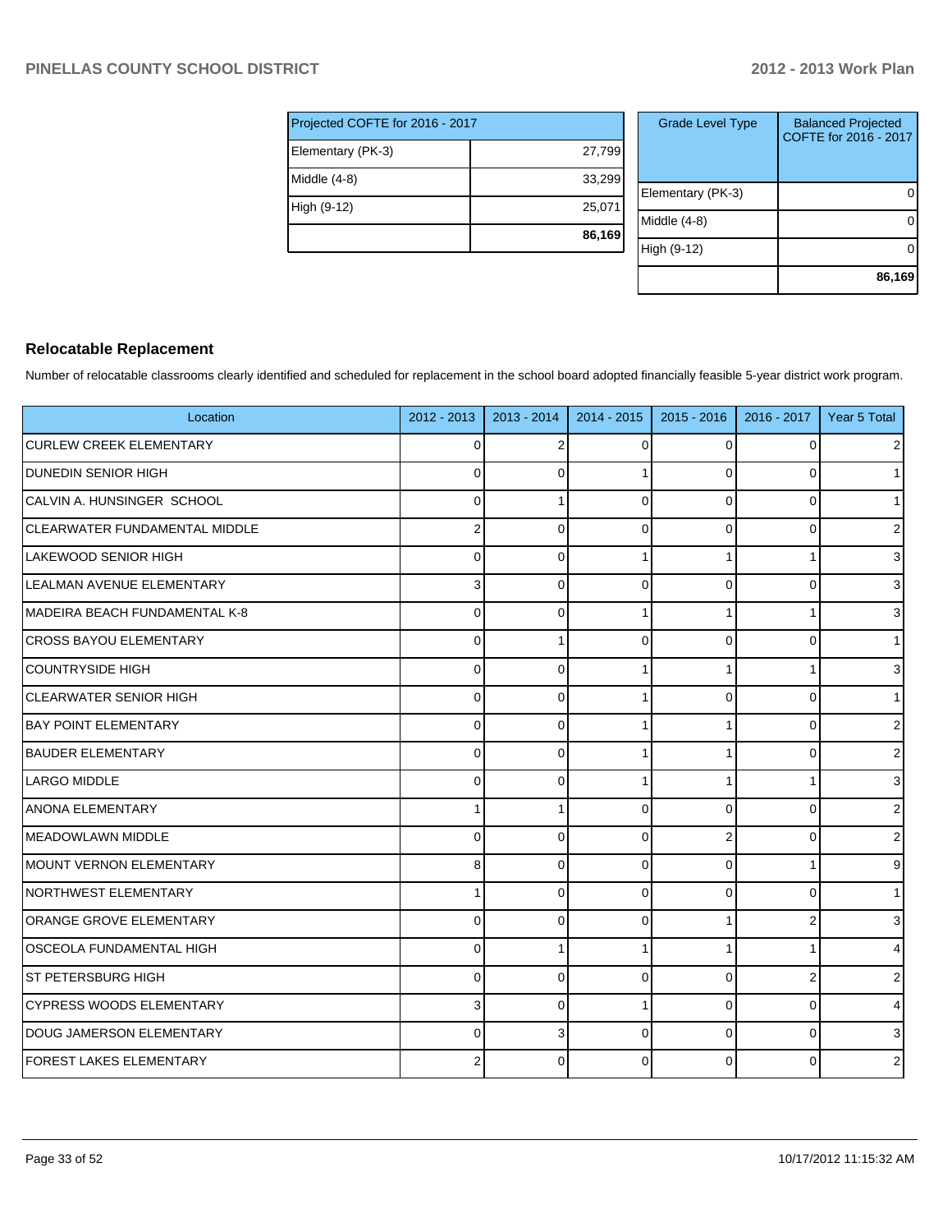| Projected COFTE for 2016 - 2017 | |
|---|---|
| Elementary (PK-3) | 27,799 |
| Middle (4-8) | 33,299 |
| High (9-12) | 25,071 |
| | **86,169** |

| Grade Level Type | Balanced Projected COFTE for 2016 - 2017 |
|---|---|
| Elementary (PK-3) | 0 |
| Middle (4-8) | 0 |
| High (9-12) | 0 |
| | **86,169** |

## Relocatable Replacement

Number of relocatable classrooms clearly identified and scheduled for replacement in the school board adopted financially feasible 5-year district work program.

| Location | 2012 - 2013 | 2013 - 2014 | 2014 - 2015 | 2015 - 2016 | 2016 - 2017 | Year 5 Total |
|---|---|---|---|---|---|---|
| CURLEW CREEK ELEMENTARY | 0 | 2 | 0 | 0 | 0 | 2 |
| DUNEDIN SENIOR HIGH | 0 | 0 | 1 | 0 | 0 | 1 |
| CALVIN A. HUNSINGER SCHOOL | 0 | 1 | 0 | 0 | 0 | 1 |
| CLEARWATER FUNDAMENTAL MIDDLE | 2 | 0 | 0 | 0 | 0 | 2 |
| LAKEWOOD SENIOR HIGH | 0 | 0 | 1 | 1 | 1 | 3 |
| LEALMAN AVENUE ELEMENTARY | 3 | 0 | 0 | 0 | 0 | 3 |
| MADEIRA BEACH FUNDAMENTAL K-8 | 0 | 0 | 1 | 1 | 1 | 3 |
| CROSS BAYOU ELEMENTARY | 0 | 1 | 0 | 0 | 0 | 1 |
| COUNTRYSIDE HIGH | 0 | 0 | 1 | 1 | 1 | 3 |
| CLEARWATER SENIOR HIGH | 0 | 0 | 1 | 0 | 0 | 1 |
| BAY POINT ELEMENTARY | 0 | 0 | 1 | 1 | 0 | 2 |
| BAUDER ELEMENTARY | 0 | 0 | 1 | 1 | 0 | 2 |
| LARGO MIDDLE | 0 | 0 | 1 | 1 | 1 | 3 |
| ANONA ELEMENTARY | 1 | 1 | 0 | 0 | 0 | 2 |
| MEADOWLAWN MIDDLE | 0 | 0 | 0 | 2 | 0 | 2 |
| MOUNT VERNON ELEMENTARY | 8 | 0 | 0 | 0 | 1 | 9 |
| NORTHWEST ELEMENTARY | 1 | 0 | 0 | 0 | 0 | 1 |
| ORANGE GROVE ELEMENTARY | 0 | 0 | 0 | 1 | 2 | 3 |
| OSCEOLA FUNDAMENTAL HIGH | 0 | 1 | 1 | 1 | 1 | 4 |
| ST PETERSBURG HIGH | 0 | 0 | 0 | 0 | 2 | 2 |
| CYPRESS WOODS ELEMENTARY | 3 | 0 | 1 | 0 | 0 | 4 |
| DOUG JAMERSON ELEMENTARY | 0 | 3 | 0 | 0 | 0 | 3 |
| FOREST LAKES ELEMENTARY | 2 | 0 | 0 | 0 | 0 | 2 |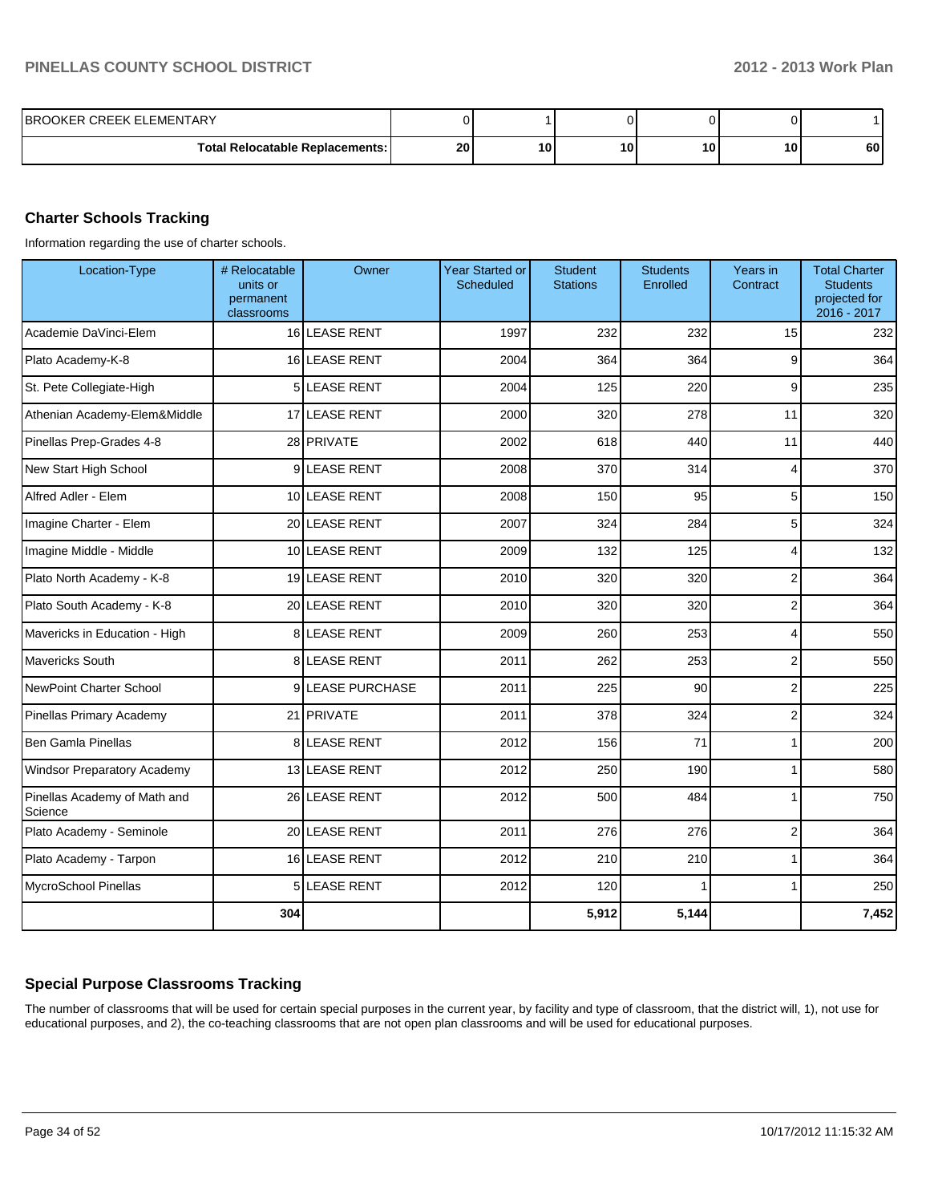| | | | | | | |
|---|---|---|---|---|---|---|
| BROOKER CREEK ELEMENTARY | 0 | 1 | 0 | 0 | 0 | 1 |
| **Total Relocatable Replacements:** | **20** | **10** | **10** | **10** | **10** | **60** |

## Charter Schools Tracking

Information regarding the use of charter schools.

| Location-Type | # Relocatable units or permanent classrooms | Owner | Year Started or Scheduled | Student Stations | Students Enrolled | Years in Contract | Total Charter Students projected for 2016 - 2017 |
|---|---|---|---|---|---|---|---|
| Academie DaVinci-Elem | 16 | LEASE RENT | 1997 | 232 | 232 | 15 | 232 |
| Plato Academy-K-8 | 16 | LEASE RENT | 2004 | 364 | 364 | 9 | 364 |
| St. Pete Collegiate-High | 5 | LEASE RENT | 2004 | 125 | 220 | 9 | 235 |
| Athenian Academy-Elem&Middle | 17 | LEASE RENT | 2000 | 320 | 278 | 11 | 320 |
| Pinellas Prep-Grades 4-8 | 28 | PRIVATE | 2002 | 618 | 440 | 11 | 440 |
| New Start High School | 9 | LEASE RENT | 2008 | 370 | 314 | 4 | 370 |
| Alfred Adler - Elem | 10 | LEASE RENT | 2008 | 150 | 95 | 5 | 150 |
| Imagine Charter - Elem | 20 | LEASE RENT | 2007 | 324 | 284 | 5 | 324 |
| Imagine Middle - Middle | 10 | LEASE RENT | 2009 | 132 | 125 | 4 | 132 |
| Plato North Academy - K-8 | 19 | LEASE RENT | 2010 | 320 | 320 | 2 | 364 |
| Plato South Academy - K-8 | 20 | LEASE RENT | 2010 | 320 | 320 | 2 | 364 |
| Mavericks in Education - High | 8 | LEASE RENT | 2009 | 260 | 253 | 4 | 550 |
| Mavericks South | 8 | LEASE RENT | 2011 | 262 | 253 | 2 | 550 |
| NewPoint Charter School | 9 | LEASE PURCHASE | 2011 | 225 | 90 | 2 | 225 |
| Pinellas Primary Academy | 21 | PRIVATE | 2011 | 378 | 324 | 2 | 324 |
| Ben Gamla Pinellas | 8 | LEASE RENT | 2012 | 156 | 71 | 1 | 200 |
| Windsor Preparatory Academy | 13 | LEASE RENT | 2012 | 250 | 190 | 1 | 580 |
| Pinellas Academy of Math and Science | 26 | LEASE RENT | 2012 | 500 | 484 | 1 | 750 |
| Plato Academy - Seminole | 20 | LEASE RENT | 2011 | 276 | 276 | 2 | 364 |
| Plato Academy - Tarpon | 16 | LEASE RENT | 2012 | 210 | 210 | 1 | 364 |
| MycroSchool Pinellas | 5 | LEASE RENT | 2012 | 120 | 1 | 1 | 250 |
| | **304** | | | **5,912** | **5,144** | | **7,452** |

## Special Purpose Classrooms Tracking

The number of classrooms that will be used for certain special purposes in the current year, by facility and type of classroom, that the district will, 1), not use for educational purposes, and 2), the co-teaching classrooms that are not open plan classrooms and will be used for educational purposes.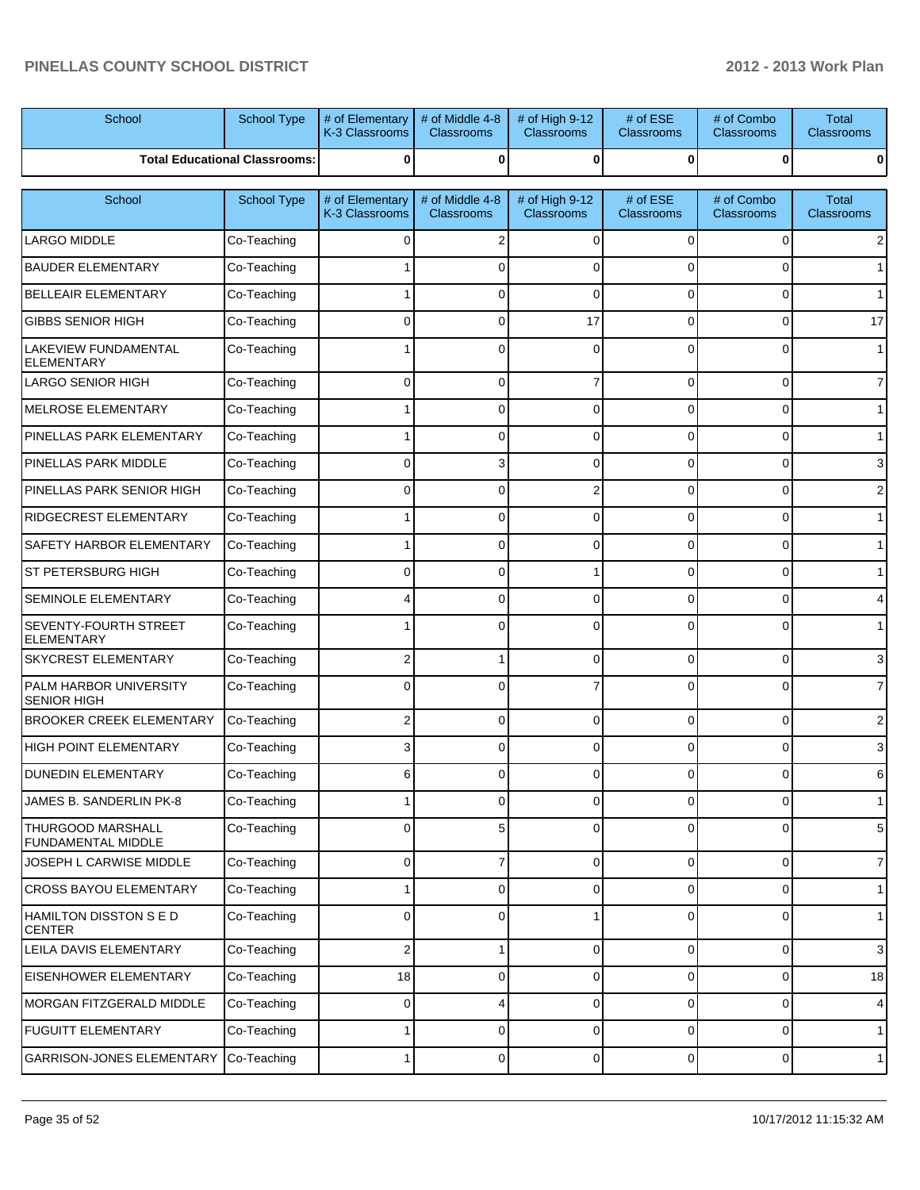| School | School Type | # of Elementary K-3 Classrooms | # of Middle 4-8 Classrooms | # of High 9-12 Classrooms | # of ESE Classrooms | # of Combo Classrooms | Total Classrooms |
|---|---|---|---|---|---|---|---|
| Total Educational Classrooms: | | 0 | 0 | 0 | 0 | 0 | 0 |

| School | School Type | # of Elementary K-3 Classrooms | # of Middle 4-8 Classrooms | # of High 9-12 Classrooms | # of ESE Classrooms | # of Combo Classrooms | Total Classrooms |
|---|---|---|---|---|---|---|---|
| LARGO MIDDLE | Co-Teaching | 0 | 2 | 0 | 0 | 0 | 2 |
| BAUDER ELEMENTARY | Co-Teaching | 1 | 0 | 0 | 0 | 0 | 1 |
| BELLEAIR ELEMENTARY | Co-Teaching | 1 | 0 | 0 | 0 | 0 | 1 |
| GIBBS SENIOR HIGH | Co-Teaching | 0 | 0 | 17 | 0 | 0 | 17 |
| LAKEVIEW FUNDAMENTAL ELEMENTARY | Co-Teaching | 1 | 0 | 0 | 0 | 0 | 1 |
| LARGO SENIOR HIGH | Co-Teaching | 0 | 0 | 7 | 0 | 0 | 7 |
| MELROSE ELEMENTARY | Co-Teaching | 1 | 0 | 0 | 0 | 0 | 1 |
| PINELLAS PARK ELEMENTARY | Co-Teaching | 1 | 0 | 0 | 0 | 0 | 1 |
| PINELLAS PARK MIDDLE | Co-Teaching | 0 | 3 | 0 | 0 | 0 | 3 |
| PINELLAS PARK SENIOR HIGH | Co-Teaching | 0 | 0 | 2 | 0 | 0 | 2 |
| RIDGECREST ELEMENTARY | Co-Teaching | 1 | 0 | 0 | 0 | 0 | 1 |
| SAFETY HARBOR ELEMENTARY | Co-Teaching | 1 | 0 | 0 | 0 | 0 | 1 |
| ST PETERSBURG HIGH | Co-Teaching | 0 | 0 | 1 | 0 | 0 | 1 |
| SEMINOLE ELEMENTARY | Co-Teaching | 4 | 0 | 0 | 0 | 0 | 4 |
| SEVENTY-FOURTH STREET ELEMENTARY | Co-Teaching | 1 | 0 | 0 | 0 | 0 | 1 |
| SKYCREST ELEMENTARY | Co-Teaching | 2 | 1 | 0 | 0 | 0 | 3 |
| PALM HARBOR UNIVERSITY SENIOR HIGH | Co-Teaching | 0 | 0 | 7 | 0 | 0 | 7 |
| BROOKER CREEK ELEMENTARY | Co-Teaching | 2 | 0 | 0 | 0 | 0 | 2 |
| HIGH POINT ELEMENTARY | Co-Teaching | 3 | 0 | 0 | 0 | 0 | 3 |
| DUNEDIN ELEMENTARY | Co-Teaching | 6 | 0 | 0 | 0 | 0 | 6 |
| JAMES B. SANDERLIN PK-8 | Co-Teaching | 1 | 0 | 0 | 0 | 0 | 1 |
| THURGOOD MARSHALL FUNDAMENTAL MIDDLE | Co-Teaching | 0 | 5 | 0 | 0 | 0 | 5 |
| JOSEPH L CARWISE MIDDLE | Co-Teaching | 0 | 7 | 0 | 0 | 0 | 7 |
| CROSS BAYOU ELEMENTARY | Co-Teaching | 1 | 0 | 0 | 0 | 0 | 1 |
| HAMILTON DISSTON S E D CENTER | Co-Teaching | 0 | 0 | 1 | 0 | 0 | 1 |
| LEILA DAVIS ELEMENTARY | Co-Teaching | 2 | 1 | 0 | 0 | 0 | 3 |
| EISENHOWER ELEMENTARY | Co-Teaching | 18 | 0 | 0 | 0 | 0 | 18 |
| MORGAN FITZGERALD MIDDLE | Co-Teaching | 0 | 4 | 0 | 0 | 0 | 4 |
| FUGUITT ELEMENTARY | Co-Teaching | 1 | 0 | 0 | 0 | 0 | 1 |
| GARRISON-JONES ELEMENTARY | Co-Teaching | 1 | 0 | 0 | 0 | 0 | 1 |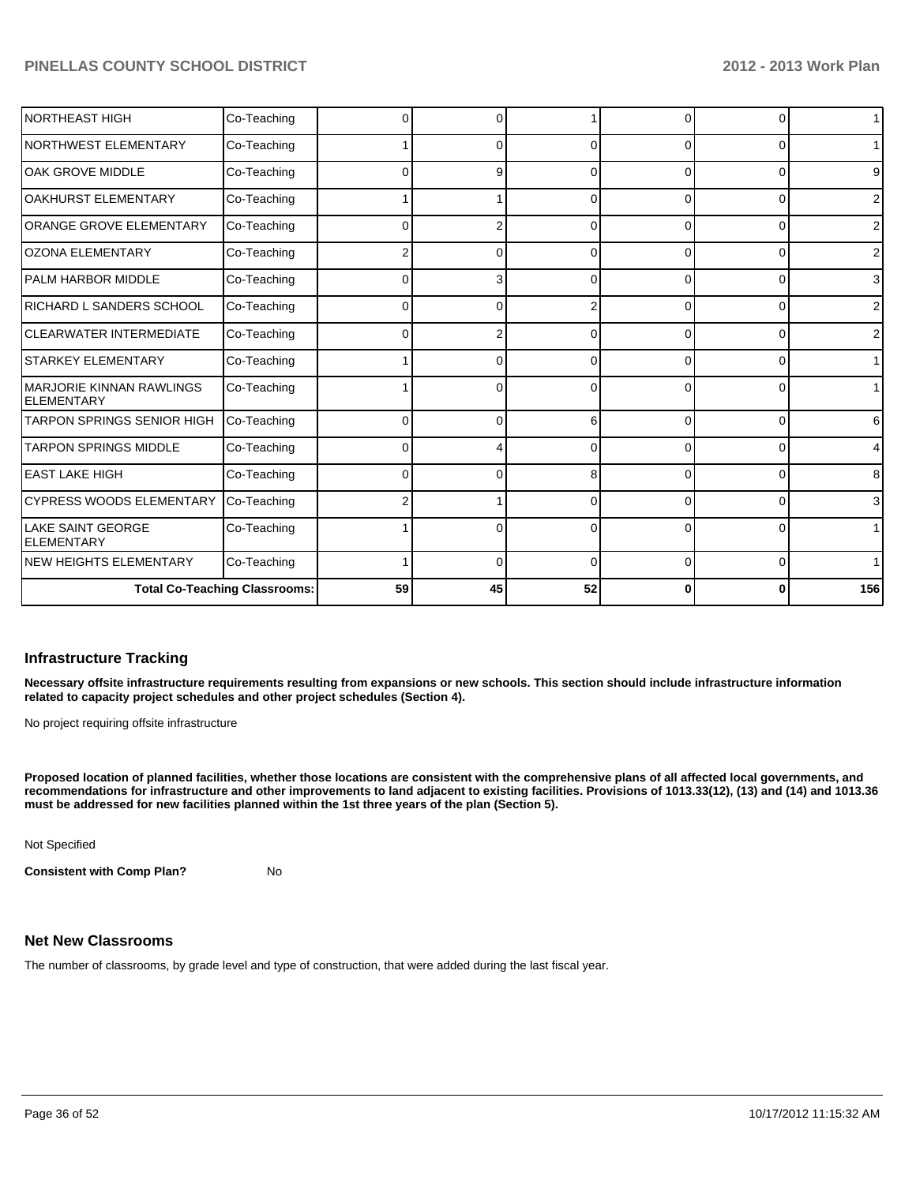| | | | | | | | |
|---|---|---|---|---|---|---|---|
| NORTHEAST HIGH | Co-Teaching | 0 | 0 | 1 | 0 | 0 | 1 |
| NORTHWEST ELEMENTARY | Co-Teaching | 1 | 0 | 0 | 0 | 0 | 1 |
| OAK GROVE MIDDLE | Co-Teaching | 0 | 9 | 0 | 0 | 0 | 9 |
| OAKHURST ELEMENTARY | Co-Teaching | 1 | 1 | 0 | 0 | 0 | 2 |
| ORANGE GROVE ELEMENTARY | Co-Teaching | 0 | 2 | 0 | 0 | 0 | 2 |
| OZONA ELEMENTARY | Co-Teaching | 2 | 0 | 0 | 0 | 0 | 2 |
| PALM HARBOR MIDDLE | Co-Teaching | 0 | 3 | 0 | 0 | 0 | 3 |
| RICHARD L SANDERS SCHOOL | Co-Teaching | 0 | 0 | 2 | 0 | 0 | 2 |
| CLEARWATER INTERMEDIATE | Co-Teaching | 0 | 2 | 0 | 0 | 0 | 2 |
| STARKEY ELEMENTARY | Co-Teaching | 1 | 0 | 0 | 0 | 0 | 1 |
| MARJORIE KINNAN RAWLINGS ELEMENTARY | Co-Teaching | 1 | 0 | 0 | 0 | 0 | 1 |
| TARPON SPRINGS SENIOR HIGH | Co-Teaching | 0 | 0 | 6 | 0 | 0 | 6 |
| TARPON SPRINGS MIDDLE | Co-Teaching | 0 | 4 | 0 | 0 | 0 | 4 |
| EAST LAKE HIGH | Co-Teaching | 0 | 0 | 8 | 0 | 0 | 8 |
| CYPRESS WOODS ELEMENTARY | Co-Teaching | 2 | 1 | 0 | 0 | 0 | 3 |
| LAKE SAINT GEORGE ELEMENTARY | Co-Teaching | 1 | 0 | 0 | 0 | 0 | 1 |
| NEW HEIGHTS ELEMENTARY | Co-Teaching | 1 | 0 | 0 | 0 | 0 | 1 |
| **Total Co-Teaching Classrooms:** | | **59** | **45** | **52** | **0** | **0** | **156** |

## Infrastructure Tracking

**Necessary offsite infrastructure requirements resulting from expansions or new schools. This section should include infrastructure information related to capacity project schedules and other project schedules (Section 4).**

No project requiring offsite infrastructure

**Proposed location of planned facilities, whether those locations are consistent with the comprehensive plans of all affected local governments, and recommendations for infrastructure and other improvements to land adjacent to existing facilities. Provisions of 1013.33(12), (13) and (14) and 1013.36 must be addressed for new facilities planned within the 1st three years of the plan (Section 5).**

Not Specified

**Consistent with Comp Plan?** No

## Net New Classrooms

The number of classrooms, by grade level and type of construction, that were added during the last fiscal year.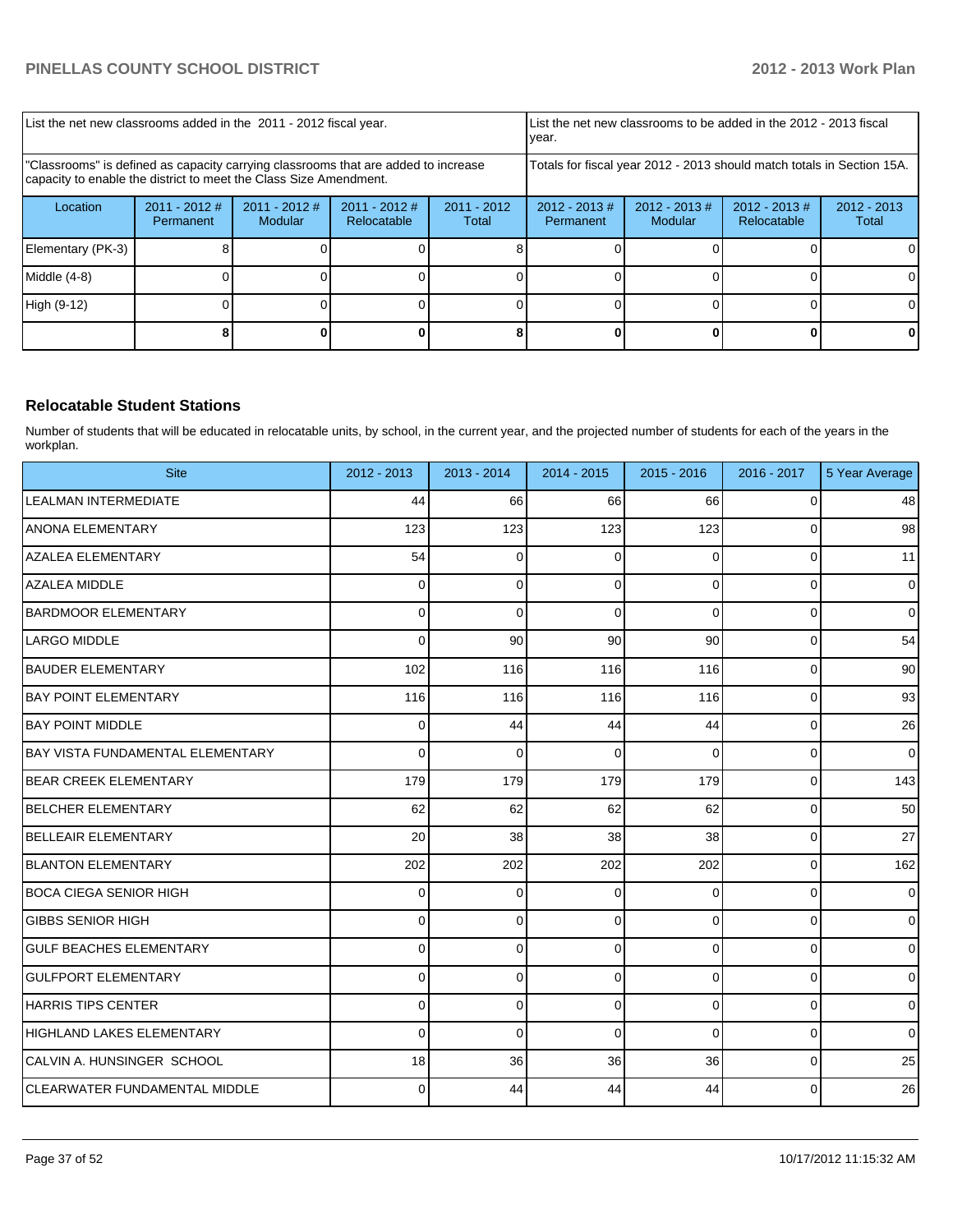| List the net new classrooms added in the 2011 - 2012 fiscal year. | | | | List the net new classrooms to be added in the 2012 - 2013 fiscal year. | | | |
|---|---|---|---|---|---|---|---|
| "Classrooms" is defined as capacity carrying classrooms that are added to increase capacity to enable the district to meet the Class Size Amendment. | | | | Totals for fiscal year 2012 - 2013 should match totals in Section 15A. | | | |
| Location | 2011 - 2012 # Permanent | 2011 - 2012 # Modular | 2011 - 2012 # Relocatable | 2011 - 2012 Total | 2012 - 2013 # Permanent | 2012 - 2013 # Modular | 2012 - 2013 # Relocatable | 2012 - 2013 Total |
| Elementary (PK-3) | 8 | 0 | 0 | 8 | 0 | 0 | 0 | 0 |
| Middle (4-8) | 0 | 0 | 0 | 0 | 0 | 0 | 0 | 0 |
| High (9-12) | 0 | 0 | 0 | 0 | 0 | 0 | 0 | 0 |
| | 8 | 0 | 0 | 8 | 0 | 0 | 0 | 0 |

### Relocatable Student Stations

Number of students that will be educated in relocatable units, by school, in the current year, and the projected number of students for each of the years in the workplan.

| Site | 2012 - 2013 | 2013 - 2014 | 2014 - 2015 | 2015 - 2016 | 2016 - 2017 | 5 Year Average |
|---|---|---|---|---|---|---|
| LEALMAN INTERMEDIATE | 44 | 66 | 66 | 66 | 0 | 48 |
| ANONA ELEMENTARY | 123 | 123 | 123 | 123 | 0 | 98 |
| AZALEA ELEMENTARY | 54 | 0 | 0 | 0 | 0 | 11 |
| AZALEA MIDDLE | 0 | 0 | 0 | 0 | 0 | 0 |
| BARDMOOR ELEMENTARY | 0 | 0 | 0 | 0 | 0 | 0 |
| LARGO MIDDLE | 0 | 90 | 90 | 90 | 0 | 54 |
| BAUDER ELEMENTARY | 102 | 116 | 116 | 116 | 0 | 90 |
| BAY POINT ELEMENTARY | 116 | 116 | 116 | 116 | 0 | 93 |
| BAY POINT MIDDLE | 0 | 44 | 44 | 44 | 0 | 26 |
| BAY VISTA FUNDAMENTAL ELEMENTARY | 0 | 0 | 0 | 0 | 0 | 0 |
| BEAR CREEK ELEMENTARY | 179 | 179 | 179 | 179 | 0 | 143 |
| BELCHER ELEMENTARY | 62 | 62 | 62 | 62 | 0 | 50 |
| BELLEAIR ELEMENTARY | 20 | 38 | 38 | 38 | 0 | 27 |
| BLANTON ELEMENTARY | 202 | 202 | 202 | 202 | 0 | 162 |
| BOCA CIEGA SENIOR HIGH | 0 | 0 | 0 | 0 | 0 | 0 |
| GIBBS SENIOR HIGH | 0 | 0 | 0 | 0 | 0 | 0 |
| GULF BEACHES ELEMENTARY | 0 | 0 | 0 | 0 | 0 | 0 |
| GULFPORT ELEMENTARY | 0 | 0 | 0 | 0 | 0 | 0 |
| HARRIS TIPS CENTER | 0 | 0 | 0 | 0 | 0 | 0 |
| HIGHLAND LAKES ELEMENTARY | 0 | 0 | 0 | 0 | 0 | 0 |
| CALVIN A. HUNSINGER SCHOOL | 18 | 36 | 36 | 36 | 0 | 25 |
| CLEARWATER FUNDAMENTAL MIDDLE | 0 | 44 | 44 | 44 | 0 | 26 |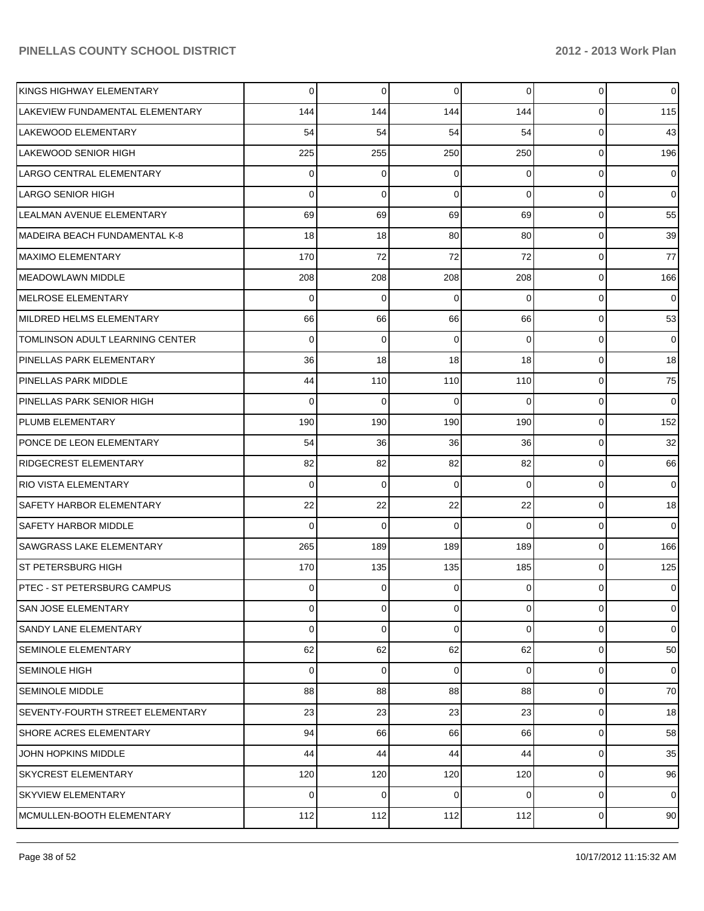| | | | | | | |
|---|---|---|---|---|---|---|
| KINGS HIGHWAY ELEMENTARY | 0 | 0 | 0 | 0 | 0 | 0 |
| LAKEVIEW FUNDAMENTAL ELEMENTARY | 144 | 144 | 144 | 144 | 0 | 115 |
| LAKEWOOD ELEMENTARY | 54 | 54 | 54 | 54 | 0 | 43 |
| LAKEWOOD SENIOR HIGH | 225 | 255 | 250 | 250 | 0 | 196 |
| LARGO CENTRAL ELEMENTARY | 0 | 0 | 0 | 0 | 0 | 0 |
| LARGO SENIOR HIGH | 0 | 0 | 0 | 0 | 0 | 0 |
| LEALMAN AVENUE ELEMENTARY | 69 | 69 | 69 | 69 | 0 | 55 |
| MADEIRA BEACH FUNDAMENTAL K-8 | 18 | 18 | 80 | 80 | 0 | 39 |
| MAXIMO ELEMENTARY | 170 | 72 | 72 | 72 | 0 | 77 |
| MEADOWLAWN MIDDLE | 208 | 208 | 208 | 208 | 0 | 166 |
| MELROSE ELEMENTARY | 0 | 0 | 0 | 0 | 0 | 0 |
| MILDRED HELMS ELEMENTARY | 66 | 66 | 66 | 66 | 0 | 53 |
| TOMLINSON ADULT LEARNING CENTER | 0 | 0 | 0 | 0 | 0 | 0 |
| PINELLAS PARK ELEMENTARY | 36 | 18 | 18 | 18 | 0 | 18 |
| PINELLAS PARK MIDDLE | 44 | 110 | 110 | 110 | 0 | 75 |
| PINELLAS PARK SENIOR HIGH | 0 | 0 | 0 | 0 | 0 | 0 |
| PLUMB ELEMENTARY | 190 | 190 | 190 | 190 | 0 | 152 |
| PONCE DE LEON ELEMENTARY | 54 | 36 | 36 | 36 | 0 | 32 |
| RIDGECREST ELEMENTARY | 82 | 82 | 82 | 82 | 0 | 66 |
| RIO VISTA ELEMENTARY | 0 | 0 | 0 | 0 | 0 | 0 |
| SAFETY HARBOR ELEMENTARY | 22 | 22 | 22 | 22 | 0 | 18 |
| SAFETY HARBOR MIDDLE | 0 | 0 | 0 | 0 | 0 | 0 |
| SAWGRASS LAKE ELEMENTARY | 265 | 189 | 189 | 189 | 0 | 166 |
| ST PETERSBURG HIGH | 170 | 135 | 135 | 185 | 0 | 125 |
| PTEC - ST PETERSBURG CAMPUS | 0 | 0 | 0 | 0 | 0 | 0 |
| SAN JOSE ELEMENTARY | 0 | 0 | 0 | 0 | 0 | 0 |
| SANDY LANE ELEMENTARY | 0 | 0 | 0 | 0 | 0 | 0 |
| SEMINOLE ELEMENTARY | 62 | 62 | 62 | 62 | 0 | 50 |
| SEMINOLE HIGH | 0 | 0 | 0 | 0 | 0 | 0 |
| SEMINOLE MIDDLE | 88 | 88 | 88 | 88 | 0 | 70 |
| SEVENTY-FOURTH STREET ELEMENTARY | 23 | 23 | 23 | 23 | 0 | 18 |
| SHORE ACRES ELEMENTARY | 94 | 66 | 66 | 66 | 0 | 58 |
| JOHN HOPKINS MIDDLE | 44 | 44 | 44 | 44 | 0 | 35 |
| SKYCREST ELEMENTARY | 120 | 120 | 120 | 120 | 0 | 96 |
| SKYVIEW ELEMENTARY | 0 | 0 | 0 | 0 | 0 | 0 |
| MCMULLEN-BOOTH ELEMENTARY | 112 | 112 | 112 | 112 | 0 | 90 |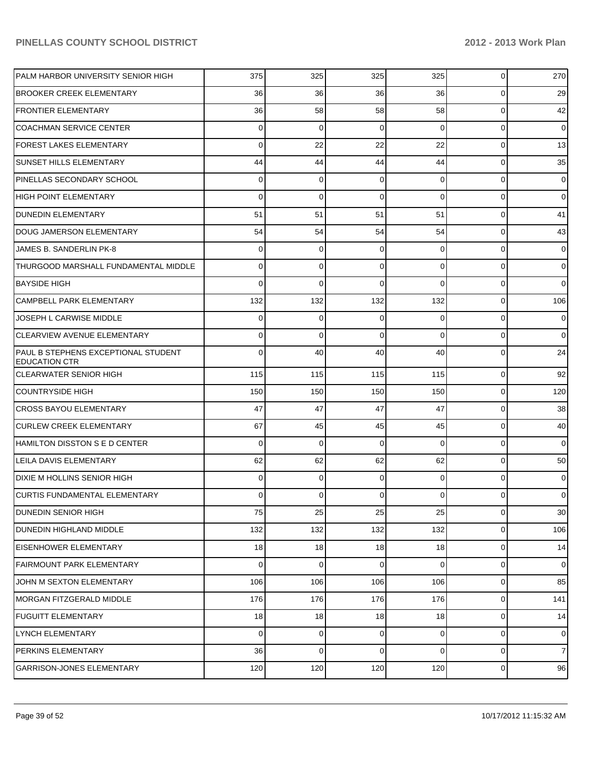| | | | | | | |
|---|---|---|---|---|---|---|
| PALM HARBOR UNIVERSITY SENIOR HIGH | 375 | 325 | 325 | 325 | 0 | 270 |
| BROOKER CREEK ELEMENTARY | 36 | 36 | 36 | 36 | 0 | 29 |
| FRONTIER ELEMENTARY | 36 | 58 | 58 | 58 | 0 | 42 |
| COACHMAN SERVICE CENTER | 0 | 0 | 0 | 0 | 0 | 0 |
| FOREST LAKES ELEMENTARY | 0 | 22 | 22 | 22 | 0 | 13 |
| SUNSET HILLS ELEMENTARY | 44 | 44 | 44 | 44 | 0 | 35 |
| PINELLAS SECONDARY SCHOOL | 0 | 0 | 0 | 0 | 0 | 0 |
| HIGH POINT ELEMENTARY | 0 | 0 | 0 | 0 | 0 | 0 |
| DUNEDIN ELEMENTARY | 51 | 51 | 51 | 51 | 0 | 41 |
| DOUG JAMERSON ELEMENTARY | 54 | 54 | 54 | 54 | 0 | 43 |
| JAMES B. SANDERLIN PK-8 | 0 | 0 | 0 | 0 | 0 | 0 |
| THURGOOD MARSHALL FUNDAMENTAL MIDDLE | 0 | 0 | 0 | 0 | 0 | 0 |
| BAYSIDE HIGH | 0 | 0 | 0 | 0 | 0 | 0 |
| CAMPBELL PARK ELEMENTARY | 132 | 132 | 132 | 132 | 0 | 106 |
| JOSEPH L CARWISE MIDDLE | 0 | 0 | 0 | 0 | 0 | 0 |
| CLEARVIEW AVENUE ELEMENTARY | 0 | 0 | 0 | 0 | 0 | 0 |
| PAUL B STEPHENS EXCEPTIONAL STUDENT EDUCATION CTR | 0 | 40 | 40 | 40 | 0 | 24 |
| CLEARWATER SENIOR HIGH | 115 | 115 | 115 | 115 | 0 | 92 |
| COUNTRYSIDE HIGH | 150 | 150 | 150 | 150 | 0 | 120 |
| CROSS BAYOU ELEMENTARY | 47 | 47 | 47 | 47 | 0 | 38 |
| CURLEW CREEK ELEMENTARY | 67 | 45 | 45 | 45 | 0 | 40 |
| HAMILTON DISSTON S E D CENTER | 0 | 0 | 0 | 0 | 0 | 0 |
| LEILA DAVIS ELEMENTARY | 62 | 62 | 62 | 62 | 0 | 50 |
| DIXIE M HOLLINS SENIOR HIGH | 0 | 0 | 0 | 0 | 0 | 0 |
| CURTIS FUNDAMENTAL ELEMENTARY | 0 | 0 | 0 | 0 | 0 | 0 |
| DUNEDIN SENIOR HIGH | 75 | 25 | 25 | 25 | 0 | 30 |
| DUNEDIN HIGHLAND MIDDLE | 132 | 132 | 132 | 132 | 0 | 106 |
| EISENHOWER ELEMENTARY | 18 | 18 | 18 | 18 | 0 | 14 |
| FAIRMOUNT PARK ELEMENTARY | 0 | 0 | 0 | 0 | 0 | 0 |
| JOHN M SEXTON ELEMENTARY | 106 | 106 | 106 | 106 | 0 | 85 |
| MORGAN FITZGERALD MIDDLE | 176 | 176 | 176 | 176 | 0 | 141 |
| FUGUITT ELEMENTARY | 18 | 18 | 18 | 18 | 0 | 14 |
| LYNCH ELEMENTARY | 0 | 0 | 0 | 0 | 0 | 0 |
| PERKINS ELEMENTARY | 36 | 0 | 0 | 0 | 0 | 7 |
| GARRISON-JONES ELEMENTARY | 120 | 120 | 120 | 120 | 0 | 96 |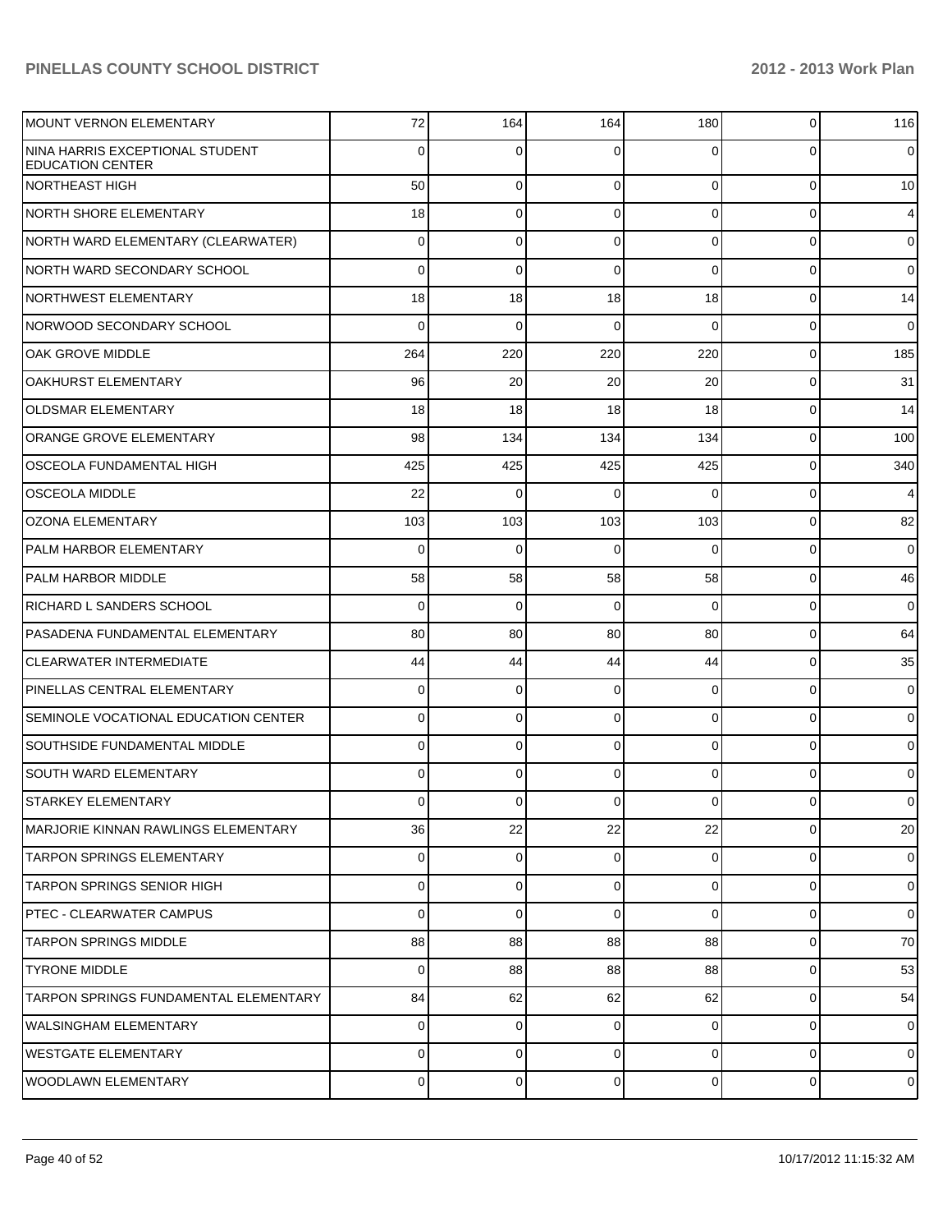| | | | | | | |
|---|---|---|---|---|---|---|
| MOUNT VERNON ELEMENTARY | 72 | 164 | 164 | 180 | 0 | 116 |
| NINA HARRIS EXCEPTIONAL STUDENT EDUCATION CENTER | 0 | 0 | 0 | 0 | 0 | 0 |
| NORTHEAST HIGH | 50 | 0 | 0 | 0 | 0 | 10 |
| NORTH SHORE ELEMENTARY | 18 | 0 | 0 | 0 | 0 | 4 |
| NORTH WARD ELEMENTARY (CLEARWATER) | 0 | 0 | 0 | 0 | 0 | 0 |
| NORTH WARD SECONDARY SCHOOL | 0 | 0 | 0 | 0 | 0 | 0 |
| NORTHWEST ELEMENTARY | 18 | 18 | 18 | 18 | 0 | 14 |
| NORWOOD SECONDARY SCHOOL | 0 | 0 | 0 | 0 | 0 | 0 |
| OAK GROVE MIDDLE | 264 | 220 | 220 | 220 | 0 | 185 |
| OAKHURST ELEMENTARY | 96 | 20 | 20 | 20 | 0 | 31 |
| OLDSMAR ELEMENTARY | 18 | 18 | 18 | 18 | 0 | 14 |
| ORANGE GROVE ELEMENTARY | 98 | 134 | 134 | 134 | 0 | 100 |
| OSCEOLA FUNDAMENTAL HIGH | 425 | 425 | 425 | 425 | 0 | 340 |
| OSCEOLA MIDDLE | 22 | 0 | 0 | 0 | 0 | 4 |
| OZONA ELEMENTARY | 103 | 103 | 103 | 103 | 0 | 82 |
| PALM HARBOR ELEMENTARY | 0 | 0 | 0 | 0 | 0 | 0 |
| PALM HARBOR MIDDLE | 58 | 58 | 58 | 58 | 0 | 46 |
| RICHARD L SANDERS SCHOOL | 0 | 0 | 0 | 0 | 0 | 0 |
| PASADENA FUNDAMENTAL ELEMENTARY | 80 | 80 | 80 | 80 | 0 | 64 |
| CLEARWATER INTERMEDIATE | 44 | 44 | 44 | 44 | 0 | 35 |
| PINELLAS CENTRAL ELEMENTARY | 0 | 0 | 0 | 0 | 0 | 0 |
| SEMINOLE VOCATIONAL EDUCATION CENTER | 0 | 0 | 0 | 0 | 0 | 0 |
| SOUTHSIDE FUNDAMENTAL MIDDLE | 0 | 0 | 0 | 0 | 0 | 0 |
| SOUTH WARD ELEMENTARY | 0 | 0 | 0 | 0 | 0 | 0 |
| STARKEY ELEMENTARY | 0 | 0 | 0 | 0 | 0 | 0 |
| MARJORIE KINNAN RAWLINGS ELEMENTARY | 36 | 22 | 22 | 22 | 0 | 20 |
| TARPON SPRINGS ELEMENTARY | 0 | 0 | 0 | 0 | 0 | 0 |
| TARPON SPRINGS SENIOR HIGH | 0 | 0 | 0 | 0 | 0 | 0 |
| PTEC - CLEARWATER CAMPUS | 0 | 0 | 0 | 0 | 0 | 0 |
| TARPON SPRINGS MIDDLE | 88 | 88 | 88 | 88 | 0 | 70 |
| TYRONE MIDDLE | 0 | 88 | 88 | 88 | 0 | 53 |
| TARPON SPRINGS FUNDAMENTAL ELEMENTARY | 84 | 62 | 62 | 62 | 0 | 54 |
| WALSINGHAM ELEMENTARY | 0 | 0 | 0 | 0 | 0 | 0 |
| WESTGATE ELEMENTARY | 0 | 0 | 0 | 0 | 0 | 0 |
| WOODLAWN ELEMENTARY | 0 | 0 | 0 | 0 | 0 | 0 |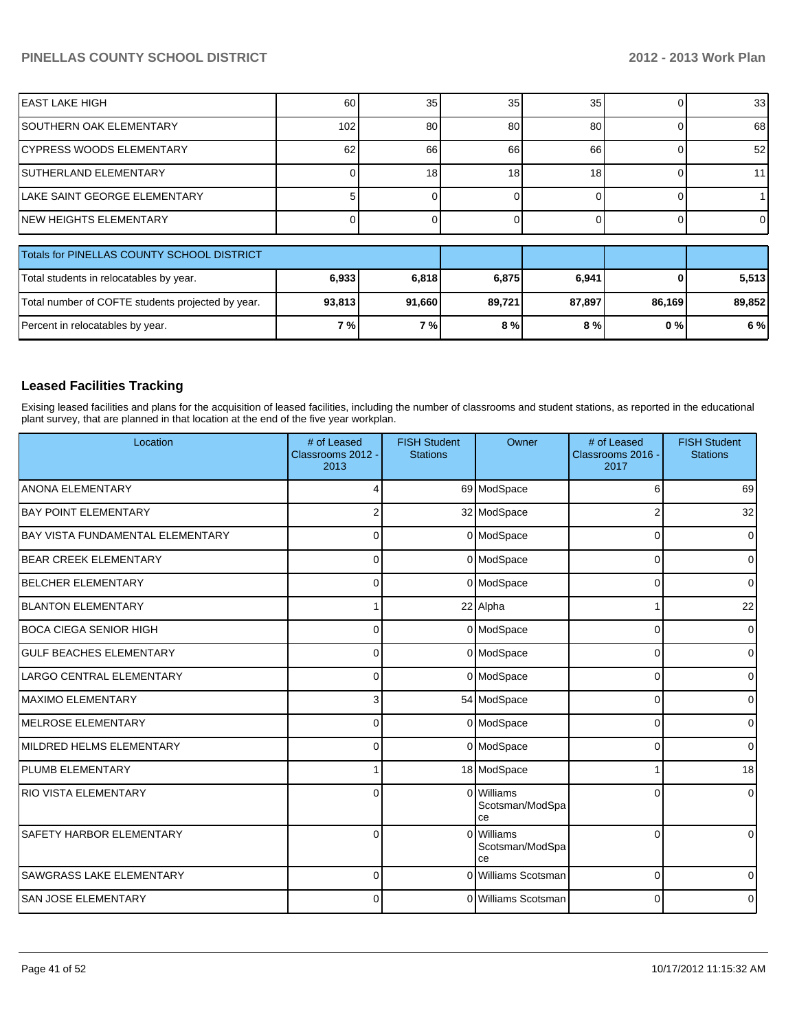| | | | | | | |
|---|---|---|---|---|---|---|
| EAST LAKE HIGH | 60 | 35 | 35 | 35 | 0 | 33 |
| SOUTHERN OAK ELEMENTARY | 102 | 80 | 80 | 80 | 0 | 68 |
| CYPRESS WOODS ELEMENTARY | 62 | 66 | 66 | 66 | 0 | 52 |
| SUTHERLAND ELEMENTARY | 0 | 18 | 18 | 18 | 0 | 11 |
| LAKE SAINT GEORGE ELEMENTARY | 5 | 0 | 0 | 0 | 0 | 1 |
| NEW HEIGHTS ELEMENTARY | 0 | 0 | 0 | 0 | 0 | 0 |

| Totals for PINELLAS COUNTY SCHOOL DISTRICT | | | | | | |
|---|---|---|---|---|---|---|
| Total students in relocatables by year. | **6,933** | **6,818** | **6,875** | **6,941** | **0** | **5,513** |
| Total number of COFTE students projected by year. | **93,813** | **91,660** | **89,721** | **87,897** | **86,169** | **89,852** |
| Percent in relocatables by year. | **7 %** | **7 %** | **8 %** | **8 %** | **0 %** | **6 %** |

### Leased Facilities Tracking

Exising leased facilities and plans for the acquisition of leased facilities, including the number of classrooms and student stations, as reported in the educational plant survey, that are planned in that location at the end of the five year workplan.

| Location | # of Leased Classrooms 2012 - 2013 | FISH Student Stations | Owner | # of Leased Classrooms 2016 - 2017 | FISH Student Stations |
|---|---|---|---|---|---|
| ANONA ELEMENTARY | 4 | 69 | ModSpace | 6 | 69 |
| BAY POINT ELEMENTARY | 2 | 32 | ModSpace | 2 | 32 |
| BAY VISTA FUNDAMENTAL ELEMENTARY | 0 | 0 | ModSpace | 0 | 0 |
| BEAR CREEK ELEMENTARY | 0 | 0 | ModSpace | 0 | 0 |
| BELCHER ELEMENTARY | 0 | 0 | ModSpace | 0 | 0 |
| BLANTON ELEMENTARY | 1 | 22 | Alpha | 1 | 22 |
| BOCA CIEGA SENIOR HIGH | 0 | 0 | ModSpace | 0 | 0 |
| GULF BEACHES ELEMENTARY | 0 | 0 | ModSpace | 0 | 0 |
| LARGO CENTRAL ELEMENTARY | 0 | 0 | ModSpace | 0 | 0 |
| MAXIMO ELEMENTARY | 3 | 54 | ModSpace | 0 | 0 |
| MELROSE ELEMENTARY | 0 | 0 | ModSpace | 0 | 0 |
| MILDRED HELMS ELEMENTARY | 0 | 0 | ModSpace | 0 | 0 |
| PLUMB ELEMENTARY | 1 | 18 | ModSpace | 1 | 18 |
| RIO VISTA ELEMENTARY | 0 | 0 | Williams Scotsman/ModSpace | 0 | 0 |
| SAFETY HARBOR ELEMENTARY | 0 | 0 | Williams Scotsman/ModSpace | 0 | 0 |
| SAWGRASS LAKE ELEMENTARY | 0 | 0 | Williams Scotsman | 0 | 0 |
| SAN JOSE ELEMENTARY | 0 | 0 | Williams Scotsman | 0 | 0 |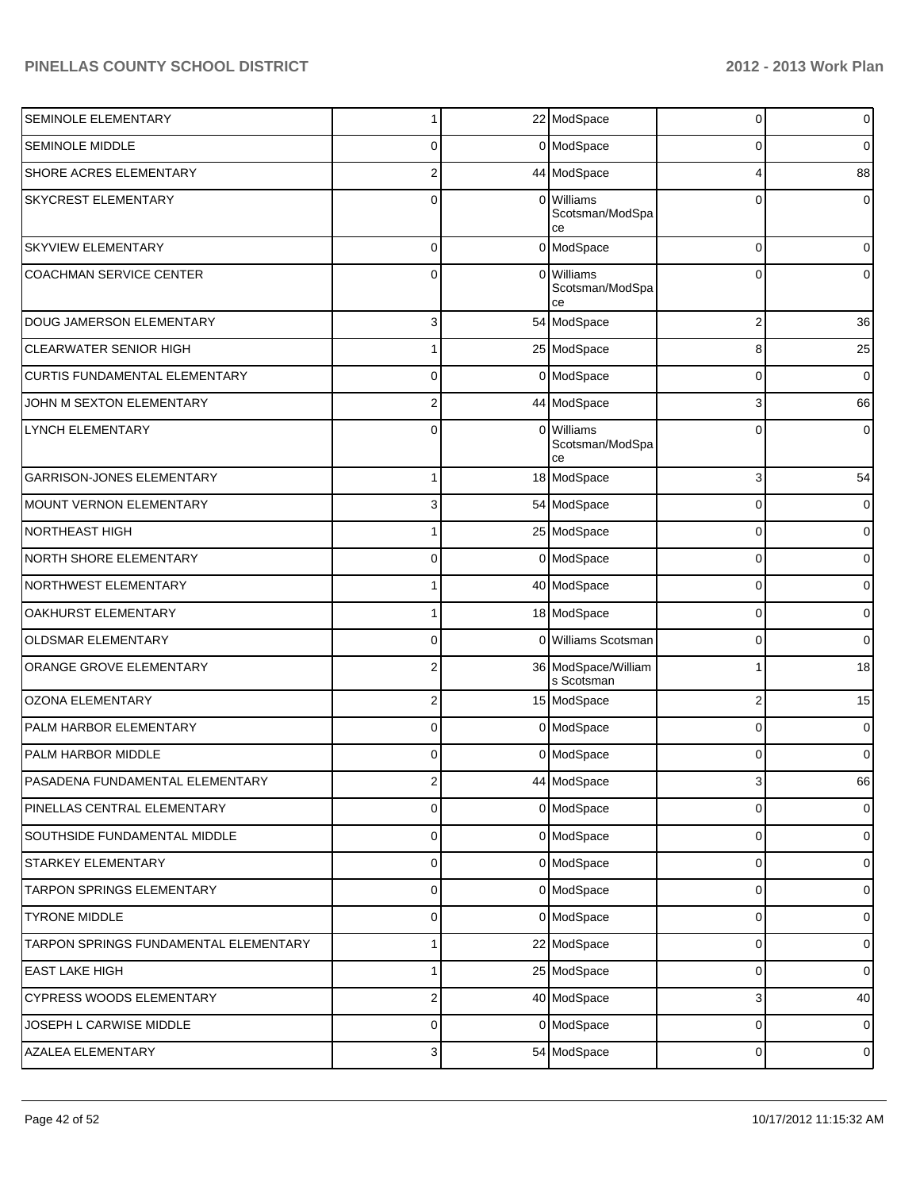| | | | | | |
|---|---|---|---|---|---|
| SEMINOLE ELEMENTARY | 1 | 22 | ModSpace | 0 | 0 |
| SEMINOLE MIDDLE | 0 | 0 | ModSpace | 0 | 0 |
| SHORE ACRES ELEMENTARY | 2 | 44 | ModSpace | 4 | 88 |
| SKYCREST ELEMENTARY | 0 | 0 | Williams Scotsman/ModSpace | 0 | 0 |
| SKYVIEW ELEMENTARY | 0 | 0 | ModSpace | 0 | 0 |
| COACHMAN SERVICE CENTER | 0 | 0 | Williams Scotsman/ModSpace | 0 | 0 |
| DOUG JAMERSON ELEMENTARY | 3 | 54 | ModSpace | 2 | 36 |
| CLEARWATER SENIOR HIGH | 1 | 25 | ModSpace | 8 | 25 |
| CURTIS FUNDAMENTAL ELEMENTARY | 0 | 0 | ModSpace | 0 | 0 |
| JOHN M SEXTON ELEMENTARY | 2 | 44 | ModSpace | 3 | 66 |
| LYNCH ELEMENTARY | 0 | 0 | Williams Scotsman/ModSpace | 0 | 0 |
| GARRISON-JONES ELEMENTARY | 1 | 18 | ModSpace | 3 | 54 |
| MOUNT VERNON ELEMENTARY | 3 | 54 | ModSpace | 0 | 0 |
| NORTHEAST HIGH | 1 | 25 | ModSpace | 0 | 0 |
| NORTH SHORE ELEMENTARY | 0 | 0 | ModSpace | 0 | 0 |
| NORTHWEST ELEMENTARY | 1 | 40 | ModSpace | 0 | 0 |
| OAKHURST ELEMENTARY | 1 | 18 | ModSpace | 0 | 0 |
| OLDSMAR ELEMENTARY | 0 | 0 | Williams Scotsman | 0 | 0 |
| ORANGE GROVE ELEMENTARY | 2 | 36 | ModSpace/Williams Scotsman | 1 | 18 |
| OZONA ELEMENTARY | 2 | 15 | ModSpace | 2 | 15 |
| PALM HARBOR ELEMENTARY | 0 | 0 | ModSpace | 0 | 0 |
| PALM HARBOR MIDDLE | 0 | 0 | ModSpace | 0 | 0 |
| PASADENA FUNDAMENTAL ELEMENTARY | 2 | 44 | ModSpace | 3 | 66 |
| PINELLAS CENTRAL ELEMENTARY | 0 | 0 | ModSpace | 0 | 0 |
| SOUTHSIDE FUNDAMENTAL MIDDLE | 0 | 0 | ModSpace | 0 | 0 |
| STARKEY ELEMENTARY | 0 | 0 | ModSpace | 0 | 0 |
| TARPON SPRINGS ELEMENTARY | 0 | 0 | ModSpace | 0 | 0 |
| TYRONE MIDDLE | 0 | 0 | ModSpace | 0 | 0 |
| TARPON SPRINGS FUNDAMENTAL ELEMENTARY | 1 | 22 | ModSpace | 0 | 0 |
| EAST LAKE HIGH | 1 | 25 | ModSpace | 0 | 0 |
| CYPRESS WOODS ELEMENTARY | 2 | 40 | ModSpace | 3 | 40 |
| JOSEPH L CARWISE MIDDLE | 0 | 0 | ModSpace | 0 | 0 |
| AZALEA ELEMENTARY | 3 | 54 | ModSpace | 0 | 0 |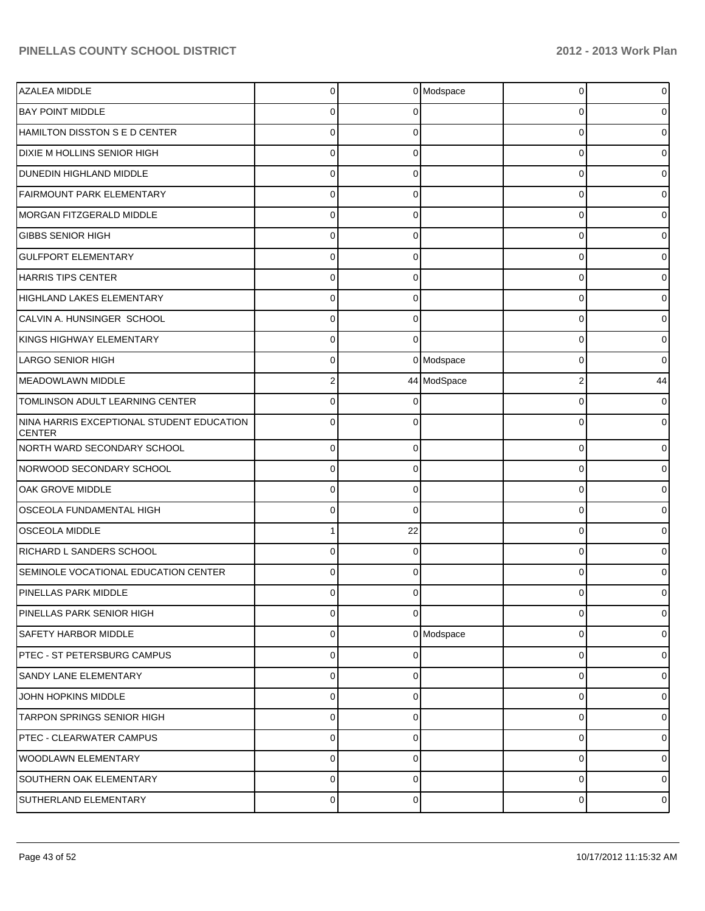| | | | | | |
|---|---|---|---|---|---|
| AZALEA MIDDLE | 0 | 0 | Modspace | 0 | 0 |
| BAY POINT MIDDLE | 0 | 0 | | 0 | 0 |
| HAMILTON DISSTON S E D CENTER | 0 | 0 | | 0 | 0 |
| DIXIE M HOLLINS SENIOR HIGH | 0 | 0 | | 0 | 0 |
| DUNEDIN HIGHLAND MIDDLE | 0 | 0 | | 0 | 0 |
| FAIRMOUNT PARK ELEMENTARY | 0 | 0 | | 0 | 0 |
| MORGAN FITZGERALD MIDDLE | 0 | 0 | | 0 | 0 |
| GIBBS SENIOR HIGH | 0 | 0 | | 0 | 0 |
| GULFPORT ELEMENTARY | 0 | 0 | | 0 | 0 |
| HARRIS TIPS CENTER | 0 | 0 | | 0 | 0 |
| HIGHLAND LAKES ELEMENTARY | 0 | 0 | | 0 | 0 |
| CALVIN A. HUNSINGER SCHOOL | 0 | 0 | | 0 | 0 |
| KINGS HIGHWAY ELEMENTARY | 0 | 0 | | 0 | 0 |
| LARGO SENIOR HIGH | 0 | 0 | Modspace | 0 | 0 |
| MEADOWLAWN MIDDLE | 2 | 44 | ModSpace | 2 | 44 |
| TOMLINSON ADULT LEARNING CENTER | 0 | 0 | | 0 | 0 |
| NINA HARRIS EXCEPTIONAL STUDENT EDUCATION CENTER | 0 | 0 | | 0 | 0 |
| NORTH WARD SECONDARY SCHOOL | 0 | 0 | | 0 | 0 |
| NORWOOD SECONDARY SCHOOL | 0 | 0 | | 0 | 0 |
| OAK GROVE MIDDLE | 0 | 0 | | 0 | 0 |
| OSCEOLA FUNDAMENTAL HIGH | 0 | 0 | | 0 | 0 |
| OSCEOLA MIDDLE | 1 | 22 | | 0 | 0 |
| RICHARD L SANDERS SCHOOL | 0 | 0 | | 0 | 0 |
| SEMINOLE VOCATIONAL EDUCATION CENTER | 0 | 0 | | 0 | 0 |
| PINELLAS PARK MIDDLE | 0 | 0 | | 0 | 0 |
| PINELLAS PARK SENIOR HIGH | 0 | 0 | | 0 | 0 |
| SAFETY HARBOR MIDDLE | 0 | 0 | Modspace | 0 | 0 |
| PTEC - ST PETERSBURG CAMPUS | 0 | 0 | | 0 | 0 |
| SANDY LANE ELEMENTARY | 0 | 0 | | 0 | 0 |
| JOHN HOPKINS MIDDLE | 0 | 0 | | 0 | 0 |
| TARPON SPRINGS SENIOR HIGH | 0 | 0 | | 0 | 0 |
| PTEC - CLEARWATER CAMPUS | 0 | 0 | | 0 | 0 |
| WOODLAWN ELEMENTARY | 0 | 0 | | 0 | 0 |
| SOUTHERN OAK ELEMENTARY | 0 | 0 | | 0 | 0 |
| SUTHERLAND ELEMENTARY | 0 | 0 | | 0 | 0 |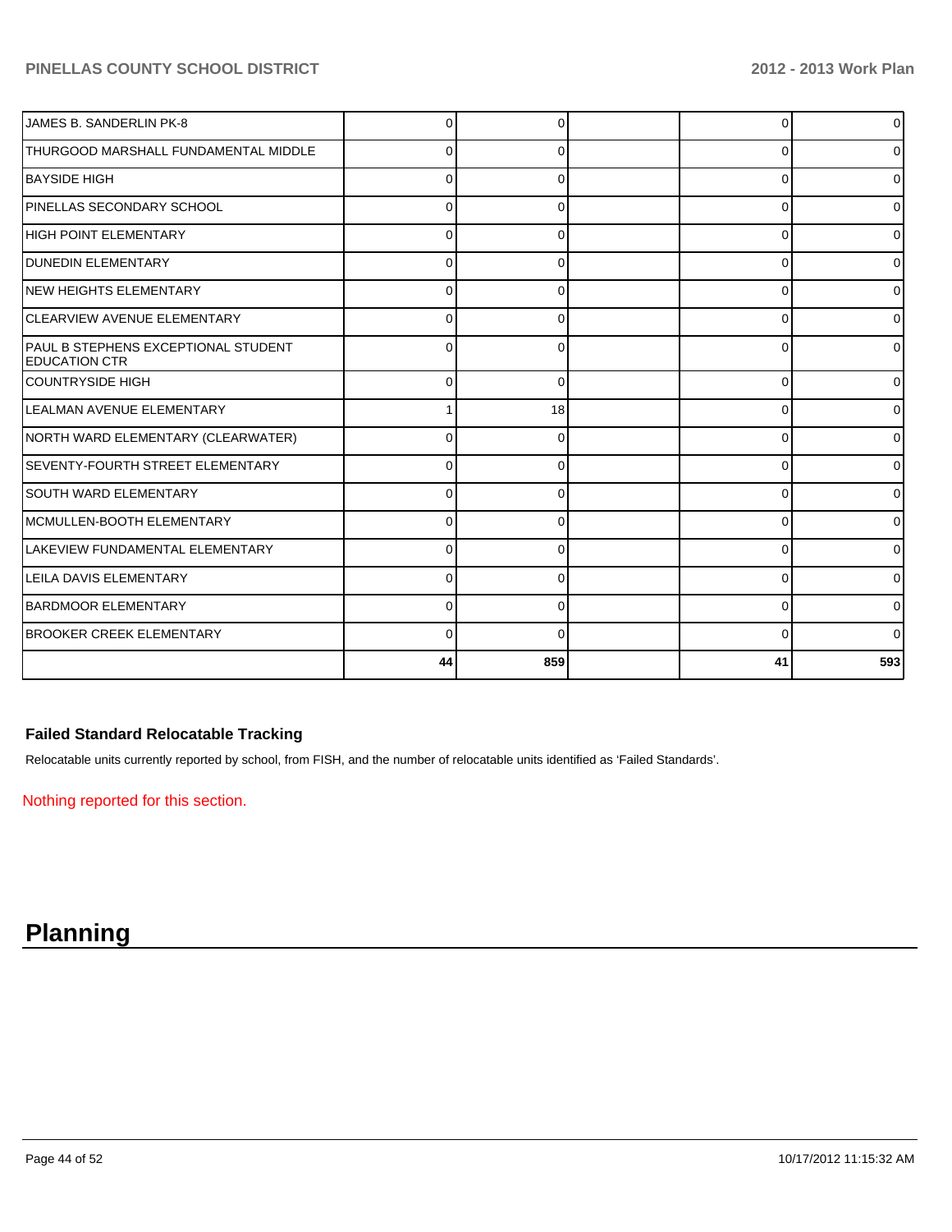| | | | | | |
|---|---|---|---|---|---|
| JAMES B. SANDERLIN PK-8 | 0 | 0 | | 0 | 0 |
| THURGOOD MARSHALL FUNDAMENTAL MIDDLE | 0 | 0 | | 0 | 0 |
| BAYSIDE HIGH | 0 | 0 | | 0 | 0 |
| PINELLAS SECONDARY SCHOOL | 0 | 0 | | 0 | 0 |
| HIGH POINT ELEMENTARY | 0 | 0 | | 0 | 0 |
| DUNEDIN ELEMENTARY | 0 | 0 | | 0 | 0 |
| NEW HEIGHTS ELEMENTARY | 0 | 0 | | 0 | 0 |
| CLEARVIEW AVENUE ELEMENTARY | 0 | 0 | | 0 | 0 |
| PAUL B STEPHENS EXCEPTIONAL STUDENT EDUCATION CTR | 0 | 0 | | 0 | 0 |
| COUNTRYSIDE HIGH | 0 | 0 | | 0 | 0 |
| LEALMAN AVENUE ELEMENTARY | 1 | 18 | | 0 | 0 |
| NORTH WARD ELEMENTARY (CLEARWATER) | 0 | 0 | | 0 | 0 |
| SEVENTY-FOURTH STREET ELEMENTARY | 0 | 0 | | 0 | 0 |
| SOUTH WARD ELEMENTARY | 0 | 0 | | 0 | 0 |
| MCMULLEN-BOOTH ELEMENTARY | 0 | 0 | | 0 | 0 |
| LAKEVIEW FUNDAMENTAL ELEMENTARY | 0 | 0 | | 0 | 0 |
| LEILA DAVIS ELEMENTARY | 0 | 0 | | 0 | 0 |
| BARDMOOR ELEMENTARY | 0 | 0 | | 0 | 0 |
| BROOKER CREEK ELEMENTARY | 0 | 0 | | 0 | 0 |
| | **44** | **859** | | **41** | **593** |

### Failed Standard Relocatable Tracking

Relocatable units currently reported by school, from FISH, and the number of relocatable units identified as 'Failed Standards'.

Nothing reported for this section.

# Planning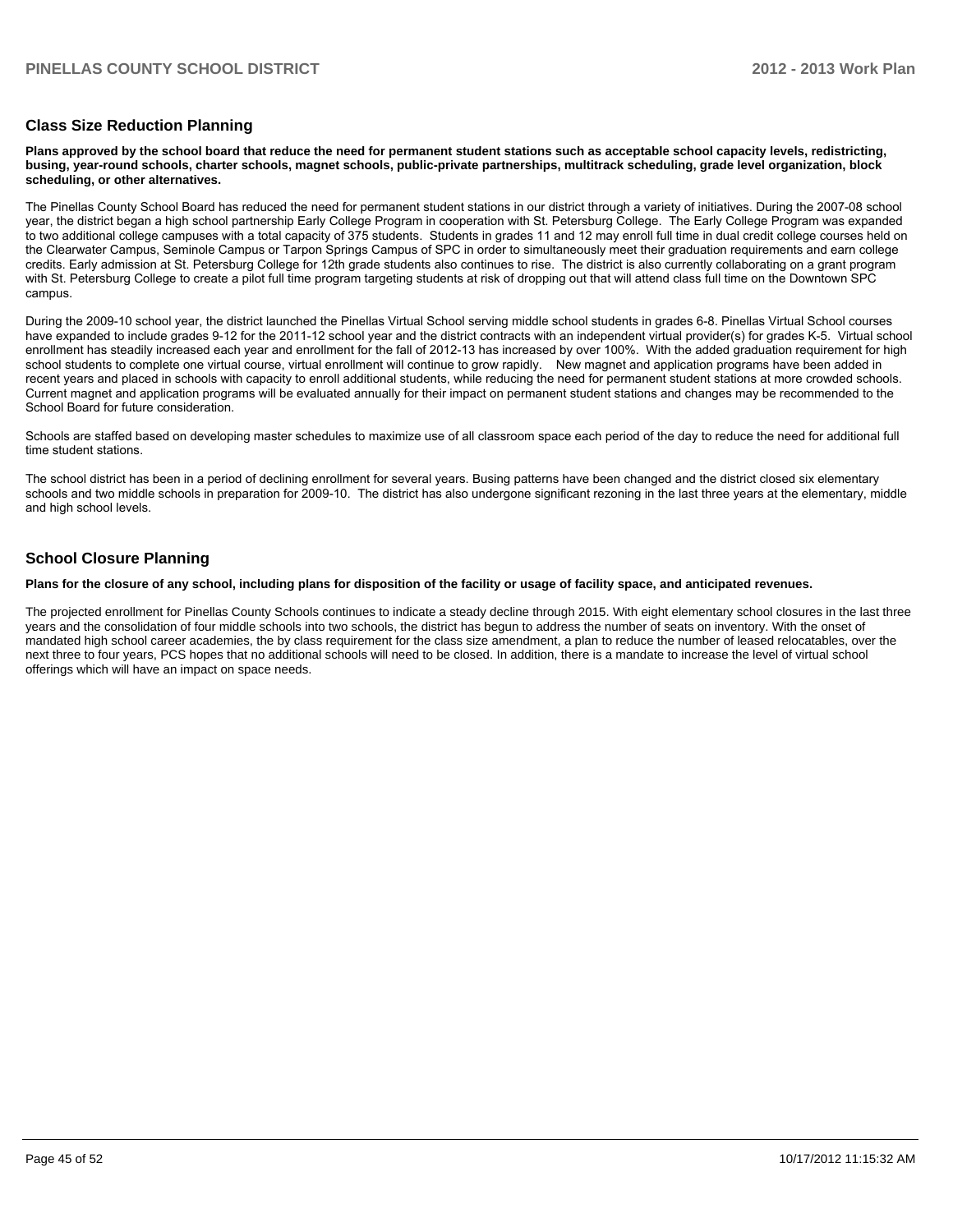## Class Size Reduction Planning

**Plans approved by the school board that reduce the need for permanent student stations such as acceptable school capacity levels, redistricting, busing, year-round schools, charter schools, magnet schools, public-private partnerships, multitrack scheduling, grade level organization, block scheduling, or other alternatives.**

The Pinellas County School Board has reduced the need for permanent student stations in our district through a variety of initiatives. During the 2007-08 school year, the district began a high school partnership Early College Program in cooperation with St. Petersburg College. The Early College Program was expanded to two additional college campuses with a total capacity of 375 students. Students in grades 11 and 12 may enroll full time in dual credit college courses held on the Clearwater Campus, Seminole Campus or Tarpon Springs Campus of SPC in order to simultaneously meet their graduation requirements and earn college credits. Early admission at St. Petersburg College for 12th grade students also continues to rise. The district is also currently collaborating on a grant program with St. Petersburg College to create a pilot full time program targeting students at risk of dropping out that will attend class full time on the Downtown SPC campus.

During the 2009-10 school year, the district launched the Pinellas Virtual School serving middle school students in grades 6-8. Pinellas Virtual School courses have expanded to include grades 9-12 for the 2011-12 school year and the district contracts with an independent virtual provider(s) for grades K-5. Virtual school enrollment has steadily increased each year and enrollment for the fall of 2012-13 has increased by over 100%. With the added graduation requirement for high school students to complete one virtual course, virtual enrollment will continue to grow rapidly. New magnet and application programs have been added in recent years and placed in schools with capacity to enroll additional students, while reducing the need for permanent student stations at more crowded schools. Current magnet and application programs will be evaluated annually for their impact on permanent student stations and changes may be recommended to the School Board for future consideration.

Schools are staffed based on developing master schedules to maximize use of all classroom space each period of the day to reduce the need for additional full time student stations.

The school district has been in a period of declining enrollment for several years. Busing patterns have been changed and the district closed six elementary schools and two middle schools in preparation for 2009-10. The district has also undergone significant rezoning in the last three years at the elementary, middle and high school levels.

## School Closure Planning

**Plans for the closure of any school, including plans for disposition of the facility or usage of facility space, and anticipated revenues.**

The projected enrollment for Pinellas County Schools continues to indicate a steady decline through 2015. With eight elementary school closures in the last three years and the consolidation of four middle schools into two schools, the district has begun to address the number of seats on inventory. With the onset of mandated high school career academies, the by class requirement for the class size amendment, a plan to reduce the number of leased relocatables, over the next three to four years, PCS hopes that no additional schools will need to be closed. In addition, there is a mandate to increase the level of virtual school offerings which will have an impact on space needs.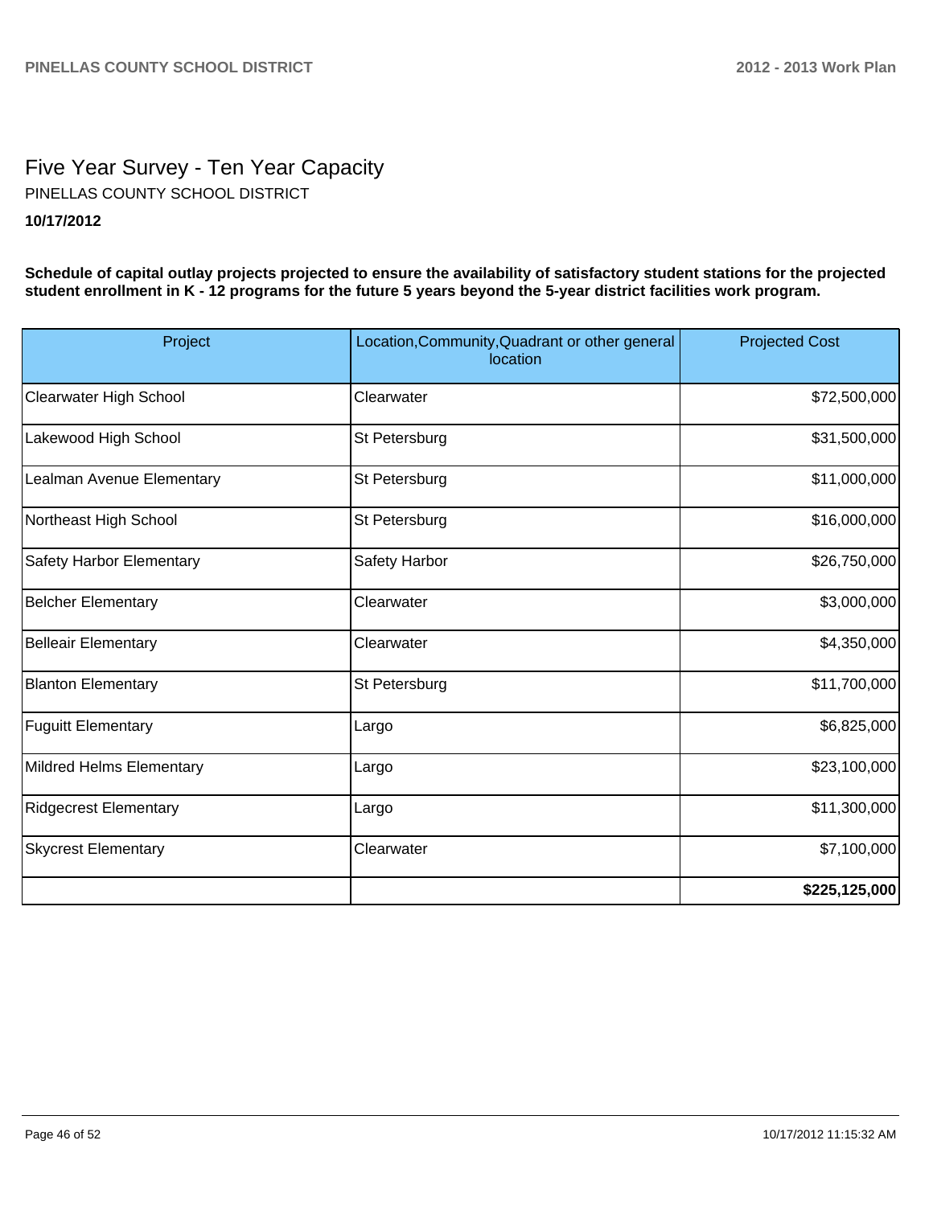# Five Year Survey - Ten Year Capacity

PINELLAS COUNTY SCHOOL DISTRICT

**10/17/2012**

**Schedule of capital outlay projects projected to ensure the availability of satisfactory student stations for the projected student enrollment in K - 12 programs for the future 5 years beyond the 5-year district facilities work program.**

| Project | Location,Community,Quadrant or other general location | Projected Cost |
|---|---|---|
| Clearwater High School | Clearwater | $72,500,000 |
| Lakewood High School | St Petersburg | $31,500,000 |
| Lealman Avenue Elementary | St Petersburg | $11,000,000 |
| Northeast High School | St Petersburg | $16,000,000 |
| Safety Harbor Elementary | Safety Harbor | $26,750,000 |
| Belcher Elementary | Clearwater | $3,000,000 |
| Belleair Elementary | Clearwater | $4,350,000 |
| Blanton Elementary | St Petersburg | $11,700,000 |
| Fuguitt Elementary | Largo | $6,825,000 |
| Mildred Helms Elementary | Largo | $23,100,000 |
| Ridgecrest Elementary | Largo | $11,300,000 |
| Skycrest Elementary | Clearwater | $7,100,000 |
| | | **$225,125,000** |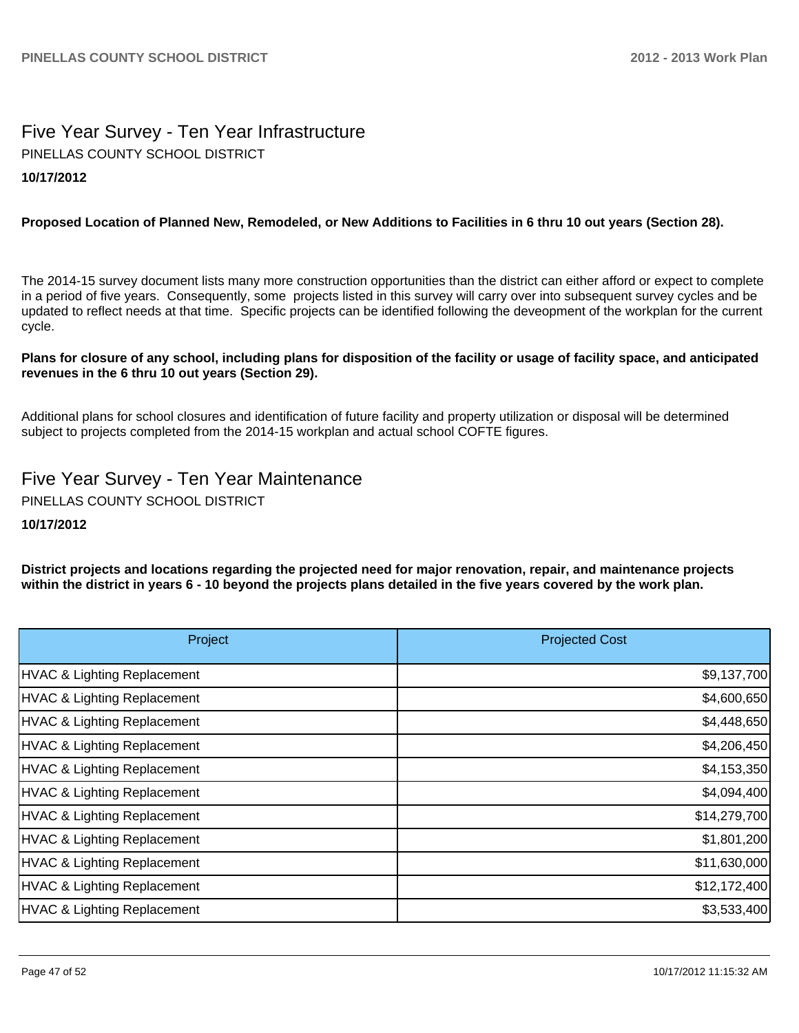## Five Year Survey - Ten Year Infrastructure

PINELLAS COUNTY SCHOOL DISTRICT

**10/17/2012**

**Proposed Location of Planned New, Remodeled, or New Additions to Facilities in 6 thru 10 out years (Section 28).**

The 2014-15 survey document lists many more construction opportunities than the district can either afford or expect to complete in a period of five years. Consequently, some projects listed in this survey will carry over into subsequent survey cycles and be updated to reflect needs at that time. Specific projects can be identified following the deveopment of the workplan for the current cycle.

**Plans for closure of any school, including plans for disposition of the facility or usage of facility space, and anticipated revenues in the 6 thru 10 out years (Section 29).**

Additional plans for school closures and identification of future facility and property utilization or disposal will be determined subject to projects completed from the 2014-15 workplan and actual school COFTE figures.

## Five Year Survey - Ten Year Maintenance

PINELLAS COUNTY SCHOOL DISTRICT

**10/17/2012**

**District projects and locations regarding the projected need for major renovation, repair, and maintenance projects within the district in years 6 - 10 beyond the projects plans detailed in the five years covered by the work plan.**

| Project | Projected Cost |
|---|---:|
| HVAC & Lighting Replacement | $9,137,700 |
| HVAC & Lighting Replacement | $4,600,650 |
| HVAC & Lighting Replacement | $4,448,650 |
| HVAC & Lighting Replacement | $4,206,450 |
| HVAC & Lighting Replacement | $4,153,350 |
| HVAC & Lighting Replacement | $4,094,400 |
| HVAC & Lighting Replacement | $14,279,700 |
| HVAC & Lighting Replacement | $1,801,200 |
| HVAC & Lighting Replacement | $11,630,000 |
| HVAC & Lighting Replacement | $12,172,400 |
| HVAC & Lighting Replacement | $3,533,400 |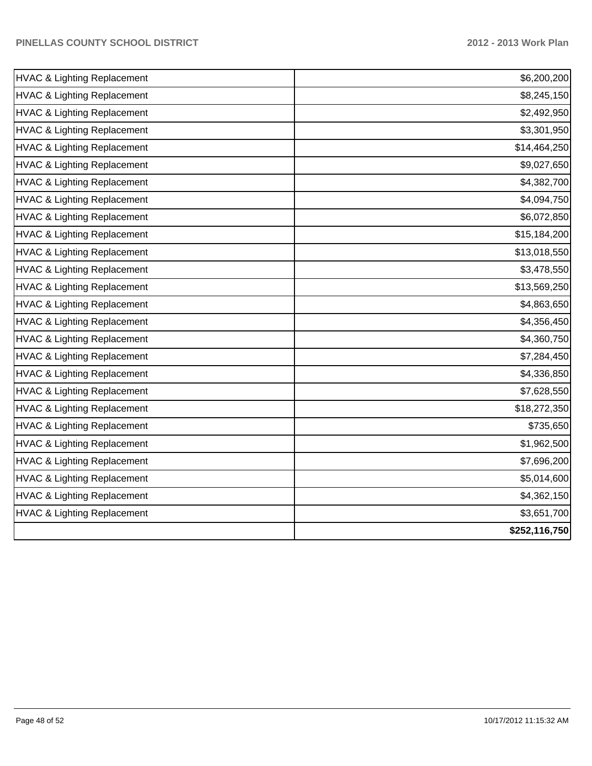| | |
|---|---|
| HVAC & Lighting Replacement | $6,200,200 |
| HVAC & Lighting Replacement | $8,245,150 |
| HVAC & Lighting Replacement | $2,492,950 |
| HVAC & Lighting Replacement | $3,301,950 |
| HVAC & Lighting Replacement | $14,464,250 |
| HVAC & Lighting Replacement | $9,027,650 |
| HVAC & Lighting Replacement | $4,382,700 |
| HVAC & Lighting Replacement | $4,094,750 |
| HVAC & Lighting Replacement | $6,072,850 |
| HVAC & Lighting Replacement | $15,184,200 |
| HVAC & Lighting Replacement | $13,018,550 |
| HVAC & Lighting Replacement | $3,478,550 |
| HVAC & Lighting Replacement | $13,569,250 |
| HVAC & Lighting Replacement | $4,863,650 |
| HVAC & Lighting Replacement | $4,356,450 |
| HVAC & Lighting Replacement | $4,360,750 |
| HVAC & Lighting Replacement | $7,284,450 |
| HVAC & Lighting Replacement | $4,336,850 |
| HVAC & Lighting Replacement | $7,628,550 |
| HVAC & Lighting Replacement | $18,272,350 |
| HVAC & Lighting Replacement | $735,650 |
| HVAC & Lighting Replacement | $1,962,500 |
| HVAC & Lighting Replacement | $7,696,200 |
| HVAC & Lighting Replacement | $5,014,600 |
| HVAC & Lighting Replacement | $4,362,150 |
| HVAC & Lighting Replacement | $3,651,700 |
| | **$252,116,750** |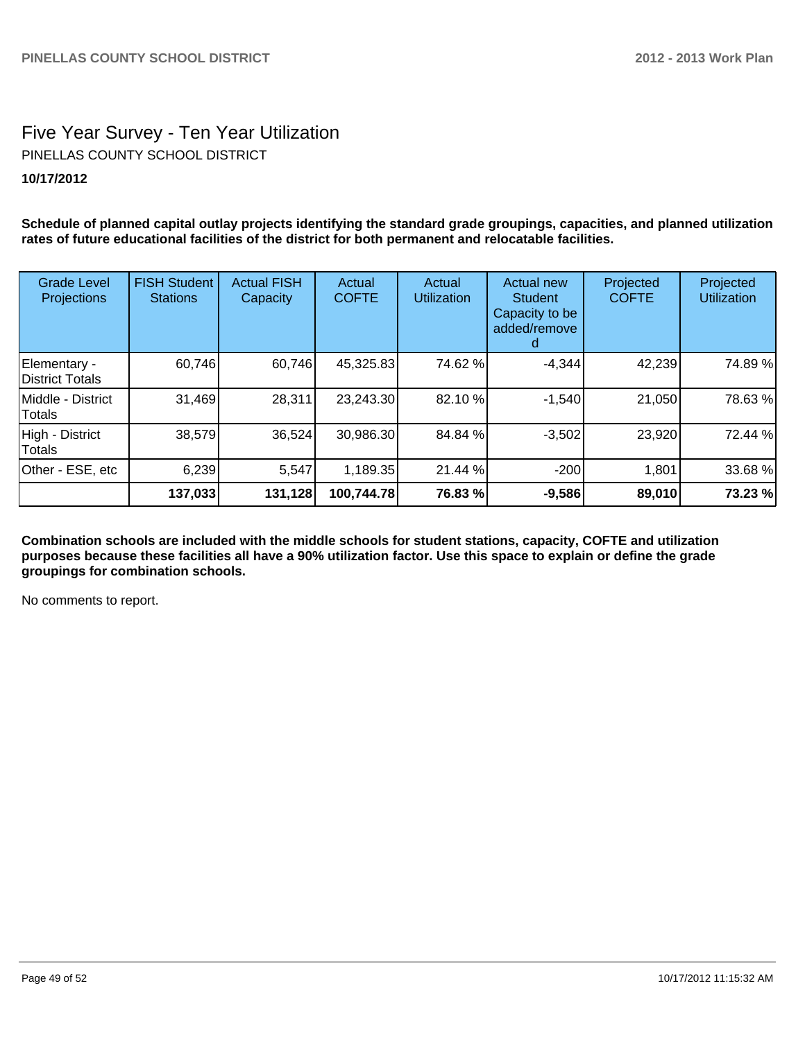# Five Year Survey - Ten Year Utilization

PINELLAS COUNTY SCHOOL DISTRICT

**10/17/2012**

**Schedule of planned capital outlay projects identifying the standard grade groupings, capacities, and planned utilization rates of future educational facilities of the district for both permanent and relocatable facilities.**

| Grade Level Projections | FISH Student Stations | Actual FISH Capacity | Actual COFTE | Actual Utilization | Actual new Student Capacity to be added/removed | Projected COFTE | Projected Utilization |
|---|---|---|---|---|---|---|---|
| Elementary - District Totals | 60,746 | 60,746 | 45,325.83 | 74.62 % | -4,344 | 42,239 | 74.89 % |
| Middle - District Totals | 31,469 | 28,311 | 23,243.30 | 82.10 % | -1,540 | 21,050 | 78.63 % |
| High - District Totals | 38,579 | 36,524 | 30,986.30 | 84.84 % | -3,502 | 23,920 | 72.44 % |
| Other - ESE, etc | 6,239 | 5,547 | 1,189.35 | 21.44 % | -200 | 1,801 | 33.68 % |
| | **137,033** | **131,128** | **100,744.78** | **76.83 %** | **-9,586** | **89,010** | **73.23 %** |

**Combination schools are included with the middle schools for student stations, capacity, COFTE and utilization purposes because these facilities all have a 90% utilization factor. Use this space to explain or define the grade groupings for combination schools.**

No comments to report.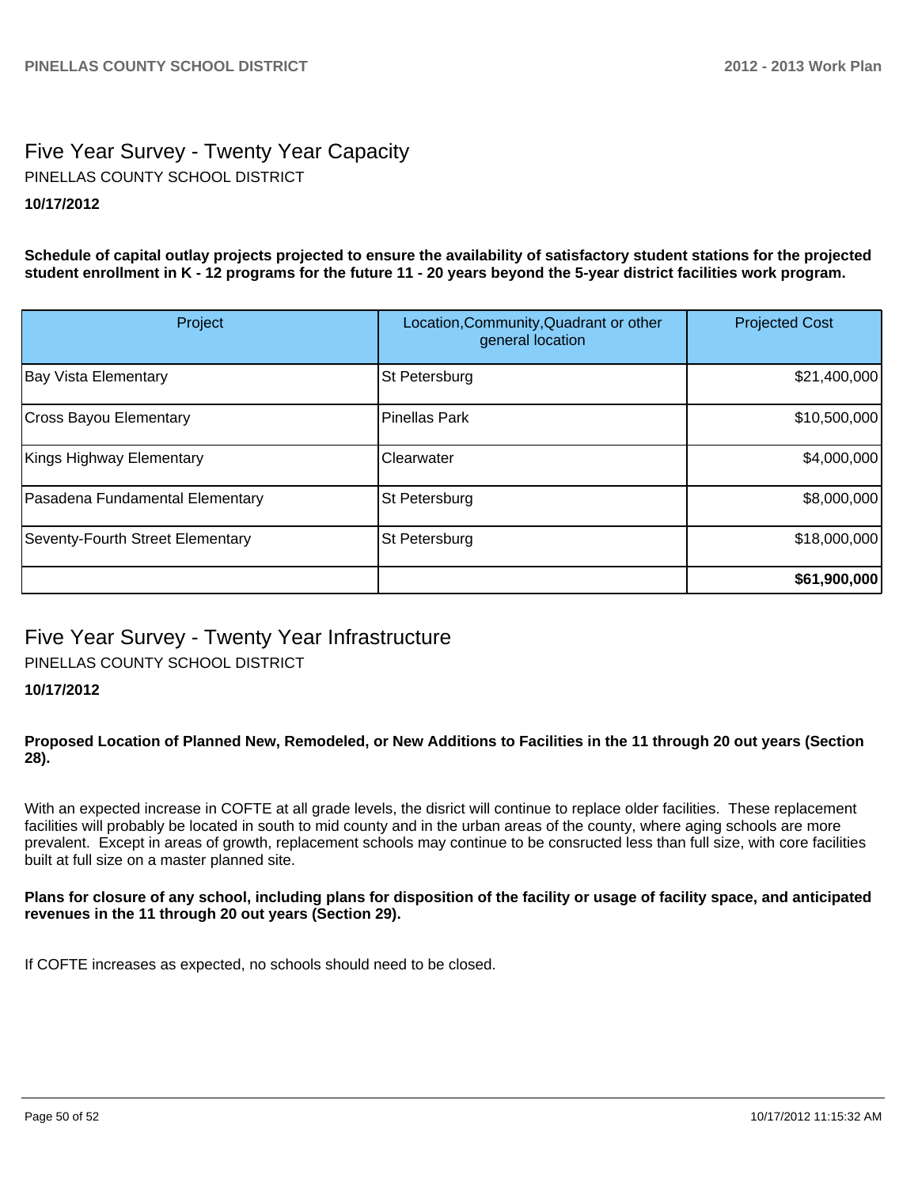# Five Year Survey - Twenty Year Capacity

PINELLAS COUNTY SCHOOL DISTRICT

**10/17/2012**

**Schedule of capital outlay projects projected to ensure the availability of satisfactory student stations for the projected student enrollment in K - 12 programs for the future 11 - 20 years beyond the 5-year district facilities work program.**

| Project | Location,Community,Quadrant or other general location | Projected Cost |
|---|---|---:|
| Bay Vista Elementary | St Petersburg | $21,400,000 |
| Cross Bayou Elementary | Pinellas Park | $10,500,000 |
| Kings Highway Elementary | Clearwater | $4,000,000 |
| Pasadena Fundamental Elementary | St Petersburg | $8,000,000 |
| Seventy-Fourth Street Elementary | St Petersburg | $18,000,000 |
| | | **$61,900,000** |

# Five Year Survey - Twenty Year Infrastructure

PINELLAS COUNTY SCHOOL DISTRICT

**10/17/2012**

**Proposed Location of Planned New, Remodeled, or New Additions to Facilities in the 11 through 20 out years (Section 28).**

With an expected increase in COFTE at all grade levels, the disrict will continue to replace older facilities. These replacement facilities will probably be located in south to mid county and in the urban areas of the county, where aging schools are more prevalent. Except in areas of growth, replacement schools may continue to be consructed less than full size, with core facilities built at full size on a master planned site.

**Plans for closure of any school, including plans for disposition of the facility or usage of facility space, and anticipated revenues in the 11 through 20 out years (Section 29).**

If COFTE increases as expected, no schools should need to be closed.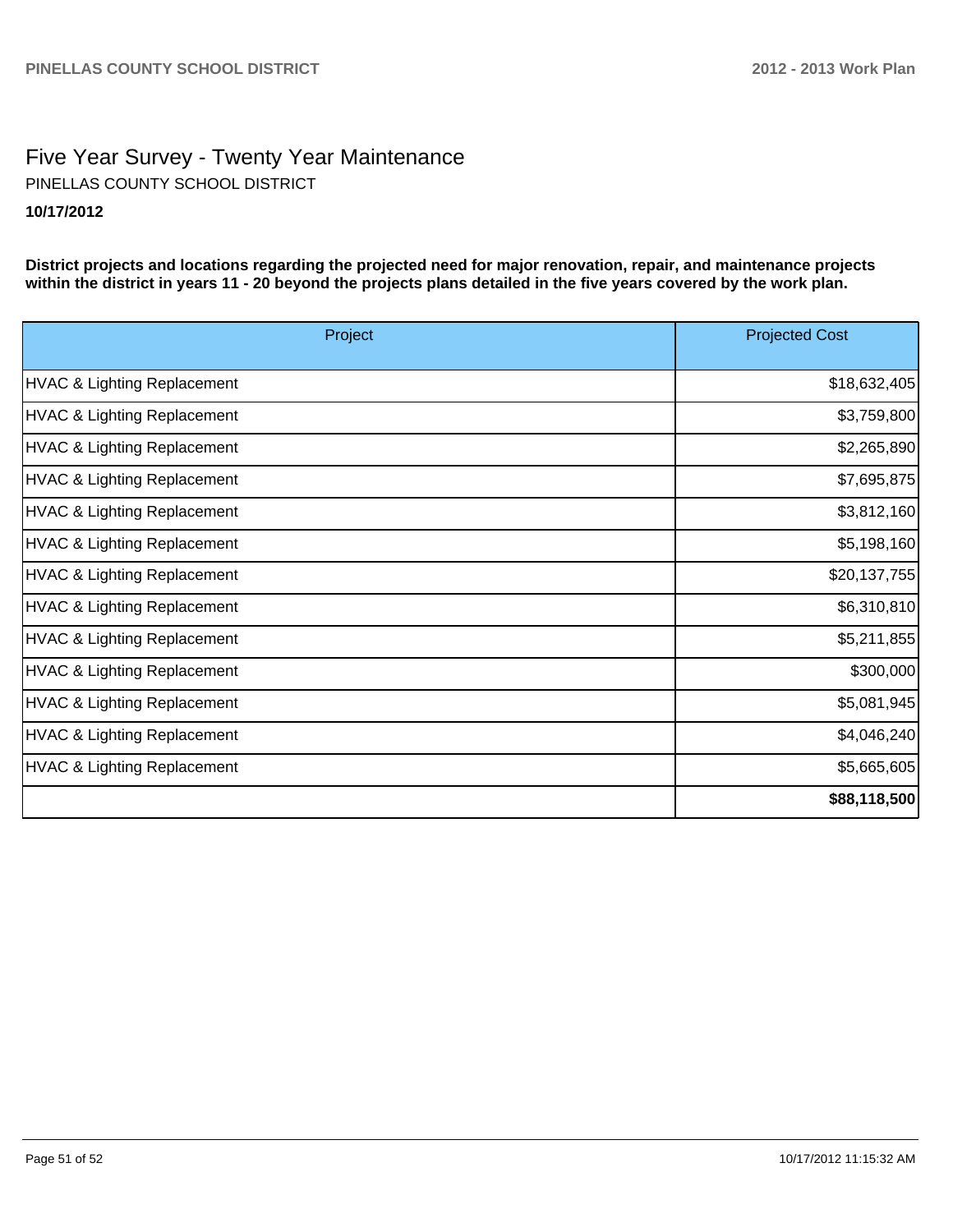# Five Year Survey - Twenty Year Maintenance

PINELLAS COUNTY SCHOOL DISTRICT

**10/17/2012**

**District projects and locations regarding the projected need for major renovation, repair, and maintenance projects within the district in years 11 - 20 beyond the projects plans detailed in the five years covered by the work plan.**

| Project | Projected Cost |
| --- | --- |
| HVAC & Lighting Replacement | $18,632,405 |
| HVAC & Lighting Replacement | $3,759,800 |
| HVAC & Lighting Replacement | $2,265,890 |
| HVAC & Lighting Replacement | $7,695,875 |
| HVAC & Lighting Replacement | $3,812,160 |
| HVAC & Lighting Replacement | $5,198,160 |
| HVAC & Lighting Replacement | $20,137,755 |
| HVAC & Lighting Replacement | $6,310,810 |
| HVAC & Lighting Replacement | $5,211,855 |
| HVAC & Lighting Replacement | $300,000 |
| HVAC & Lighting Replacement | $5,081,945 |
| HVAC & Lighting Replacement | $4,046,240 |
| HVAC & Lighting Replacement | $5,665,605 |
| | **$88,118,500** |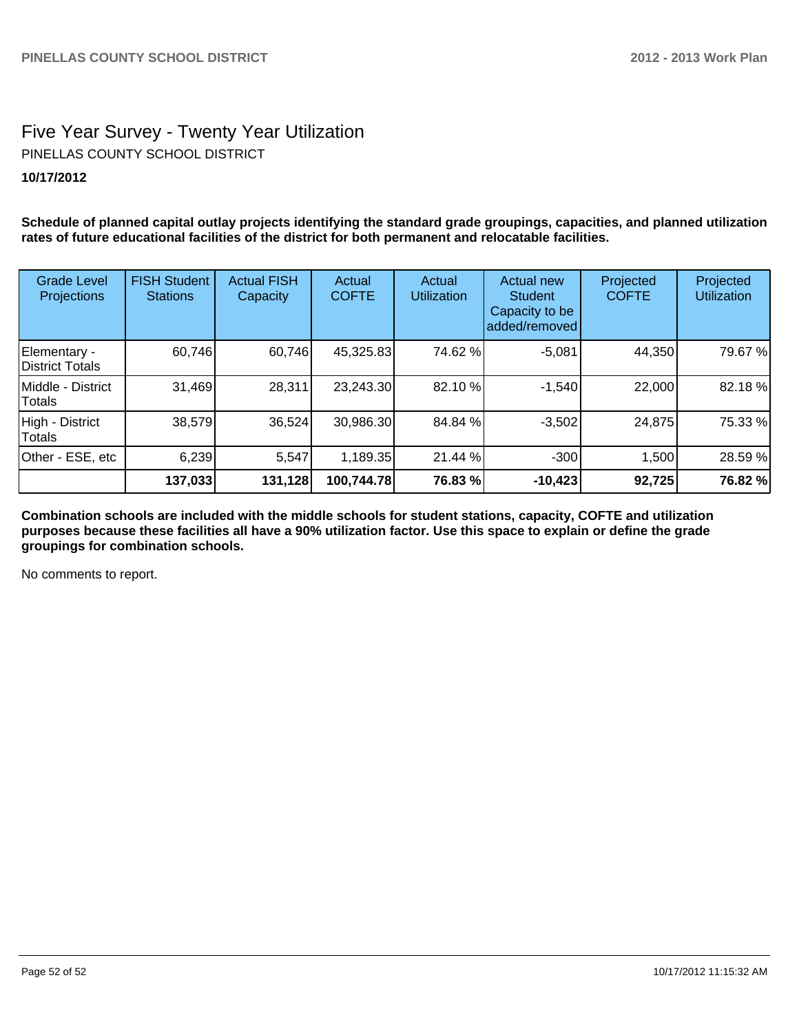# Five Year Survey - Twenty Year Utilization

PINELLAS COUNTY SCHOOL DISTRICT

**10/17/2012**

**Schedule of planned capital outlay projects identifying the standard grade groupings, capacities, and planned utilization rates of future educational facilities of the district for both permanent and relocatable facilities.**

| Grade Level Projections | FISH Student Stations | Actual FISH Capacity | Actual COFTE | Actual Utilization | Actual new Student Capacity to be added/removed | Projected COFTE | Projected Utilization |
|---|---|---|---|---|---|---|---|
| Elementary - District Totals | 60,746 | 60,746 | 45,325.83 | 74.62 % | -5,081 | 44,350 | 79.67 % |
| Middle - District Totals | 31,469 | 28,311 | 23,243.30 | 82.10 % | -1,540 | 22,000 | 82.18 % |
| High - District Totals | 38,579 | 36,524 | 30,986.30 | 84.84 % | -3,502 | 24,875 | 75.33 % |
| Other - ESE, etc | 6,239 | 5,547 | 1,189.35 | 21.44 % | -300 | 1,500 | 28.59 % |
| | **137,033** | **131,128** | **100,744.78** | **76.83 %** | **-10,423** | **92,725** | **76.82 %** |

**Combination schools are included with the middle schools for student stations, capacity, COFTE and utilization purposes because these facilities all have a 90% utilization factor. Use this space to explain or define the grade groupings for combination schools.**

No comments to report.